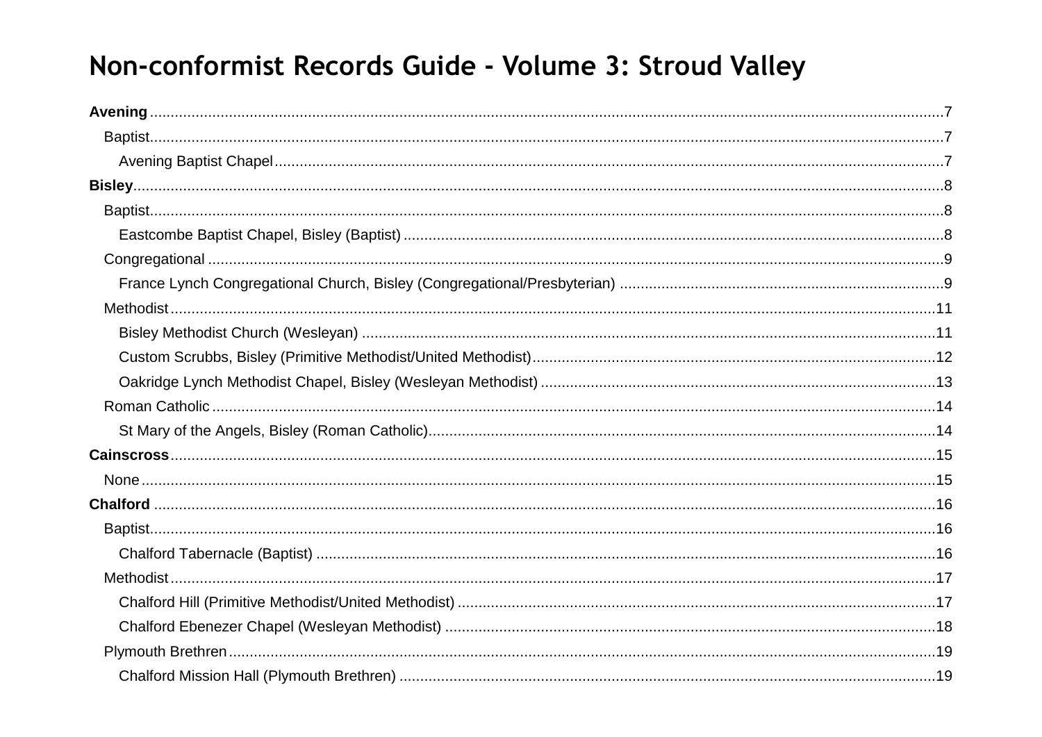# Non-conformist Records Guide - Volume 3: Stroud Valley

**Avening** .......... 7

- Baptist .......... 7
  - Avening Baptist Chapel .......... 7

**Bisley** .......... 8

- Baptist .......... 8
  - Eastcombe Baptist Chapel, Bisley (Baptist) .......... 8
- Congregational .......... 9
  - France Lynch Congregational Church, Bisley (Congregational/Presbyterian) .......... 9
- Methodist .......... 11
  - Bisley Methodist Church (Wesleyan) .......... 11
  - Custom Scrubbs, Bisley (Primitive Methodist/United Methodist) .......... 12
  - Oakridge Lynch Methodist Chapel, Bisley (Wesleyan Methodist) .......... 13
- Roman Catholic .......... 14
  - St Mary of the Angels, Bisley (Roman Catholic) .......... 14

**Cainscross** .......... 15

- None .......... 15

**Chalford** .......... 16

- Baptist .......... 16
  - Chalford Tabernacle (Baptist) .......... 16
- Methodist .......... 17
  - Chalford Hill (Primitive Methodist/United Methodist) .......... 17
  - Chalford Ebenezer Chapel (Wesleyan Methodist) .......... 18
- Plymouth Brethren .......... 19
  - Chalford Mission Hall (Plymouth Brethren) .......... 19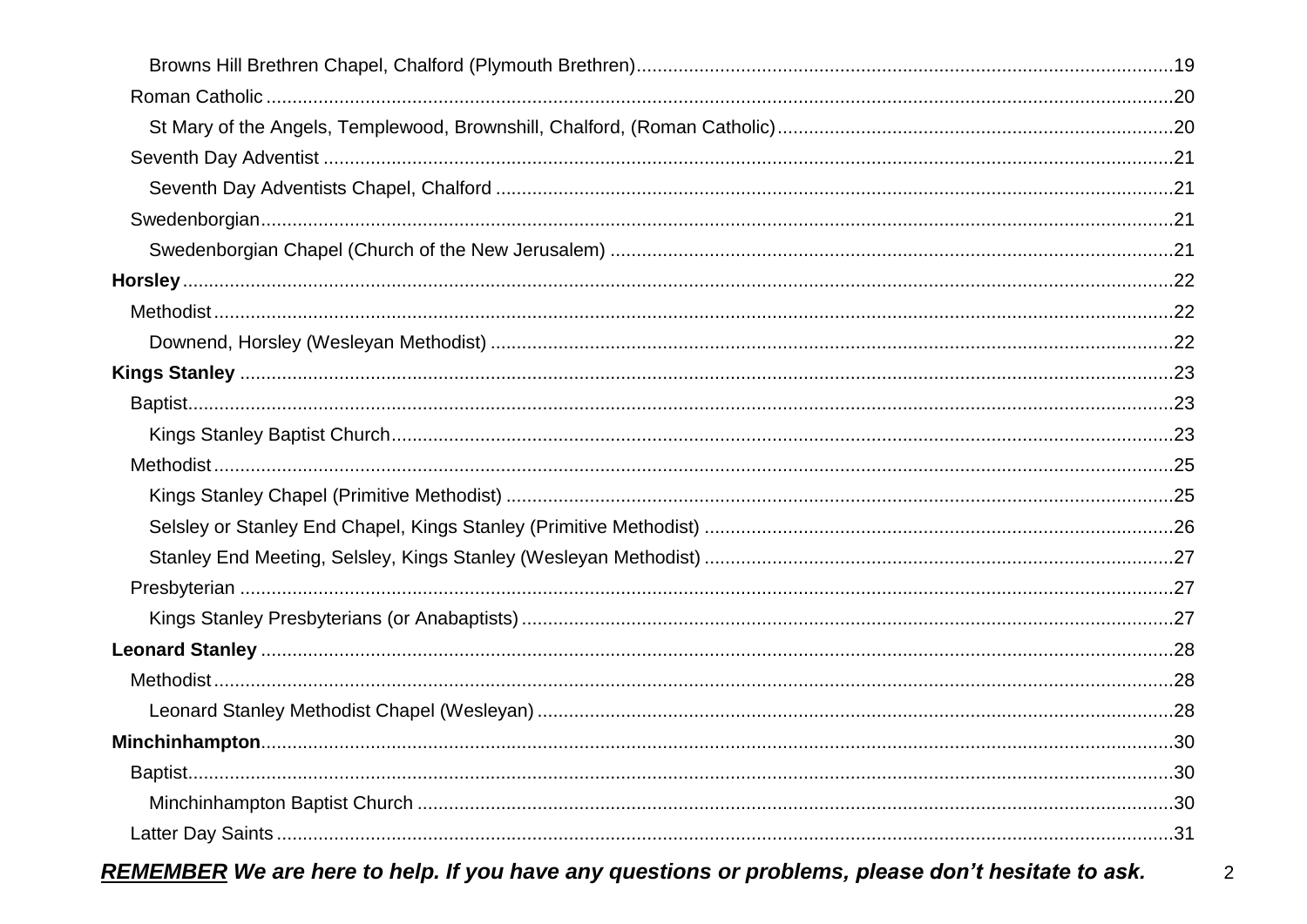Browns Hill Brethren Chapel, Chalford (Plymouth Brethren)......19

Roman Catholic......20

St Mary of the Angels, Templewood, Brownshill, Chalford, (Roman Catholic)......20

Seventh Day Adventist......21

Seventh Day Adventists Chapel, Chalford......21

Swedenborgian......21

Swedenborgian Chapel (Church of the New Jerusalem)......21

**Horsley**......22

Methodist......22

Downend, Horsley (Wesleyan Methodist)......22

**Kings Stanley**......23

Baptist......23

Kings Stanley Baptist Church......23

Methodist......25

Kings Stanley Chapel (Primitive Methodist)......25

Selsley or Stanley End Chapel, Kings Stanley (Primitive Methodist)......26

Stanley End Meeting, Selsley, Kings Stanley (Wesleyan Methodist)......27

Presbyterian......27

Kings Stanley Presbyterians (or Anabaptists)......27

**Leonard Stanley**......28

Methodist......28

Leonard Stanley Methodist Chapel (Wesleyan)......28

**Minchinhampton**......30

Baptist......30

Minchinhampton Baptist Church......30

Latter Day Saints......31

***REMEMBER** We are here to help. If you have any questions or problems, please don't hesitate to ask.*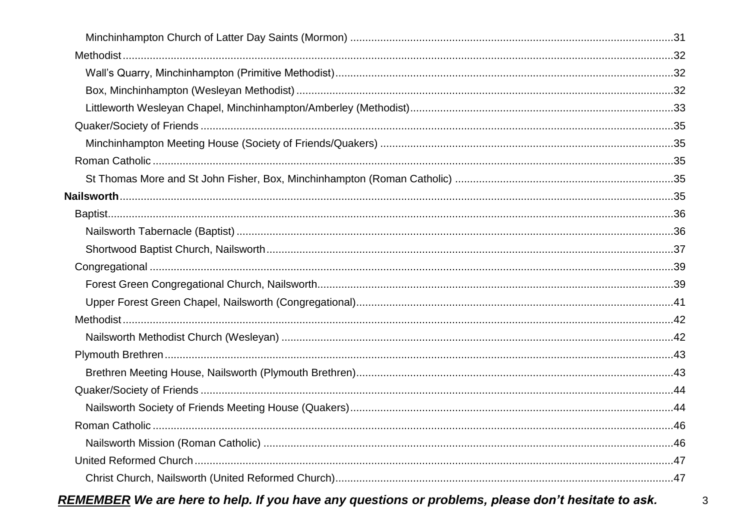Minchinhampton Church of Latter Day Saints (Mormon) .....31

Methodist .....32

Wall's Quarry, Minchinhampton (Primitive Methodist) .....32

Box, Minchinhampton (Wesleyan Methodist) .....32

Littleworth Wesleyan Chapel, Minchinhampton/Amberley (Methodist) .....33

Quaker/Society of Friends .....35

Minchinhampton Meeting House (Society of Friends/Quakers) .....35

Roman Catholic .....35

St Thomas More and St John Fisher, Box, Minchinhampton (Roman Catholic) .....35

**Nailsworth** .....35

Baptist .....36

Nailsworth Tabernacle (Baptist) .....36

Shortwood Baptist Church, Nailsworth .....37

Congregational .....39

Forest Green Congregational Church, Nailsworth .....39

Upper Forest Green Chapel, Nailsworth (Congregational) .....41

Methodist .....42

Nailsworth Methodist Church (Wesleyan) .....42

Plymouth Brethren .....43

Brethren Meeting House, Nailsworth (Plymouth Brethren) .....43

Quaker/Society of Friends .....44

Nailsworth Society of Friends Meeting House (Quakers) .....44

Roman Catholic .....46

Nailsworth Mission (Roman Catholic) .....46

United Reformed Church .....47

Christ Church, Nailsworth (United Reformed Church) .....47

***REMEMBER** We are here to help. If you have any questions or problems, please don't hesitate to ask.*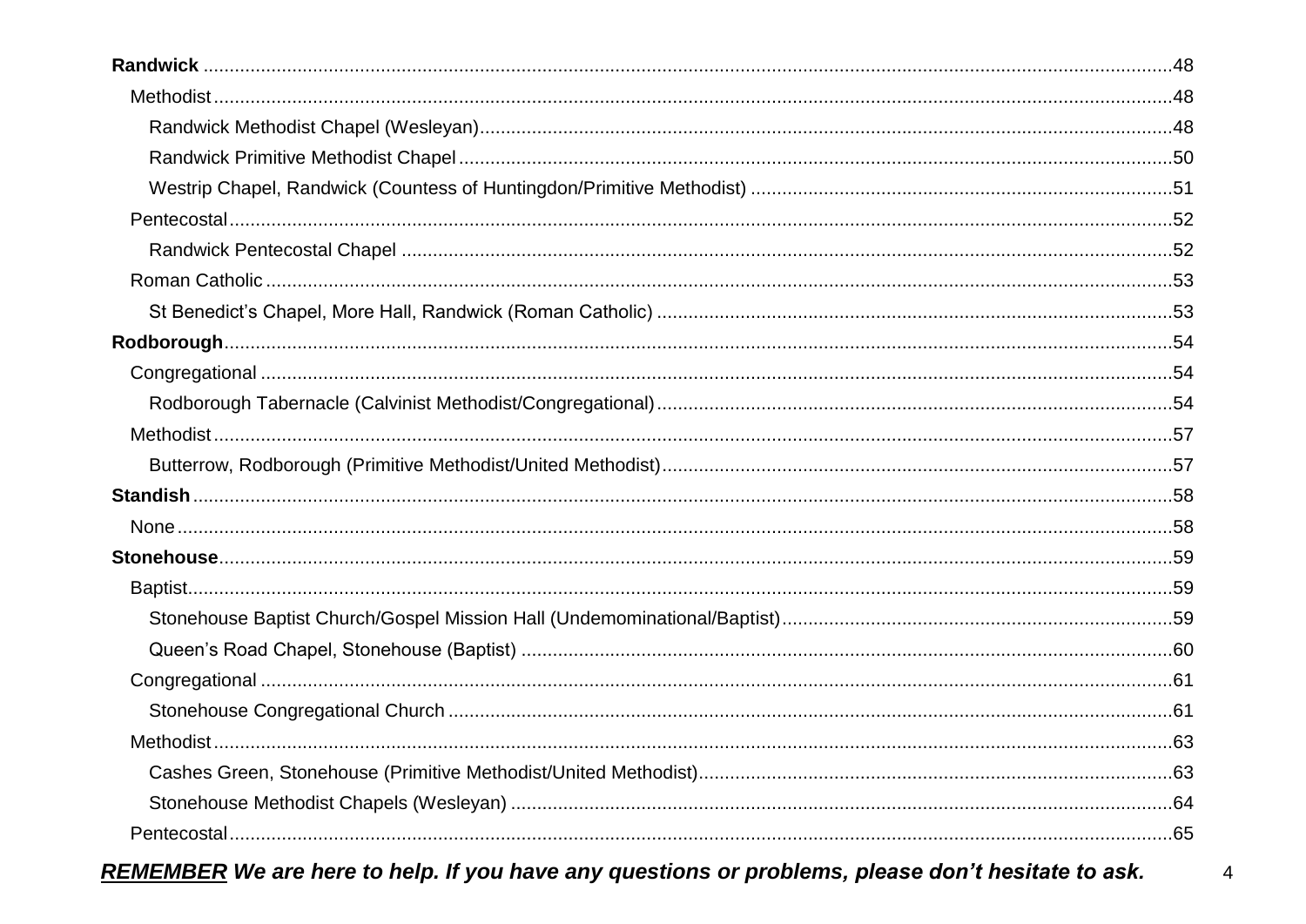**Randwick** ..... 48

- Methodist ..... 48
  - Randwick Methodist Chapel (Wesleyan) ..... 48
  - Randwick Primitive Methodist Chapel ..... 50
  - Westrip Chapel, Randwick (Countess of Huntingdon/Primitive Methodist) ..... 51
- Pentecostal ..... 52
  - Randwick Pentecostal Chapel ..... 52
- Roman Catholic ..... 53
  - St Benedict's Chapel, More Hall, Randwick (Roman Catholic) ..... 53

**Rodborough** ..... 54

- Congregational ..... 54
  - Rodborough Tabernacle (Calvinist Methodist/Congregational) ..... 54
- Methodist ..... 57
  - Butterrow, Rodborough (Primitive Methodist/United Methodist) ..... 57

**Standish** ..... 58

- None ..... 58

**Stonehouse** ..... 59

- Baptist ..... 59
  - Stonehouse Baptist Church/Gospel Mission Hall (Undemominational/Baptist) ..... 59
  - Queen's Road Chapel, Stonehouse (Baptist) ..... 60
- Congregational ..... 61
  - Stonehouse Congregational Church ..... 61
- Methodist ..... 63
  - Cashes Green, Stonehouse (Primitive Methodist/United Methodist) ..... 63
  - Stonehouse Methodist Chapels (Wesleyan) ..... 64
- Pentecostal ..... 65

***REMEMBER** We are here to help. If you have any questions or problems, please don't hesitate to ask.*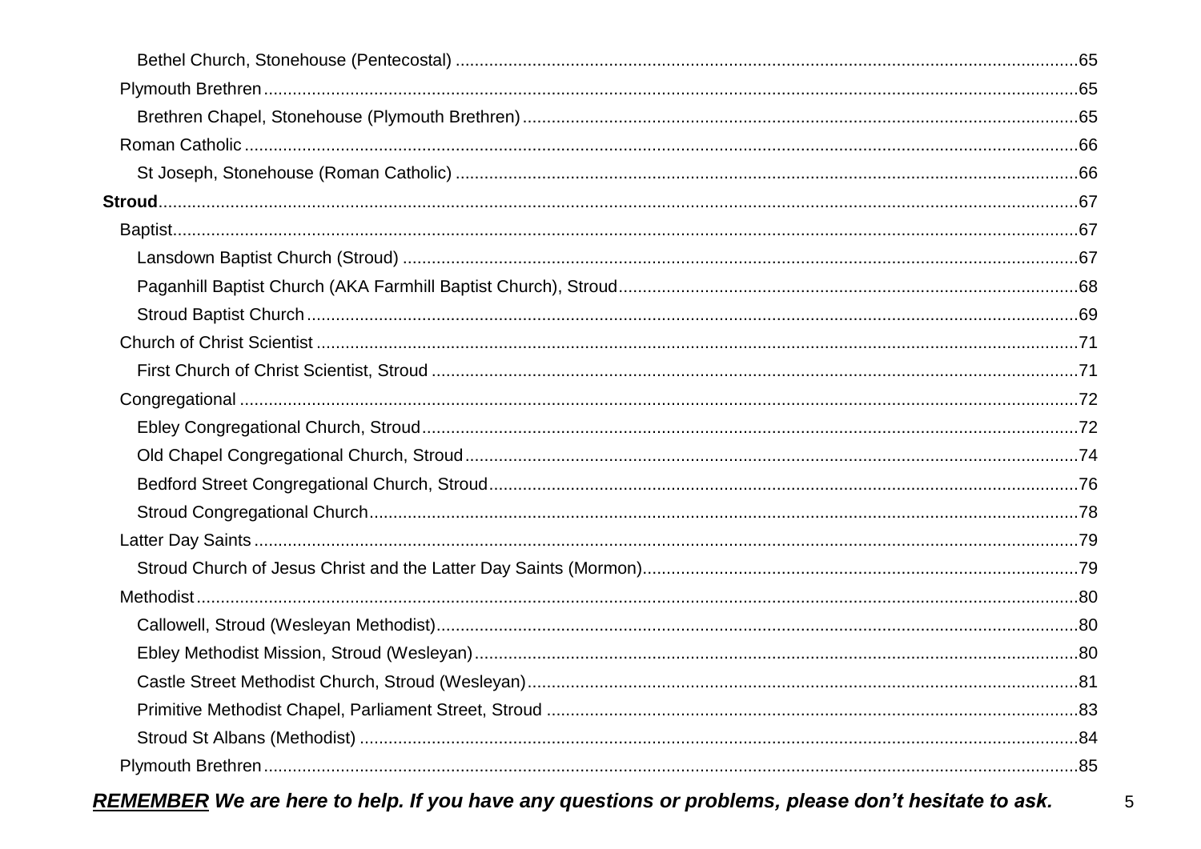Bethel Church, Stonehouse (Pentecostal) ....................................................65

Plymouth Brethren ....................................................65

Brethren Chapel, Stonehouse (Plymouth Brethren) ....................................................65

Roman Catholic ....................................................66

St Joseph, Stonehouse (Roman Catholic) ....................................................66

**Stroud** ....................................................67

Baptist ....................................................67

Lansdown Baptist Church (Stroud) ....................................................67

Paganhill Baptist Church (AKA Farmhill Baptist Church), Stroud ....................................................68

Stroud Baptist Church ....................................................69

Church of Christ Scientist ....................................................71

First Church of Christ Scientist, Stroud ....................................................71

Congregational ....................................................72

Ebley Congregational Church, Stroud ....................................................72

Old Chapel Congregational Church, Stroud ....................................................74

Bedford Street Congregational Church, Stroud ....................................................76

Stroud Congregational Church ....................................................78

Latter Day Saints ....................................................79

Stroud Church of Jesus Christ and the Latter Day Saints (Mormon) ....................................................79

Methodist ....................................................80

Callowell, Stroud (Wesleyan Methodist) ....................................................80

Ebley Methodist Mission, Stroud (Wesleyan) ....................................................80

Castle Street Methodist Church, Stroud (Wesleyan) ....................................................81

Primitive Methodist Chapel, Parliament Street, Stroud ....................................................83

Stroud St Albans (Methodist) ....................................................84

Plymouth Brethren ....................................................85

***REMEMBER*** ***We are here to help. If you have any questions or problems, please don't hesitate to ask.***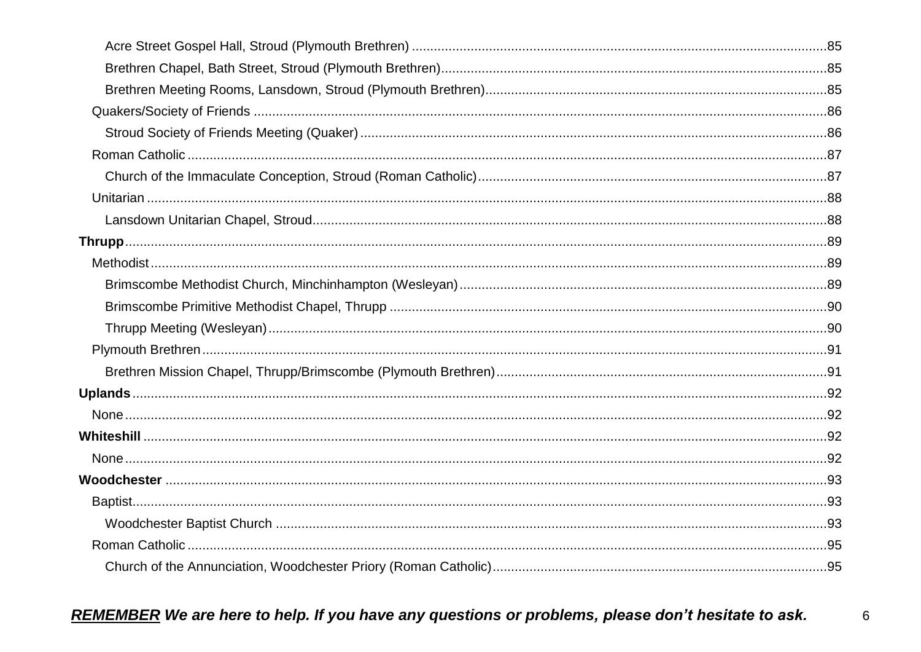Acre Street Gospel Hall, Stroud (Plymouth Brethren) ....................................................................................................................85

Brethren Chapel, Bath Street, Stroud (Plymouth Brethren)..........................................................................................................85

Brethren Meeting Rooms, Lansdown, Stroud (Plymouth Brethren)..............................................................................................85

Quakers/Society of Friends ..........................................................................................................................................................86

Stroud Society of Friends Meeting (Quaker) ..............................................................................................................................86

Roman Catholic ............................................................................................................................................................................87

Church of the Immaculate Conception, Stroud (Roman Catholic)...............................................................................................87

Unitarian .......................................................................................................................................................................................88

Lansdown Unitarian Chapel, Stroud............................................................................................................................................88

**Thrupp**..........................................................................................................................................................................................89

Methodist .......................................................................................................................................................................................89

Brimscombe Methodist Church, Minchinhampton (Wesleyan)....................................................................................................89

Brimscombe Primitive Methodist Chapel, Thrupp .......................................................................................................................90

Thrupp Meeting (Wesleyan)........................................................................................................................................................90

Plymouth Brethren.........................................................................................................................................................................91

Brethren Mission Chapel, Thrupp/Brimscombe (Plymouth Brethren)..........................................................................................91

**Uplands**.........................................................................................................................................................................................92

None..............................................................................................................................................................................................92

**Whiteshill** ......................................................................................................................................................................................92

None..............................................................................................................................................................................................92

**Woodchester** .................................................................................................................................................................................93

Baptist............................................................................................................................................................................................93

Woodchester Baptist Church .......................................................................................................................................................93

Roman Catholic ............................................................................................................................................................................95

Church of the Annunciation, Woodchester Priory (Roman Catholic)...........................................................................................95

***REMEMBER*** ***We are here to help. If you have any questions or problems, please don't hesitate to ask.***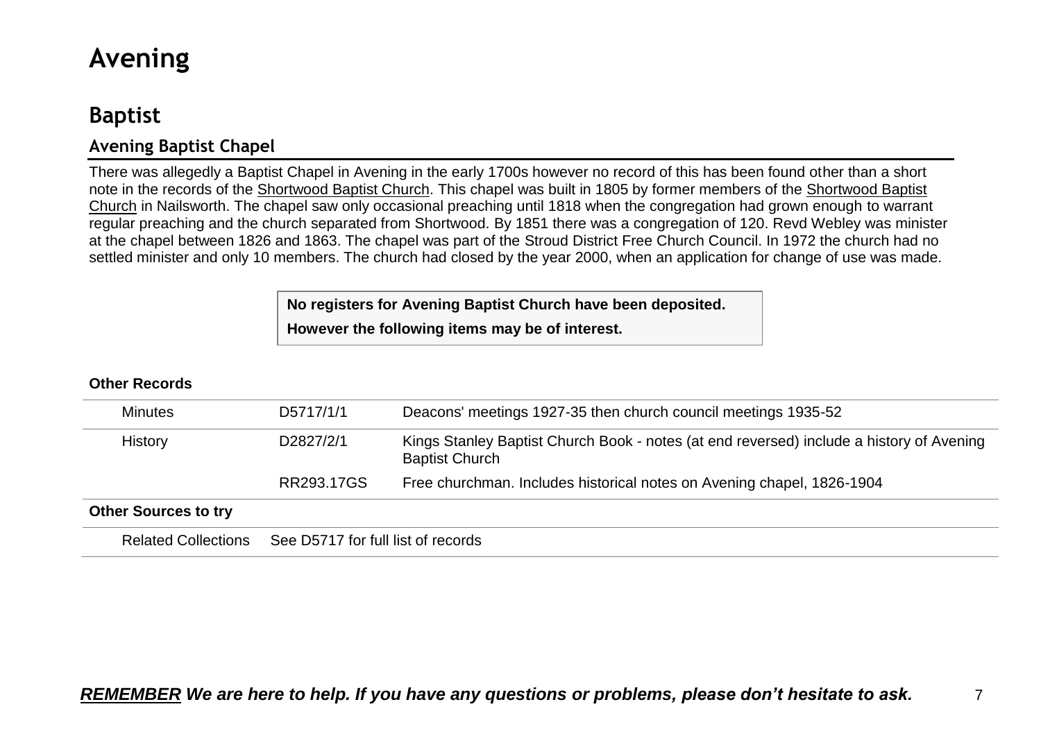# Avening

## Baptist

### Avening Baptist Chapel

There was allegedly a Baptist Chapel in Avening in the early 1700s however no record of this has been found other than a short note in the records of the Shortwood Baptist Church. This chapel was built in 1805 by former members of the Shortwood Baptist Church in Nailsworth. The chapel saw only occasional preaching until 1818 when the congregation had grown enough to warrant regular preaching and the church separated from Shortwood. By 1851 there was a congregation of 120. Revd Webley was minister at the chapel between 1826 and 1863. The chapel was part of the Stroud District Free Church Council. In 1972 the church had no settled minister and only 10 members. The church had closed by the year 2000, when an application for change of use was made.

**No registers for Avening Baptist Church have been deposited.**

**However the following items may be of interest.**

**Other Records**

| | | |
|---|---|---|
| Minutes | D5717/1/1 | Deacons' meetings 1927-35 then church council meetings 1935-52 |
| History | D2827/2/1 | Kings Stanley Baptist Church Book - notes (at end reversed) include a history of Avening Baptist Church |
| | RR293.17GS | Free churchman. Includes historical notes on Avening chapel, 1826-1904 |

**Other Sources to try**

| | |
|---|---|
| Related Collections | See D5717 for full list of records |

***REMEMBER We are here to help. If you have any questions or problems, please don't hesitate to ask.***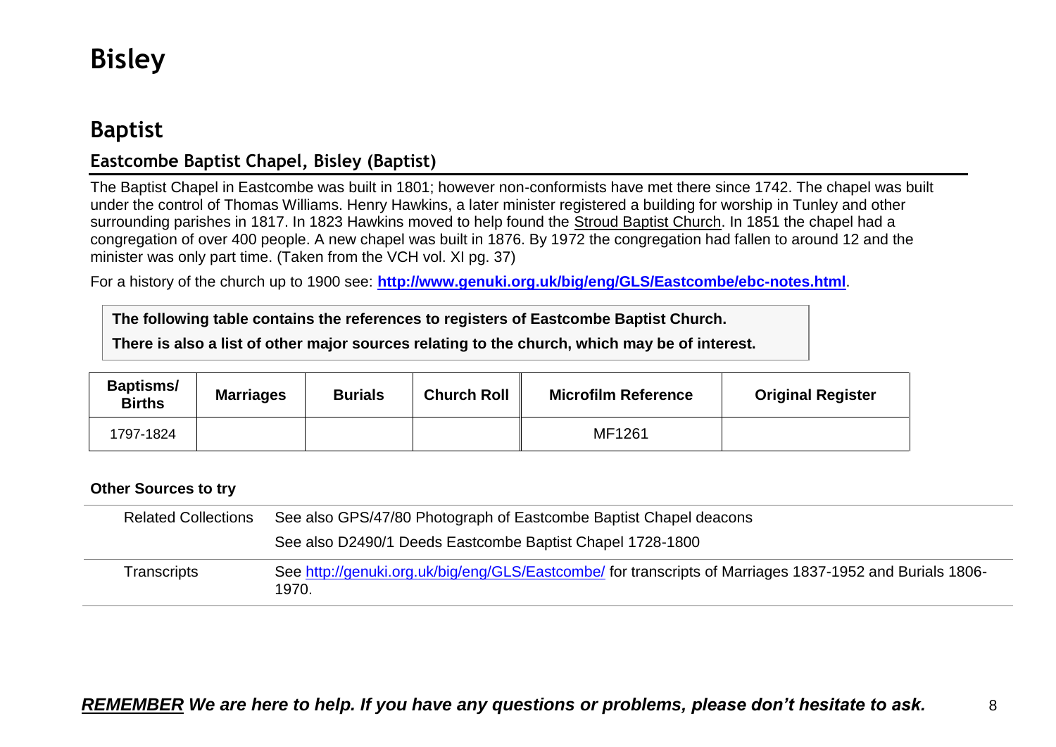# Bisley

## Baptist

### Eastcombe Baptist Chapel, Bisley (Baptist)

The Baptist Chapel in Eastcombe was built in 1801; however non-conformists have met there since 1742. The chapel was built under the control of Thomas Williams. Henry Hawkins, a later minister registered a building for worship in Tunley and other surrounding parishes in 1817. In 1823 Hawkins moved to help found the Stroud Baptist Church. In 1851 the chapel had a congregation of over 400 people. A new chapel was built in 1876. By 1972 the congregation had fallen to around 12 and the minister was only part time. (Taken from the VCH vol. XI pg. 37)

For a history of the church up to 1900 see: **http://www.genuki.org.uk/big/eng/GLS/Eastcombe/ebc-notes.html**.

**The following table contains the references to registers of Eastcombe Baptist Church.**

**There is also a list of other major sources relating to the church, which may be of interest.**

| Baptisms/ Births | Marriages | Burials | Church Roll | Microfilm Reference | Original Register |
|---|---|---|---|---|---|
| 1797-1824 | | | | MF1261 | |

**Other Sources to try**

| | |
|---|---|
| Related Collections | See also GPS/47/80 Photograph of Eastcombe Baptist Chapel deacons<br>See also D2490/1 Deeds Eastcombe Baptist Chapel 1728-1800 |
| Transcripts | See http://genuki.org.uk/big/eng/GLS/Eastcombe/ for transcripts of Marriages 1837-1952 and Burials 1806-1970. |

***REMEMBER We are here to help. If you have any questions or problems, please don't hesitate to ask.***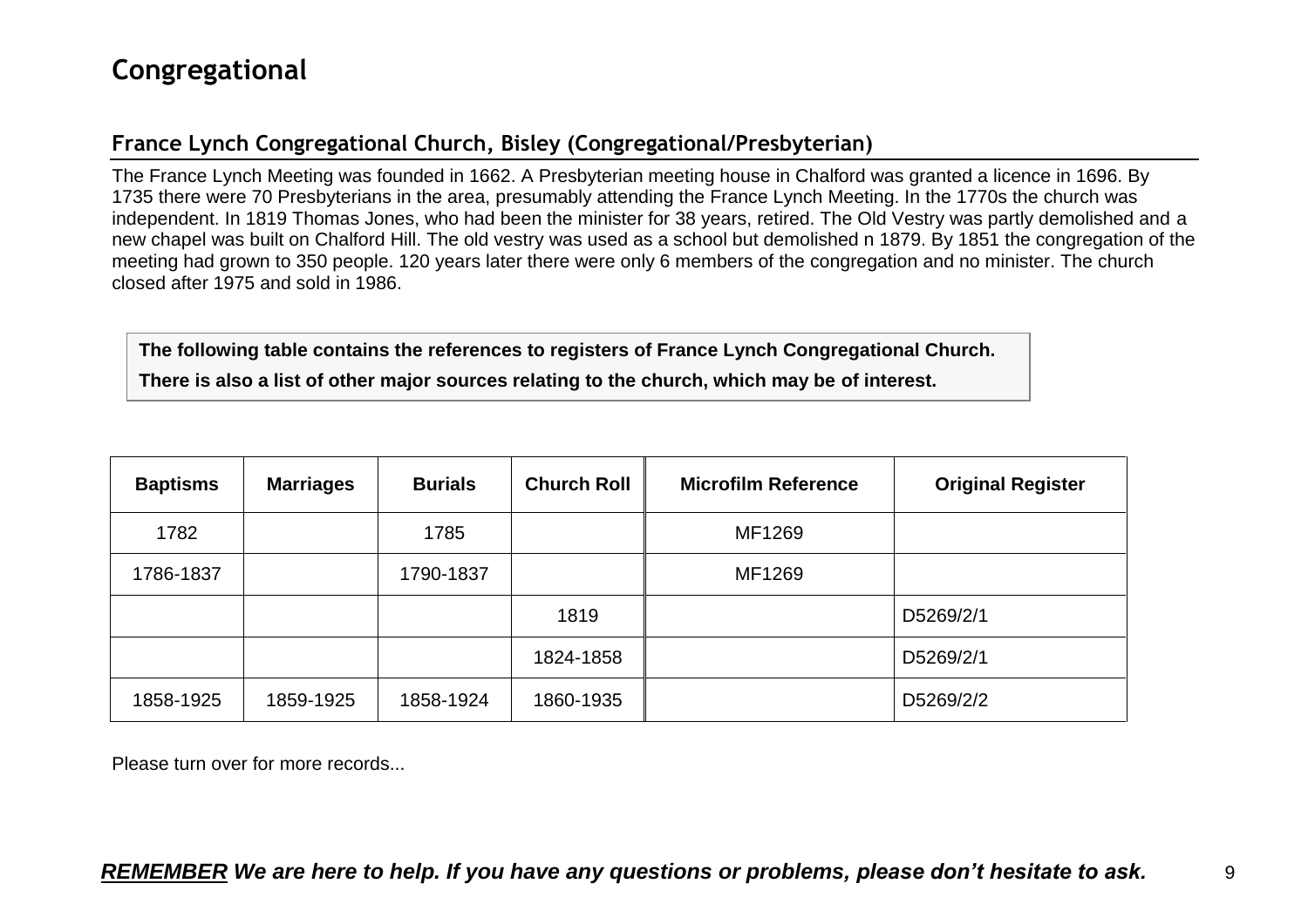# Congregational

## France Lynch Congregational Church, Bisley (Congregational/Presbyterian)

The France Lynch Meeting was founded in 1662. A Presbyterian meeting house in Chalford was granted a licence in 1696. By 1735 there were 70 Presbyterians in the area, presumably attending the France Lynch Meeting. In the 1770s the church was independent. In 1819 Thomas Jones, who had been the minister for 38 years, retired. The Old Vestry was partly demolished and a new chapel was built on Chalford Hill. The old vestry was used as a school but demolished n 1879. By 1851 the congregation of the meeting had grown to 350 people. 120 years later there were only 6 members of the congregation and no minister. The church closed after 1975 and sold in 1986.

**The following table contains the references to registers of France Lynch Congregational Church.**

**There is also a list of other major sources relating to the church, which may be of interest.**

| Baptisms | Marriages | Burials | Church Roll | Microfilm Reference | Original Register |
|---|---|---|---|---|---|
| 1782 | | 1785 | | MF1269 | |
| 1786-1837 | | 1790-1837 | | MF1269 | |
| | | | 1819 | | D5269/2/1 |
| | | | 1824-1858 | | D5269/2/1 |
| 1858-1925 | 1859-1925 | 1858-1924 | 1860-1935 | | D5269/2/2 |

Please turn over for more records...

***REMEMBER We are here to help. If you have any questions or problems, please don't hesitate to ask.***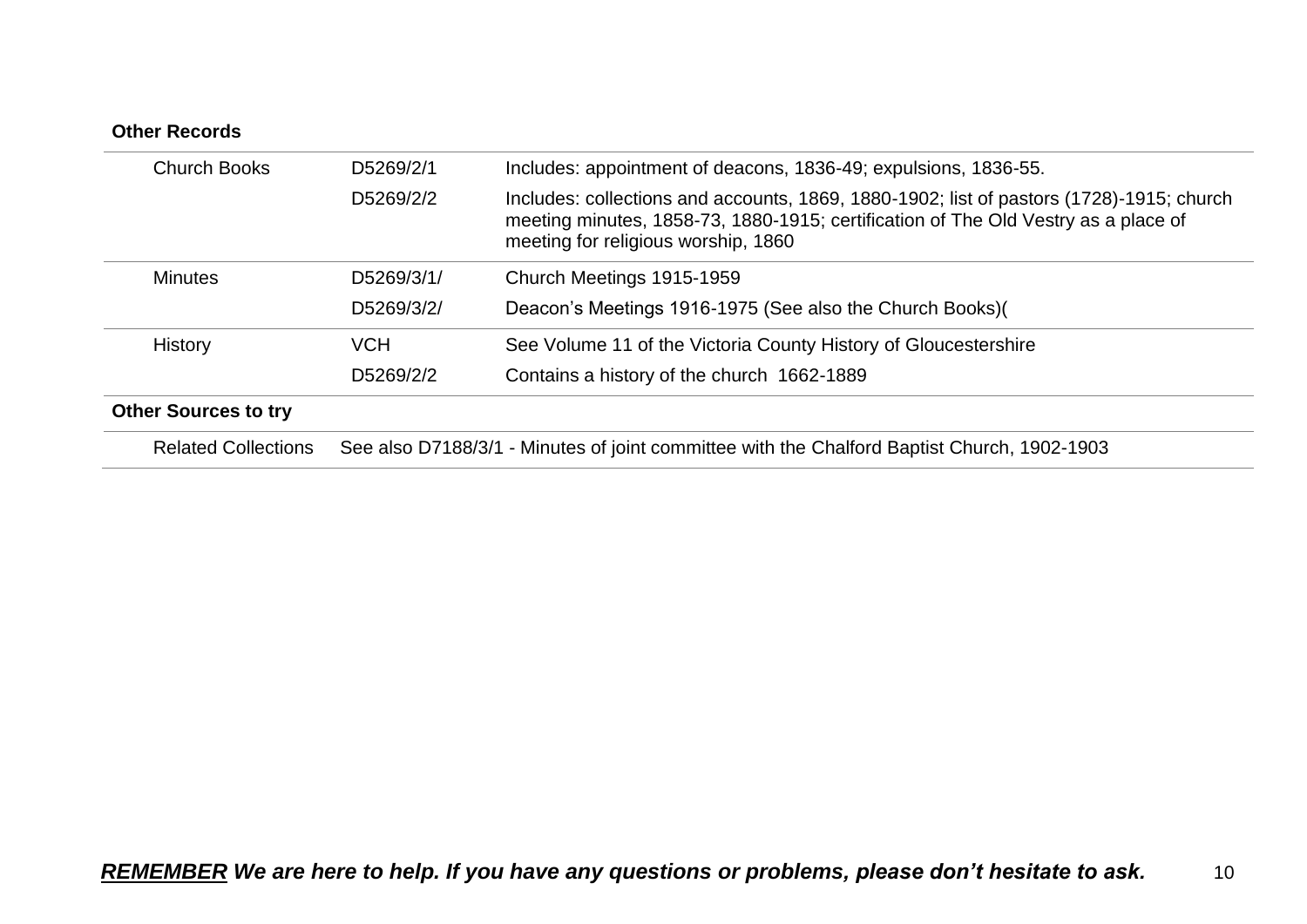**Other Records**

| | | |
|---|---|---|
| Church Books | D5269/2/1 | Includes: appointment of deacons, 1836-49; expulsions, 1836-55. |
| | D5269/2/2 | Includes: collections and accounts, 1869, 1880-1902; list of pastors (1728)-1915; church meeting minutes, 1858-73, 1880-1915; certification of The Old Vestry as a place of meeting for religious worship, 1860 |
| Minutes | D5269/3/1/ | Church Meetings 1915-1959 |
| | D5269/3/2/ | Deacon's Meetings 1916-1975 (See also the Church Books)( |
| History | VCH | See Volume 11 of the Victoria County History of Gloucestershire |
| | D5269/2/2 | Contains a history of the church 1662-1889 |

**Other Sources to try**

| | |
|---|---|
| Related Collections | See also D7188/3/1 - Minutes of joint committee with the Chalford Baptist Church, 1902-1903 |

***REMEMBER* We are here to help. If you have any questions or problems, please don't hesitate to ask.**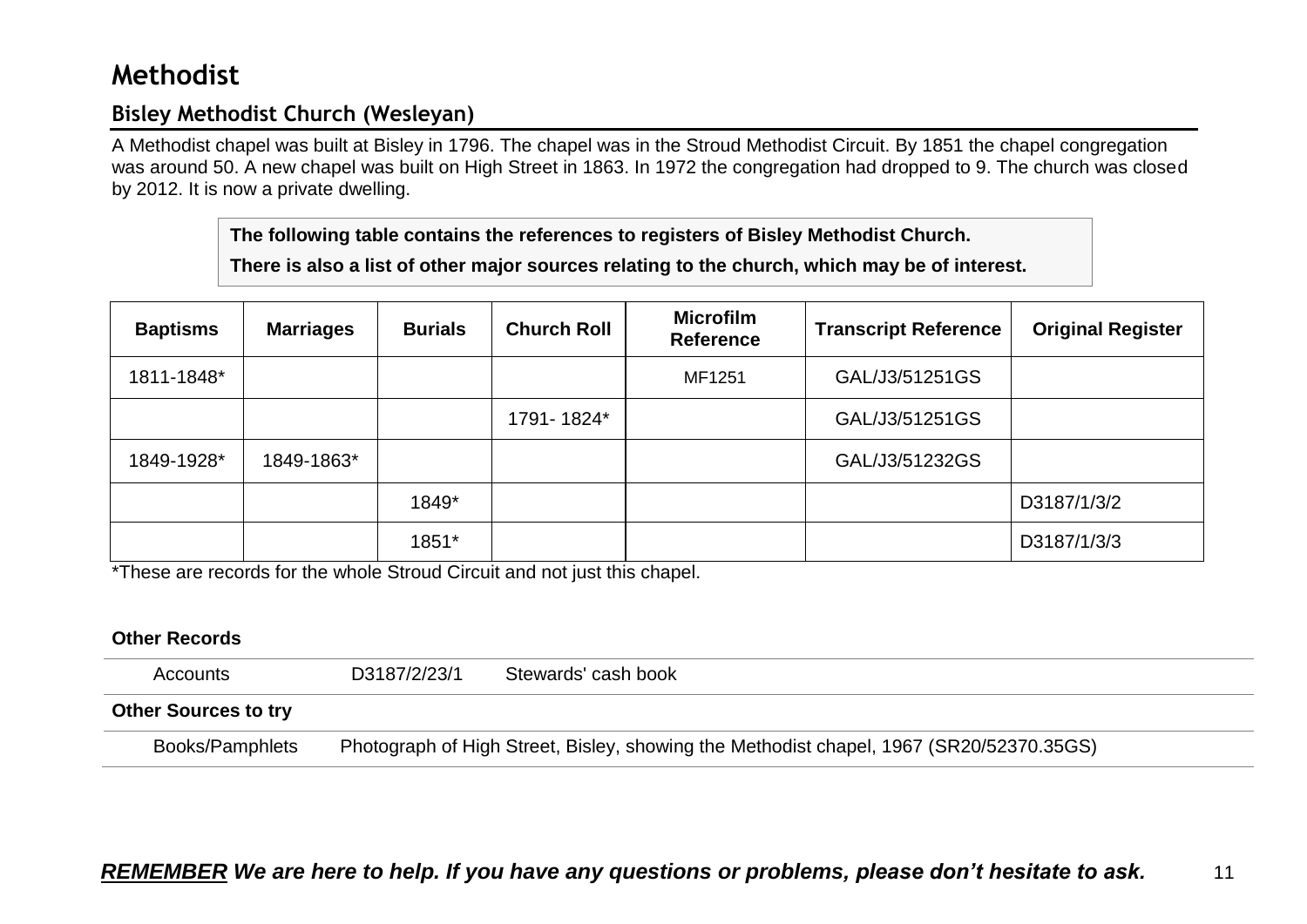# Methodist

## Bisley Methodist Church (Wesleyan)

A Methodist chapel was built at Bisley in 1796. The chapel was in the Stroud Methodist Circuit. By 1851 the chapel congregation was around 50. A new chapel was built on High Street in 1863. In 1972 the congregation had dropped to 9. The church was closed by 2012. It is now a private dwelling.

**The following table contains the references to registers of Bisley Methodist Church.**

**There is also a list of other major sources relating to the church, which may be of interest.**

| Baptisms | Marriages | Burials | Church Roll | Microfilm Reference | Transcript Reference | Original Register |
|---|---|---|---|---|---|---|
| 1811-1848* | | | | MF1251 | GAL/J3/51251GS | |
| | | | 1791- 1824* | | GAL/J3/51251GS | |
| 1849-1928* | 1849-1863* | | | | GAL/J3/51232GS | |
| | | 1849* | | | | D3187/1/3/2 |
| | | 1851* | | | | D3187/1/3/3 |

*These are records for the whole Stroud Circuit and not just this chapel.

**Other Records**

| | | |
|---|---|---|
| Accounts | D3187/2/23/1 | Stewards' cash book |

**Other Sources to try**

| | |
|---|---|
| Books/Pamphlets | Photograph of High Street, Bisley, showing the Methodist chapel, 1967 (SR20/52370.35GS) |

***REMEMBER We are here to help. If you have any questions or problems, please don't hesitate to ask.***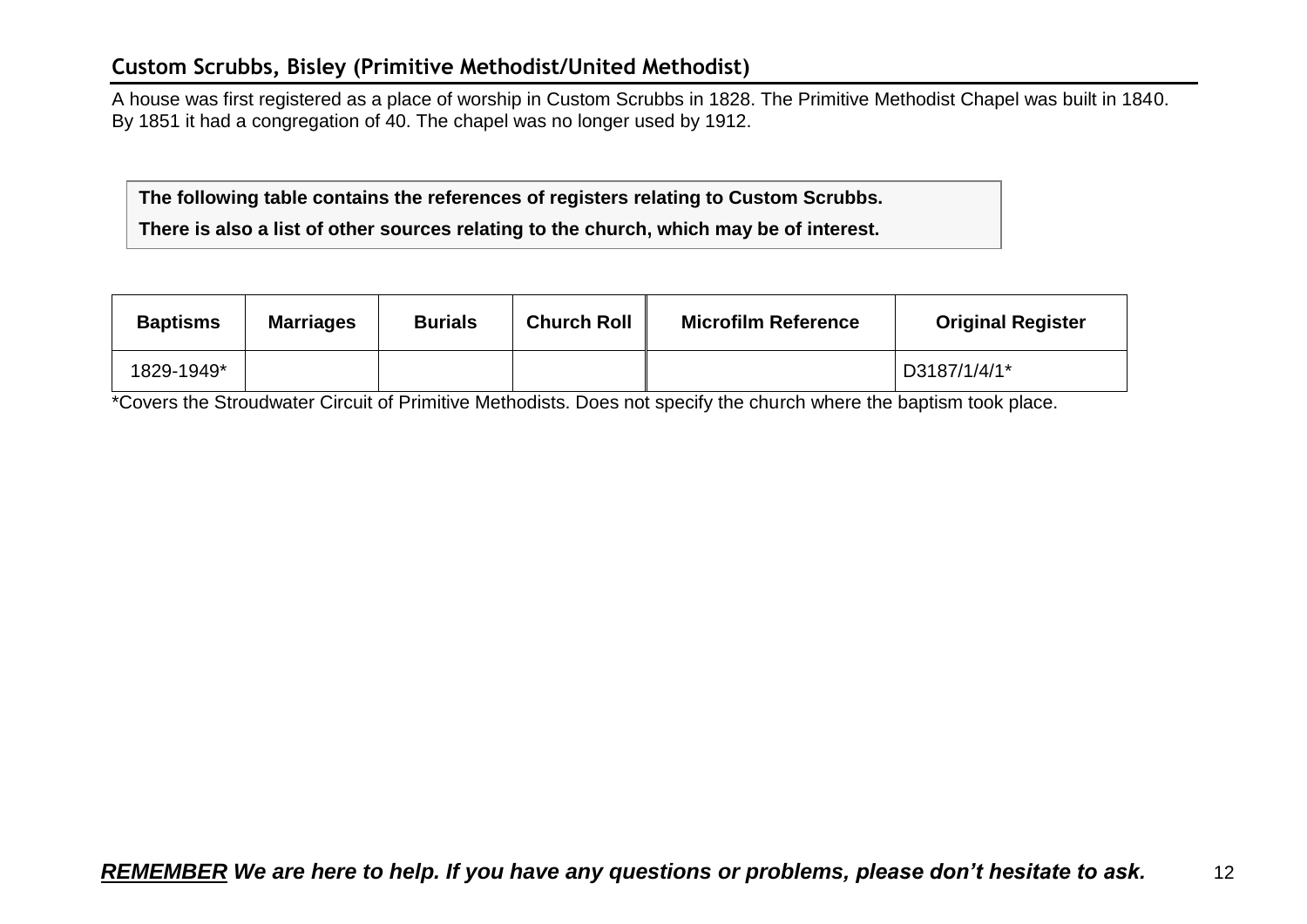## Custom Scrubbs, Bisley (Primitive Methodist/United Methodist)

A house was first registered as a place of worship in Custom Scrubbs in 1828. The Primitive Methodist Chapel was built in 1840. By 1851 it had a congregation of 40. The chapel was no longer used by 1912.

**The following table contains the references of registers relating to Custom Scrubbs.**

**There is also a list of other sources relating to the church, which may be of interest.**

| Baptisms | Marriages | Burials | Church Roll | Microfilm Reference | Original Register |
|---|---|---|---|---|---|
| 1829-1949* | | | | | D3187/1/4/1* |

*Covers the Stroudwater Circuit of Primitive Methodists. Does not specify the church where the baptism took place.

***REMEMBER** We are here to help. If you have any questions or problems, please don't hesitate to ask.*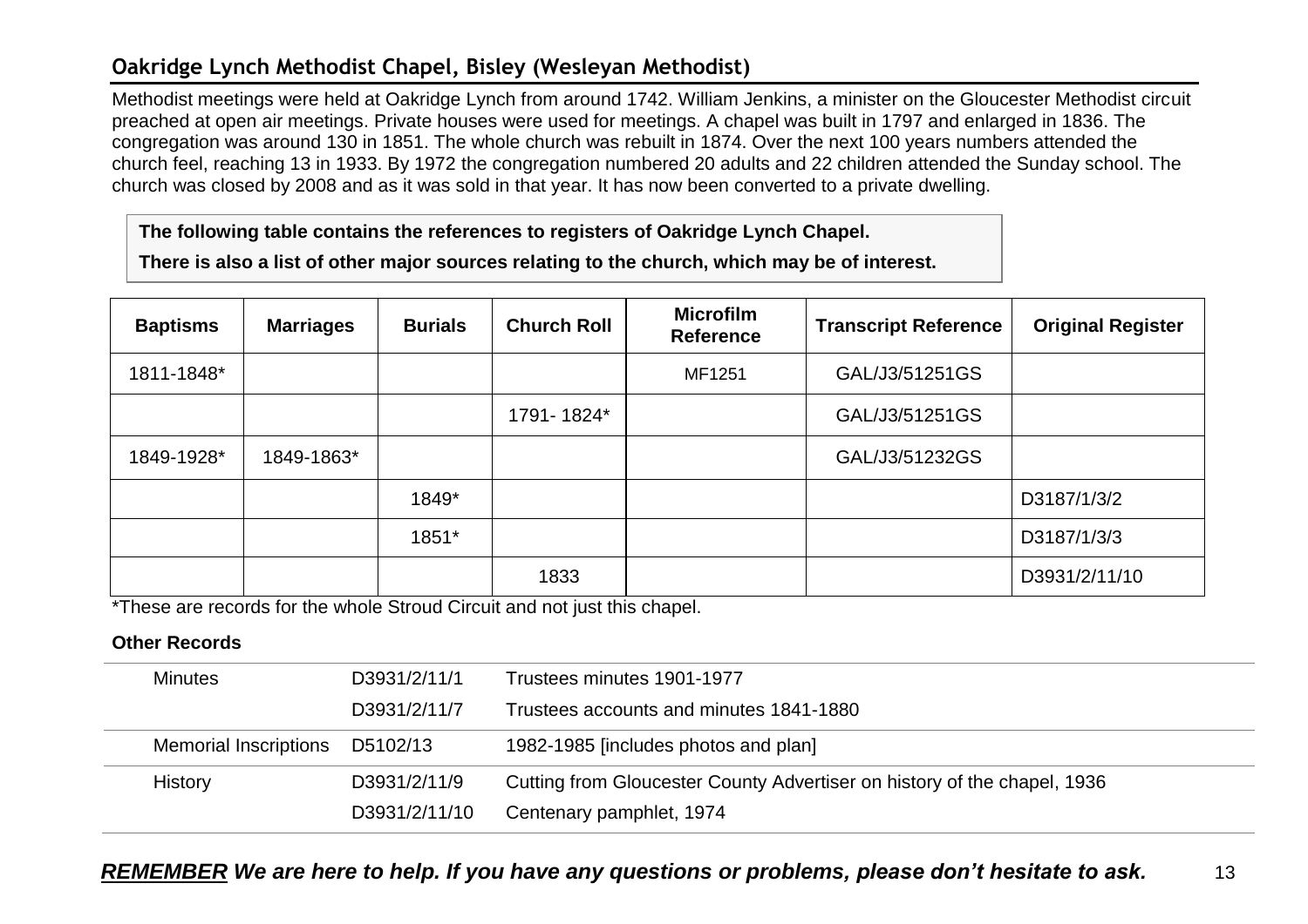## Oakridge Lynch Methodist Chapel, Bisley (Wesleyan Methodist)

Methodist meetings were held at Oakridge Lynch from around 1742. William Jenkins, a minister on the Gloucester Methodist circuit preached at open air meetings. Private houses were used for meetings. A chapel was built in 1797 and enlarged in 1836. The congregation was around 130 in 1851. The whole church was rebuilt in 1874. Over the next 100 years numbers attended the church feel, reaching 13 in 1933. By 1972 the congregation numbered 20 adults and 22 children attended the Sunday school. The church was closed by 2008 and as it was sold in that year. It has now been converted to a private dwelling.

**The following table contains the references to registers of Oakridge Lynch Chapel.**

**There is also a list of other major sources relating to the church, which may be of interest.**

| Baptisms | Marriages | Burials | Church Roll | Microfilm Reference | Transcript Reference | Original Register |
|---|---|---|---|---|---|---|
| 1811-1848* | | | | MF1251 | GAL/J3/51251GS | |
| | | | 1791- 1824* | | GAL/J3/51251GS | |
| 1849-1928* | 1849-1863* | | | | GAL/J3/51232GS | |
| | | 1849* | | | | D3187/1/3/2 |
| | | 1851* | | | | D3187/1/3/3 |
| | | | 1833 | | | D3931/2/11/10 |

*These are records for the whole Stroud Circuit and not just this chapel.

**Other Records**

| | | |
|---|---|---|
| Minutes | D3931/2/11/1 | Trustees minutes 1901-1977 |
| | D3931/2/11/7 | Trustees accounts and minutes 1841-1880 |
| Memorial Inscriptions | D5102/13 | 1982-1985 [includes photos and plan] |
| History | D3931/2/11/9 | Cutting from Gloucester County Advertiser on history of the chapel, 1936 |
| | D3931/2/11/10 | Centenary pamphlet, 1974 |

***REMEMBER We are here to help. If you have any questions or problems, please don't hesitate to ask.***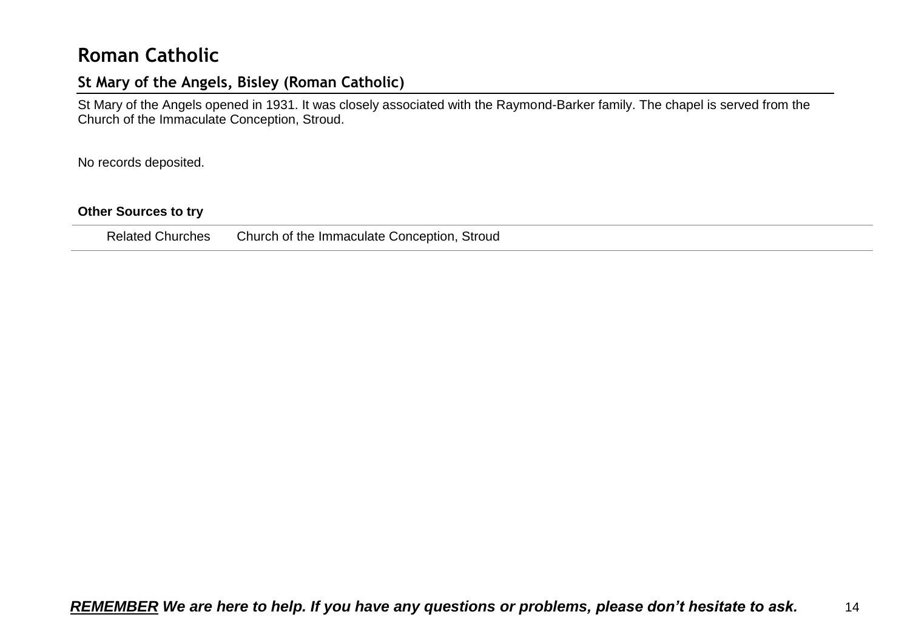# Roman Catholic

## St Mary of the Angels, Bisley (Roman Catholic)

St Mary of the Angels opened in 1931. It was closely associated with the Raymond-Barker family. The chapel is served from the Church of the Immaculate Conception, Stroud.

No records deposited.

**Other Sources to try**

| | |
|---|---|
| Related Churches | Church of the Immaculate Conception, Stroud |

***REMEMBER We are here to help. If you have any questions or problems, please don't hesitate to ask.***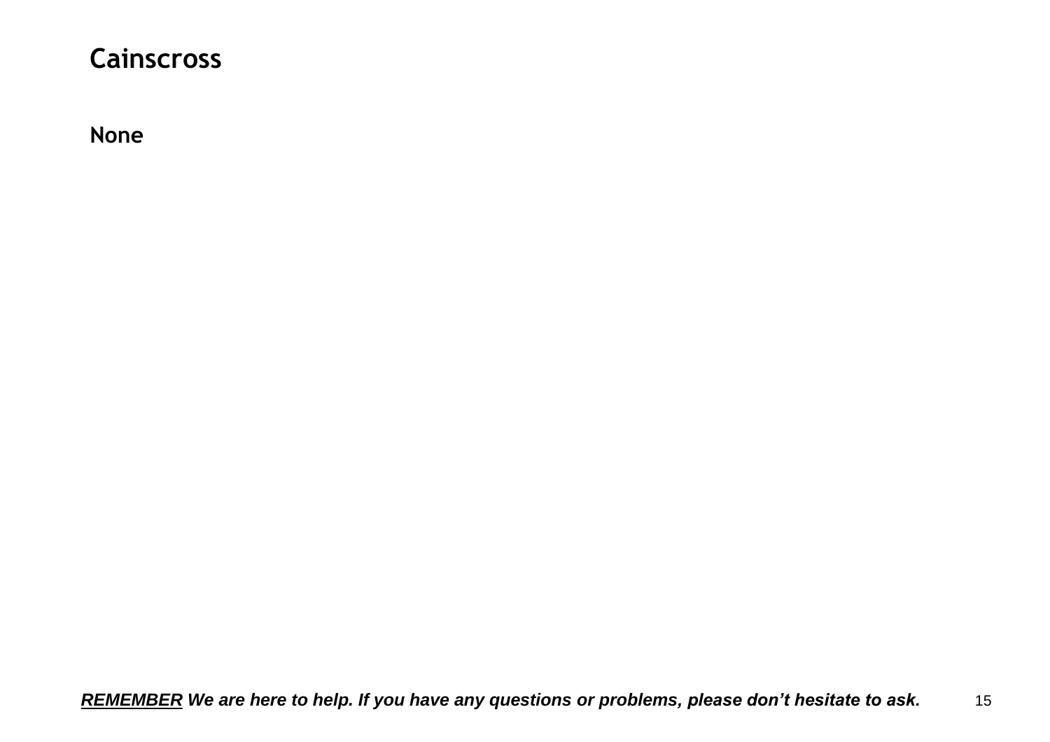# Cainscross

**None**

***<u>REMEMBER</u> We are here to help. If you have any questions or problems, please don't hesitate to ask.***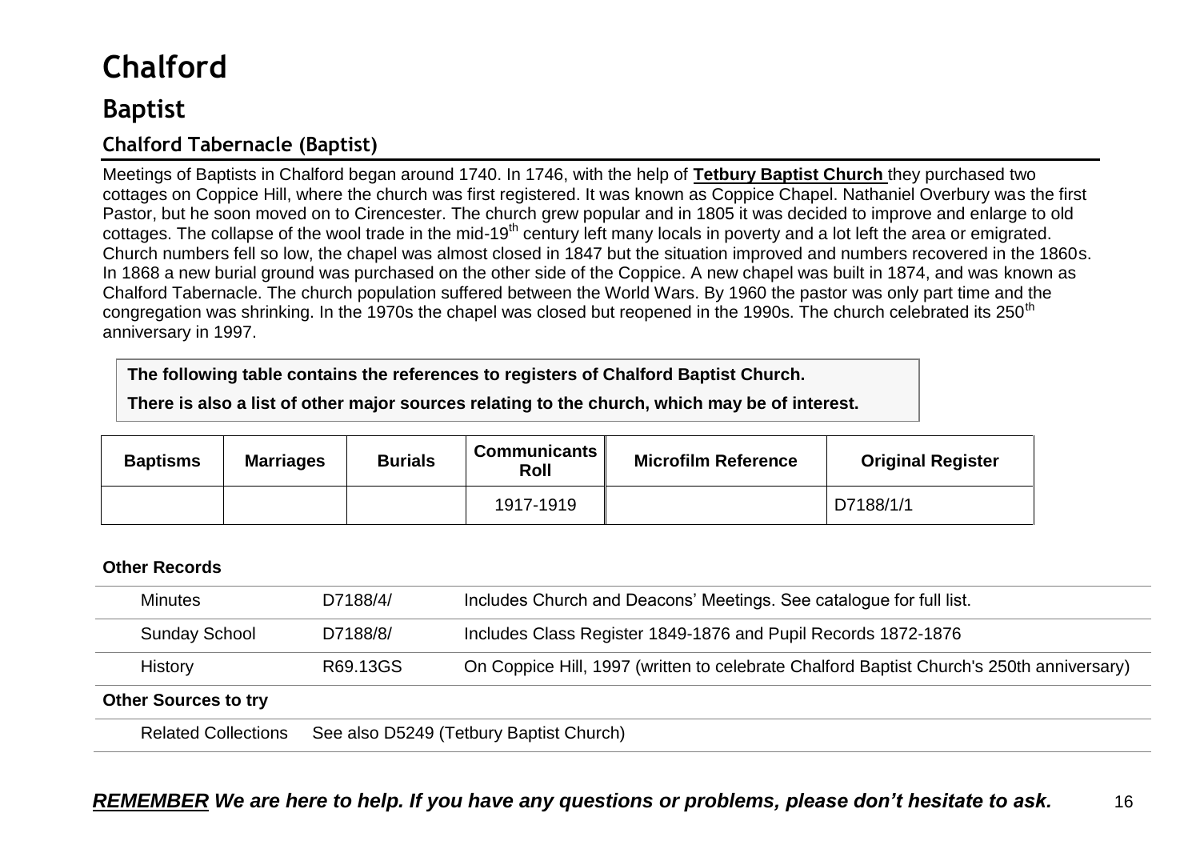# Chalford

## Baptist

### Chalford Tabernacle (Baptist)

Meetings of Baptists in Chalford began around 1740. In 1746, with the help of **Tetbury Baptist Church** they purchased two cottages on Coppice Hill, where the church was first registered. It was known as Coppice Chapel. Nathaniel Overbury was the first Pastor, but he soon moved on to Cirencester. The church grew popular and in 1805 it was decided to improve and enlarge to old cottages. The collapse of the wool trade in the mid-19th century left many locals in poverty and a lot left the area or emigrated. Church numbers fell so low, the chapel was almost closed in 1847 but the situation improved and numbers recovered in the 1860s. In 1868 a new burial ground was purchased on the other side of the Coppice. A new chapel was built in 1874, and was known as Chalford Tabernacle. The church population suffered between the World Wars. By 1960 the pastor was only part time and the congregation was shrinking. In the 1970s the chapel was closed but reopened in the 1990s. The church celebrated its 250th anniversary in 1997.

**The following table contains the references to registers of Chalford Baptist Church.**

**There is also a list of other major sources relating to the church, which may be of interest.**

| Baptisms | Marriages | Burials | Communicants Roll | Microfilm Reference | Original Register |
|---|---|---|---|---|---|
| | | | 1917-1919 | | D7188/1/1 |

**Other Records**

| | | |
|---|---|---|
| Minutes | D7188/4/ | Includes Church and Deacons' Meetings. See catalogue for full list. |
| Sunday School | D7188/8/ | Includes Class Register 1849-1876 and Pupil Records 1872-1876 |
| History | R69.13GS | On Coppice Hill, 1997 (written to celebrate Chalford Baptist Church's 250th anniversary) |

**Other Sources to try**

| | |
|---|---|
| Related Collections | See also D5249 (Tetbury Baptist Church) |

***REMEMBER** We are here to help. If you have any questions or problems, please don't hesitate to ask.*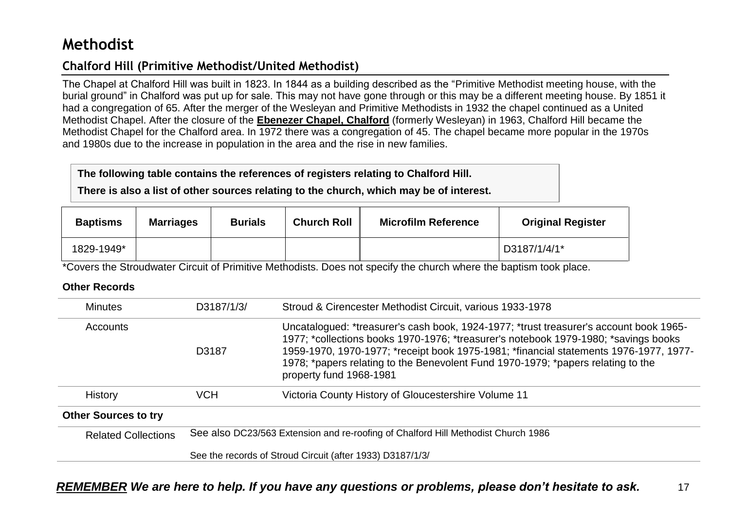# Methodist

## Chalford Hill (Primitive Methodist/United Methodist)

The Chapel at Chalford Hill was built in 1823. In 1844 as a building described as the "Primitive Methodist meeting house, with the burial ground" in Chalford was put up for sale. This may not have gone through or this may be a different meeting house. By 1851 it had a congregation of 65. After the merger of the Wesleyan and Primitive Methodists in 1932 the chapel continued as a United Methodist Chapel. After the closure of the **Ebenezer Chapel, Chalford** (formerly Wesleyan) in 1963, Chalford Hill became the Methodist Chapel for the Chalford area. In 1972 there was a congregation of 45. The chapel became more popular in the 1970s and 1980s due to the increase in population in the area and the rise in new families.

**The following table contains the references of registers relating to Chalford Hill.**

**There is also a list of other sources relating to the church, which may be of interest.**

| Baptisms | Marriages | Burials | Church Roll | Microfilm Reference | Original Register |
|---|---|---|---|---|---|
| 1829-1949* | | | | | D3187/1/4/1* |

*Covers the Stroudwater Circuit of Primitive Methodists. Does not specify the church where the baptism took place.

**Other Records**

| | | |
|---|---|---|
| Minutes | D3187/1/3/ | Stroud & Cirencester Methodist Circuit, various 1933-1978 |
| Accounts | D3187 | Uncatalogued: *treasurer's cash book, 1924-1977; *trust treasurer's account book 1965-1977; *collections books 1970-1976; *treasurer's notebook 1979-1980; *savings books 1959-1970, 1970-1977; *receipt book 1975-1981; *financial statements 1976-1977, 1977-1978; *papers relating to the Benevolent Fund 1970-1979; *papers relating to the property fund 1968-1981 |
| History | VCH | Victoria County History of Gloucestershire Volume 11 |

**Other Sources to try**

| | |
|---|---|
| Related Collections | See also DC23/563 Extension and re-roofing of Chalford Hill Methodist Church 1986 |
| | See the records of Stroud Circuit (after 1933) D3187/1/3/ |

***REMEMBER We are here to help. If you have any questions or problems, please don't hesitate to ask.***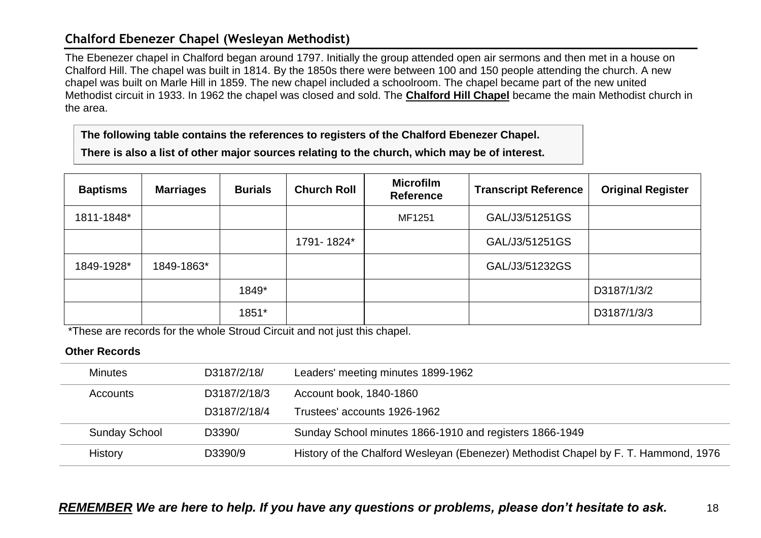## Chalford Ebenezer Chapel (Wesleyan Methodist)

The Ebenezer chapel in Chalford began around 1797. Initially the group attended open air sermons and then met in a house on Chalford Hill. The chapel was built in 1814. By the 1850s there were between 100 and 150 people attending the church. A new chapel was built on Marle Hill in 1859. The new chapel included a schoolroom. The chapel became part of the new united Methodist circuit in 1933. In 1962 the chapel was closed and sold. The **Chalford Hill Chapel** became the main Methodist church in the area.

**The following table contains the references to registers of the Chalford Ebenezer Chapel.**

**There is also a list of other major sources relating to the church, which may be of interest.**

| Baptisms | Marriages | Burials | Church Roll | Microfilm Reference | Transcript Reference | Original Register |
|---|---|---|---|---|---|---|
| 1811-1848* | | | | MF1251 | GAL/J3/51251GS | |
| | | | 1791- 1824* | | GAL/J3/51251GS | |
| 1849-1928* | 1849-1863* | | | | GAL/J3/51232GS | |
| | | 1849* | | | | D3187/1/3/2 |
| | | 1851* | | | | D3187/1/3/3 |

*These are records for the whole Stroud Circuit and not just this chapel.

**Other Records**

| | | |
|---|---|---|
| Minutes | D3187/2/18/ | Leaders' meeting minutes 1899-1962 |
| Accounts | D3187/2/18/3 | Account book, 1840-1860 |
| | D3187/2/18/4 | Trustees' accounts 1926-1962 |
| Sunday School | D3390/ | Sunday School minutes 1866-1910 and registers 1866-1949 |
| History | D3390/9 | History of the Chalford Wesleyan (Ebenezer) Methodist Chapel by F. T. Hammond, 1976 |

***REMEMBER** We are here to help. If you have any questions or problems, please don't hesitate to ask.*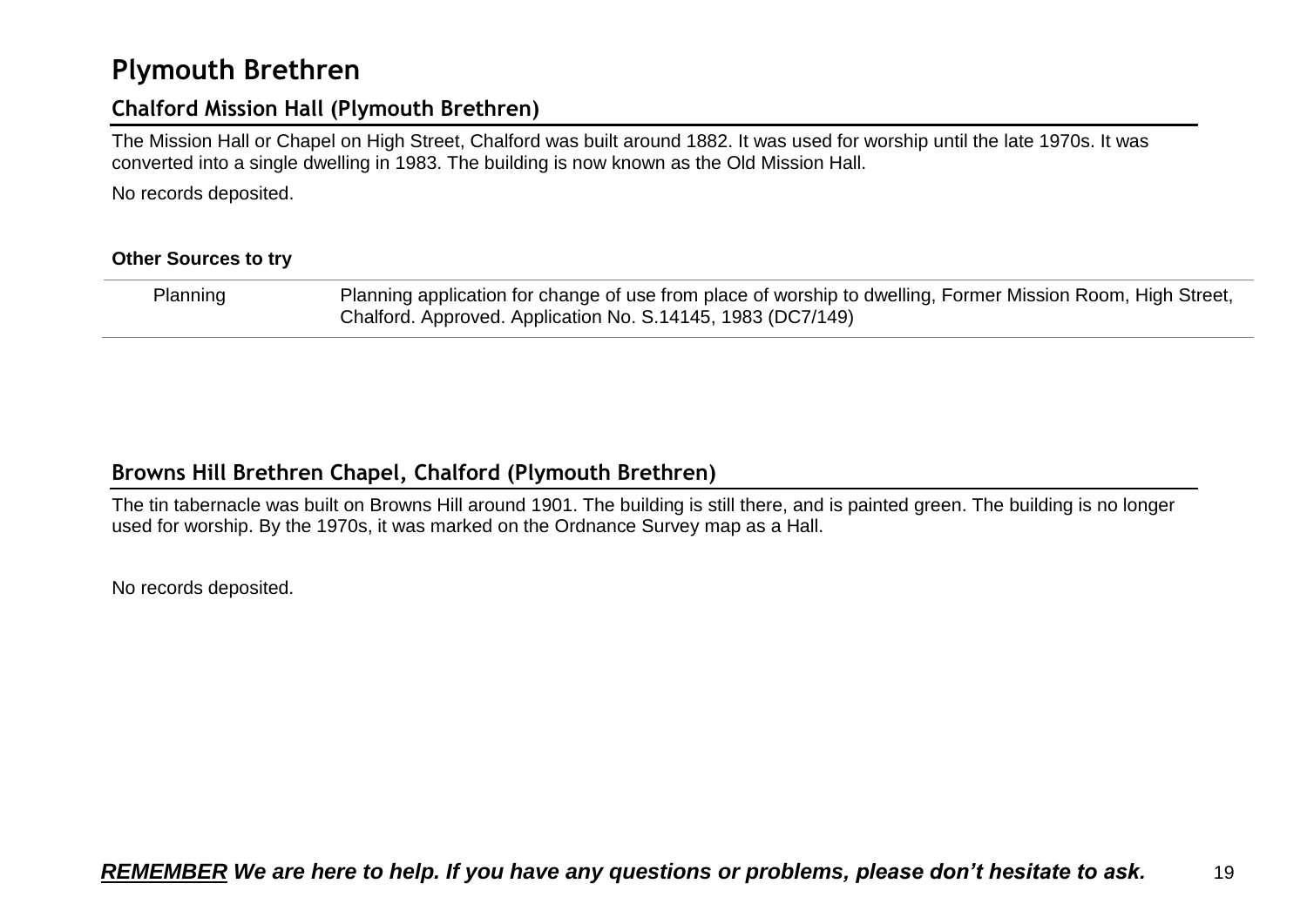# Plymouth Brethren

## Chalford Mission Hall (Plymouth Brethren)

The Mission Hall or Chapel on High Street, Chalford was built around 1882. It was used for worship until the late 1970s. It was converted into a single dwelling in 1983. The building is now known as the Old Mission Hall.

No records deposited.

**Other Sources to try**

| | |
|---|---|
| Planning | Planning application for change of use from place of worship to dwelling, Former Mission Room, High Street, Chalford. Approved. Application No. S.14145, 1983 (DC7/149) |

## Browns Hill Brethren Chapel, Chalford (Plymouth Brethren)

The tin tabernacle was built on Browns Hill around 1901. The building is still there, and is painted green. The building is no longer used for worship. By the 1970s, it was marked on the Ordnance Survey map as a Hall.

No records deposited.

***REMEMBER We are here to help. If you have any questions or problems, please don't hesitate to ask.***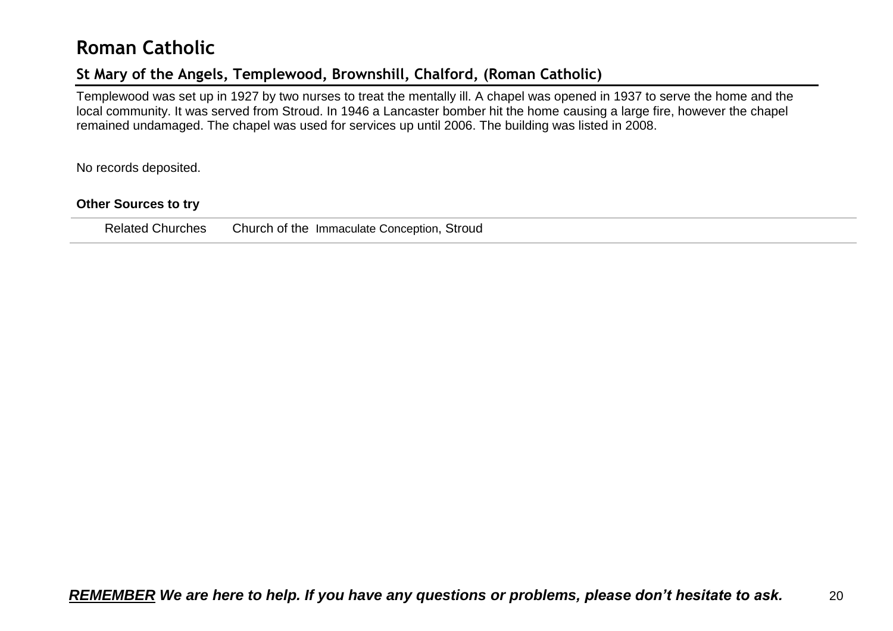# Roman Catholic

## St Mary of the Angels, Templewood, Brownshill, Chalford, (Roman Catholic)

Templewood was set up in 1927 by two nurses to treat the mentally ill. A chapel was opened in 1937 to serve the home and the local community. It was served from Stroud. In 1946 a Lancaster bomber hit the home causing a large fire, however the chapel remained undamaged. The chapel was used for services up until 2006. The building was listed in 2008.

No records deposited.

**Other Sources to try**

| | |
|---|---|
| Related Churches | Church of the Immaculate Conception, Stroud |

***REMEMBER We are here to help. If you have any questions or problems, please don't hesitate to ask.***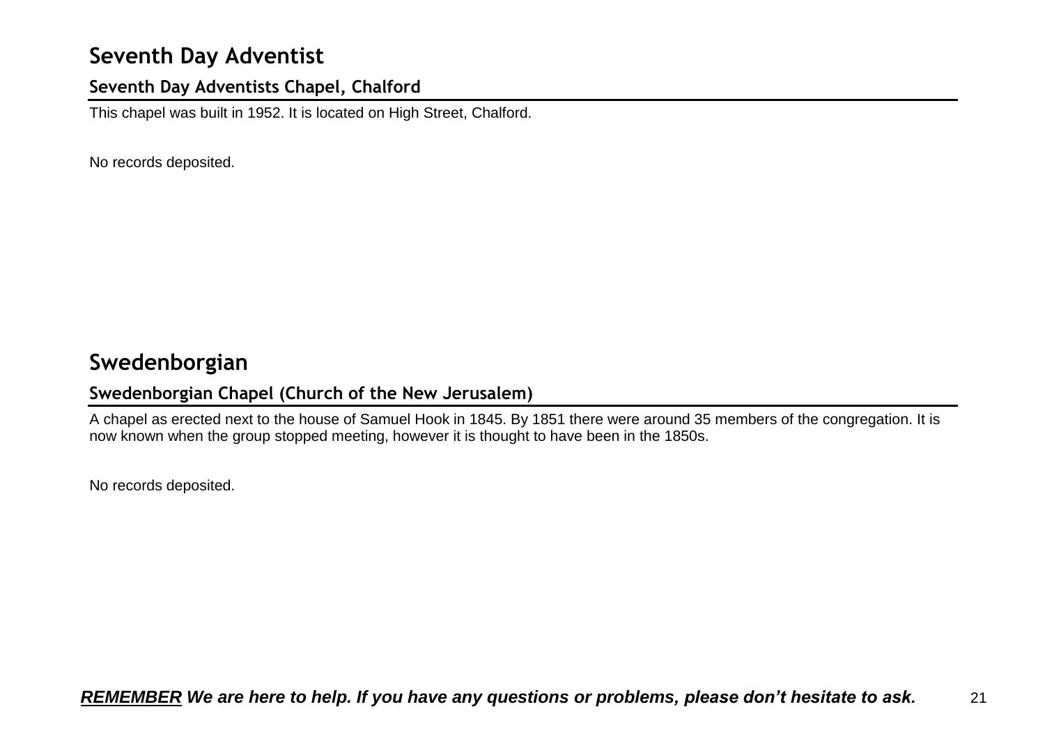# Seventh Day Adventist

## Seventh Day Adventists Chapel, Chalford

This chapel was built in 1952. It is located on High Street, Chalford.

No records deposited.

# Swedenborgian

## Swedenborgian Chapel (Church of the New Jerusalem)

A chapel as erected next to the house of Samuel Hook in 1845. By 1851 there were around 35 members of the congregation. It is now known when the group stopped meeting, however it is thought to have been in the 1850s.

No records deposited.

***REMEMBER** We are here to help. If you have any questions or problems, please don't hesitate to ask.*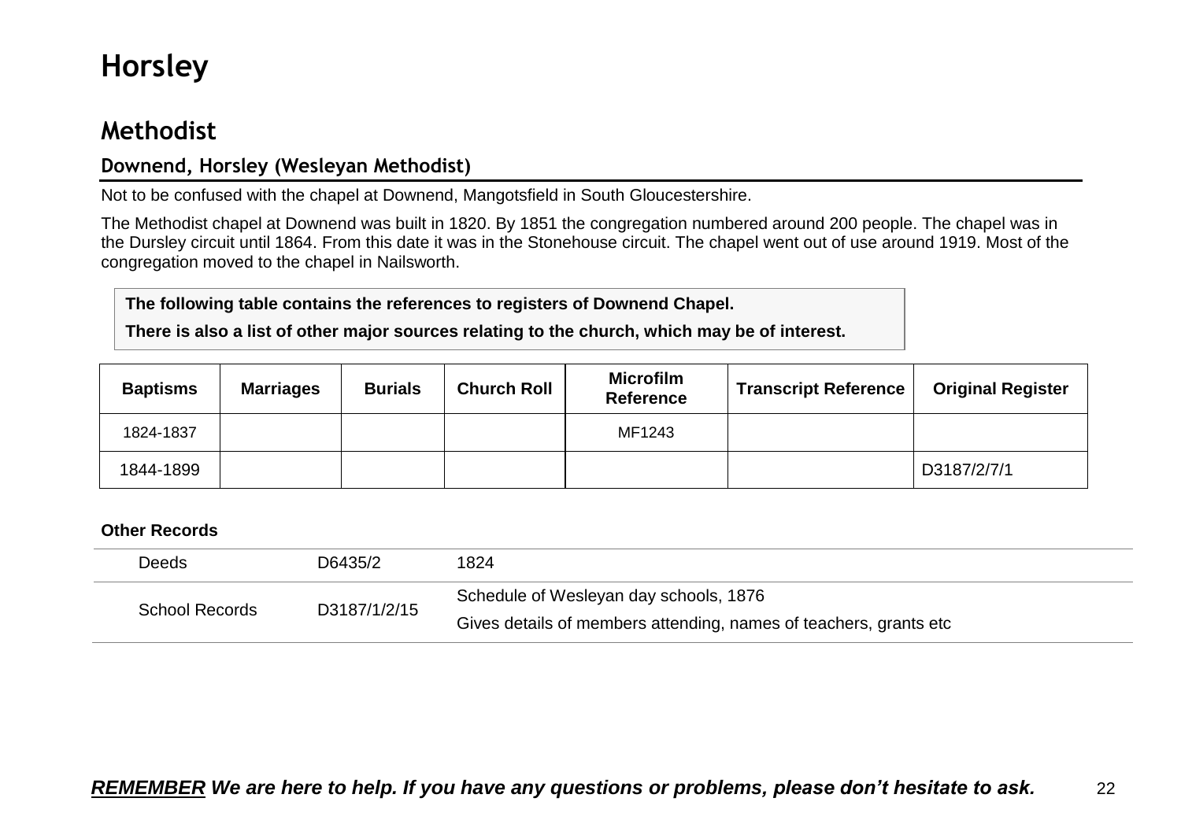# Horsley

## Methodist

### Downend, Horsley (Wesleyan Methodist)

Not to be confused with the chapel at Downend, Mangotsfield in South Gloucestershire.

The Methodist chapel at Downend was built in 1820. By 1851 the congregation numbered around 200 people. The chapel was in the Dursley circuit until 1864. From this date it was in the Stonehouse circuit. The chapel went out of use around 1919. Most of the congregation moved to the chapel in Nailsworth.

**The following table contains the references to registers of Downend Chapel.**

**There is also a list of other major sources relating to the church, which may be of interest.**

| Baptisms | Marriages | Burials | Church Roll | Microfilm Reference | Transcript Reference | Original Register |
|---|---|---|---|---|---|---|
| 1824-1837 | | | | MF1243 | | |
| 1844-1899 | | | | | | D3187/2/7/1 |

**Other Records**

| | | |
|---|---|---|
| Deeds | D6435/2 | 1824 |
| School Records | D3187/1/2/15 | Schedule of Wesleyan day schools, 1876<br>Gives details of members attending, names of teachers, grants etc |

***REMEMBER** We are here to help. If you have any questions or problems, please don't hesitate to ask.*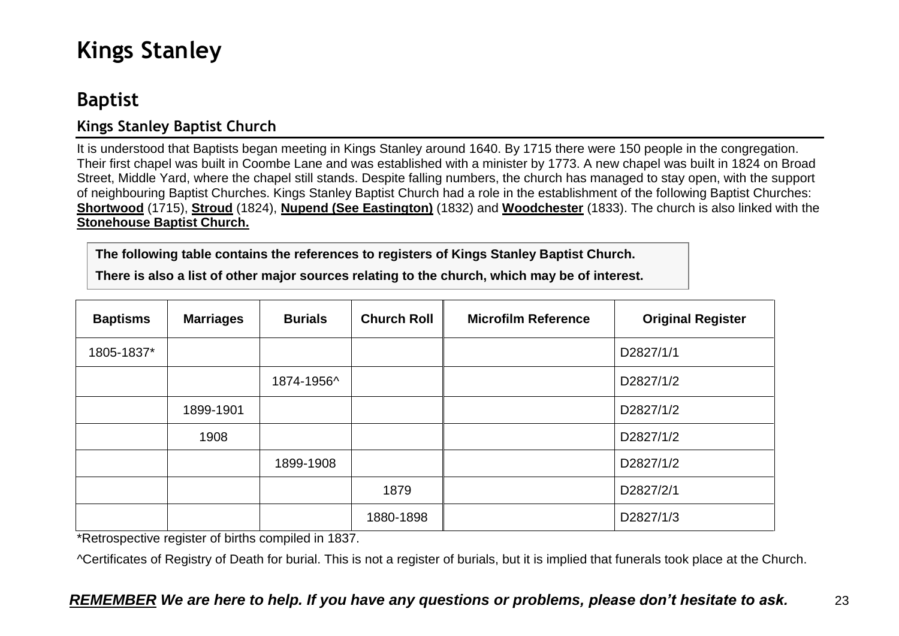# Kings Stanley

## Baptist

### Kings Stanley Baptist Church

It is understood that Baptists began meeting in Kings Stanley around 1640. By 1715 there were 150 people in the congregation. Their first chapel was built in Coombe Lane and was established with a minister by 1773. A new chapel was built in 1824 on Broad Street, Middle Yard, where the chapel still stands. Despite falling numbers, the church has managed to stay open, with the support of neighbouring Baptist Churches. Kings Stanley Baptist Church had a role in the establishment of the following Baptist Churches: **Shortwood** (1715), **Stroud** (1824), **Nupend (See Eastington)** (1832) and **Woodchester** (1833). The church is also linked with the **Stonehouse Baptist Church.**

**The following table contains the references to registers of Kings Stanley Baptist Church.**

**There is also a list of other major sources relating to the church, which may be of interest.**

| Baptisms | Marriages | Burials | Church Roll | Microfilm Reference | Original Register |
|---|---|---|---|---|---|
| 1805-1837* | | | | | D2827/1/1 |
| | | 1874-1956^ | | | D2827/1/2 |
| | 1899-1901 | | | | D2827/1/2 |
| | 1908 | | | | D2827/1/2 |
| | | 1899-1908 | | | D2827/1/2 |
| | | | 1879 | | D2827/2/1 |
| | | | 1880-1898 | | D2827/1/3 |

*Retrospective register of births compiled in 1837.

^Certificates of Registry of Death for burial. This is not a register of burials, but it is implied that funerals took place at the Church.

***REMEMBER** We are here to help. If you have any questions or problems, please don't hesitate to ask.*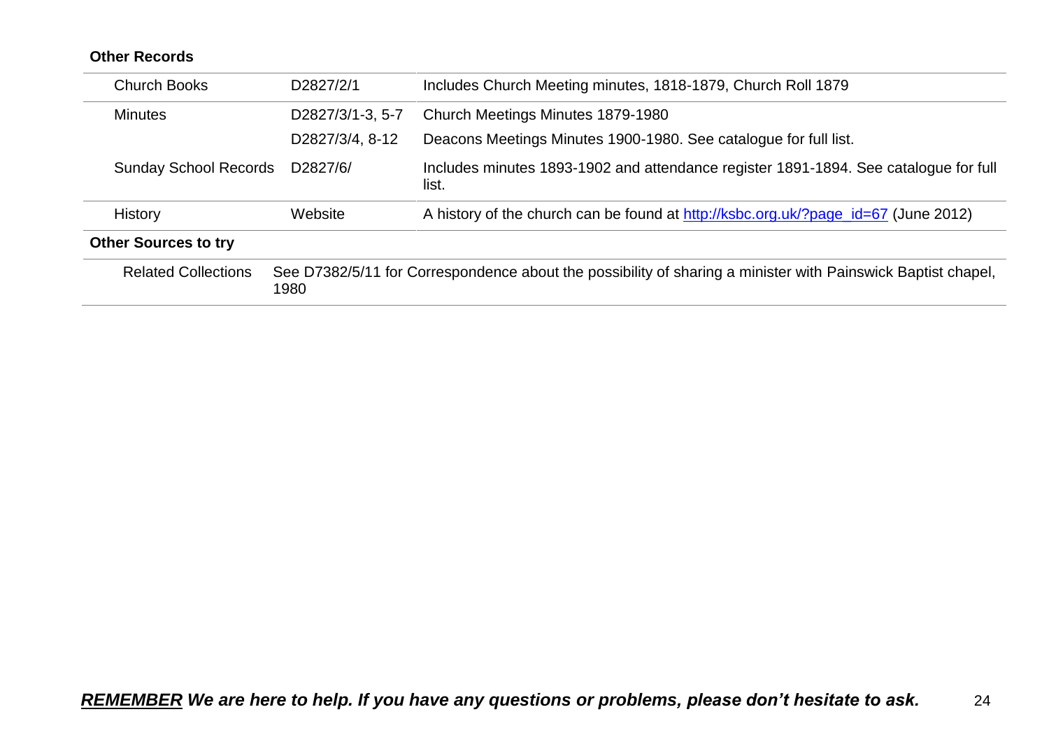**Other Records**

| | | |
|---|---|---|
| Church Books | D2827/2/1 | Includes Church Meeting minutes, 1818-1879, Church Roll 1879 |
| Minutes | D2827/3/1-3, 5-7 | Church Meetings Minutes 1879-1980 |
| | D2827/3/4, 8-12 | Deacons Meetings Minutes 1900-1980. See catalogue for full list. |
| Sunday School Records | D2827/6/ | Includes minutes 1893-1902 and attendance register 1891-1894. See catalogue for full list. |
| History | Website | A history of the church can be found at http://ksbc.org.uk/?page_id=67 (June 2012) |

**Other Sources to try**

| | |
|---|---|
| Related Collections | See D7382/5/11 for Correspondence about the possibility of sharing a minister with Painswick Baptist chapel, 1980 |

***REMEMBER* We are here to help. If you have any questions or problems, please don't hesitate to ask.**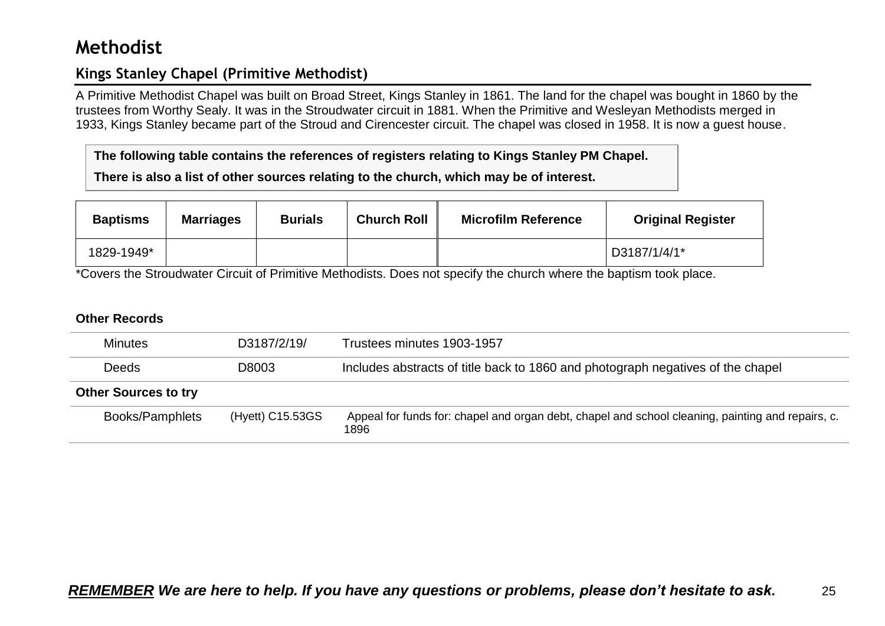# Methodist

## Kings Stanley Chapel (Primitive Methodist)

A Primitive Methodist Chapel was built on Broad Street, Kings Stanley in 1861. The land for the chapel was bought in 1860 by the trustees from Worthy Sealy. It was in the Stroudwater circuit in 1881. When the Primitive and Wesleyan Methodists merged in 1933, Kings Stanley became part of the Stroud and Cirencester circuit. The chapel was closed in 1958. It is now a guest house.

**The following table contains the references of registers relating to Kings Stanley PM Chapel.**

**There is also a list of other sources relating to the church, which may be of interest.**

| Baptisms | Marriages | Burials | Church Roll | Microfilm Reference | Original Register |
|---|---|---|---|---|---|
| 1829-1949* | | | | | D3187/1/4/1* |

*Covers the Stroudwater Circuit of Primitive Methodists. Does not specify the church where the baptism took place.

**Other Records**

| | | |
|---|---|---|
| Minutes | D3187/2/19/ | Trustees minutes 1903-1957 |
| Deeds | D8003 | Includes abstracts of title back to 1860 and photograph negatives of the chapel |
| **Other Sources to try** | | |
| Books/Pamphlets | (Hyett) C15.53GS | Appeal for funds for: chapel and organ debt, chapel and school cleaning, painting and repairs, c. 1896 |

***REMEMBER** We are here to help. If you have any questions or problems, please don't hesitate to ask.*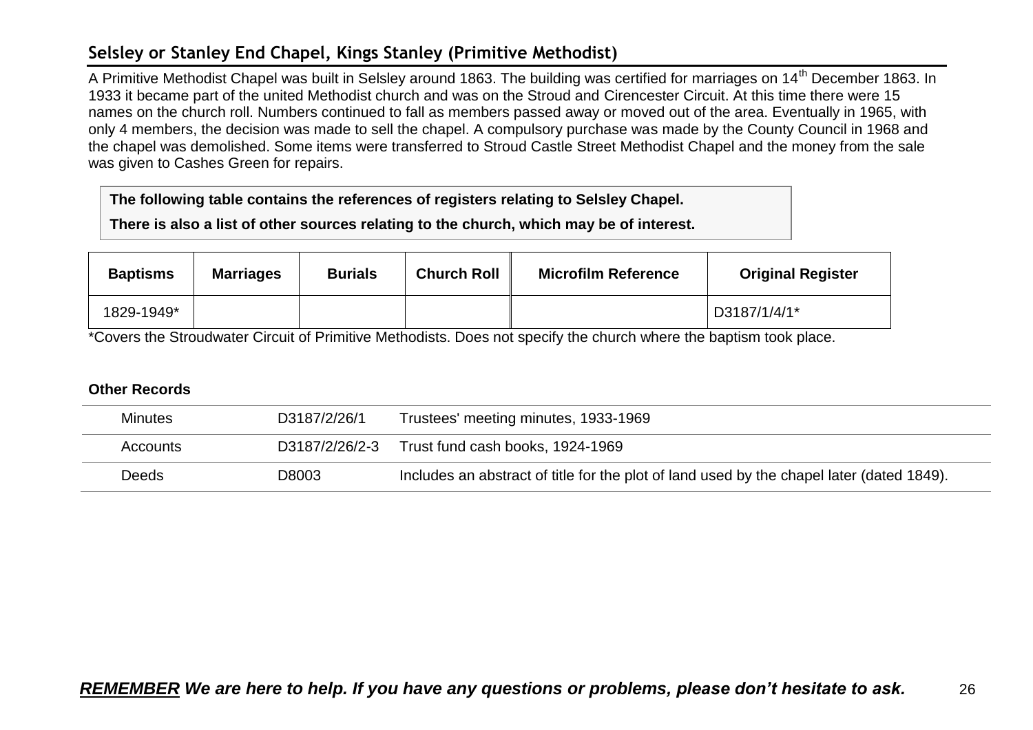## Selsley or Stanley End Chapel, Kings Stanley (Primitive Methodist)

A Primitive Methodist Chapel was built in Selsley around 1863. The building was certified for marriages on 14th December 1863. In 1933 it became part of the united Methodist church and was on the Stroud and Cirencester Circuit. At this time there were 15 names on the church roll. Numbers continued to fall as members passed away or moved out of the area. Eventually in 1965, with only 4 members, the decision was made to sell the chapel. A compulsory purchase was made by the County Council in 1968 and the chapel was demolished. Some items were transferred to Stroud Castle Street Methodist Chapel and the money from the sale was given to Cashes Green for repairs.

**The following table contains the references of registers relating to Selsley Chapel.**

**There is also a list of other sources relating to the church, which may be of interest.**

| Baptisms | Marriages | Burials | Church Roll | Microfilm Reference | Original Register |
|---|---|---|---|---|---|
| 1829-1949* | | | | | D3187/1/4/1* |

*Covers the Stroudwater Circuit of Primitive Methodists. Does not specify the church where the baptism took place.

**Other Records**

| | | |
|---|---|---|
| Minutes | D3187/2/26/1 | Trustees' meeting minutes, 1933-1969 |
| Accounts | D3187/2/26/2-3 | Trust fund cash books, 1924-1969 |
| Deeds | D8003 | Includes an abstract of title for the plot of land used by the chapel later (dated 1849). |

***REMEMBER* We are here to help. If you have any questions or problems, please don't hesitate to ask.**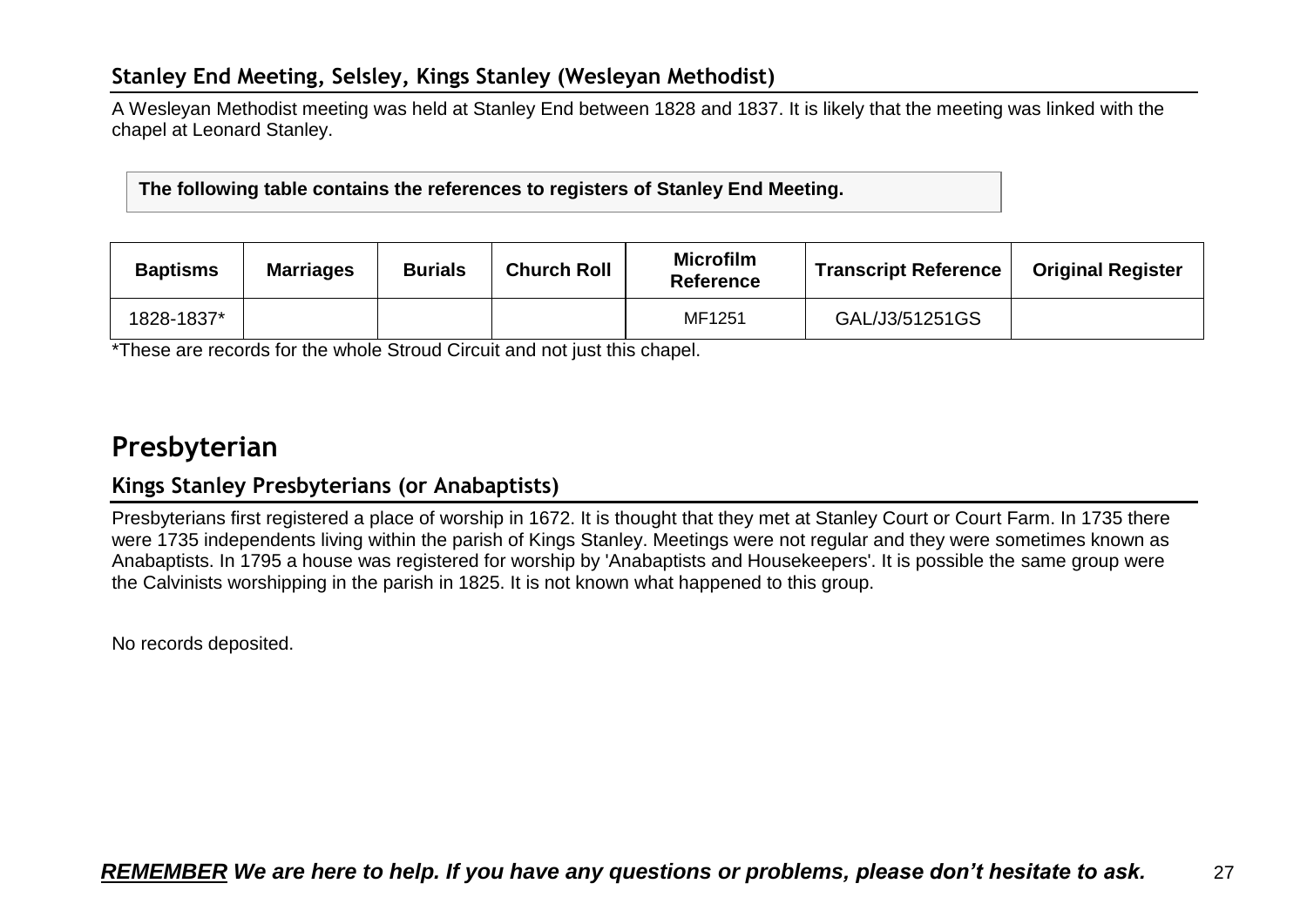### Stanley End Meeting, Selsley, Kings Stanley (Wesleyan Methodist)

A Wesleyan Methodist meeting was held at Stanley End between 1828 and 1837. It is likely that the meeting was linked with the chapel at Leonard Stanley.

**The following table contains the references to registers of Stanley End Meeting.**

| Baptisms | Marriages | Burials | Church Roll | Microfilm Reference | Transcript Reference | Original Register |
|---|---|---|---|---|---|---|
| 1828-1837* | | | | MF1251 | GAL/J3/51251GS | |

*These are records for the whole Stroud Circuit and not just this chapel.

## Presbyterian

### Kings Stanley Presbyterians (or Anabaptists)

Presbyterians first registered a place of worship in 1672. It is thought that they met at Stanley Court or Court Farm. In 1735 there were 1735 independents living within the parish of Kings Stanley. Meetings were not regular and they were sometimes known as Anabaptists. In 1795 a house was registered for worship by 'Anabaptists and Housekeepers'. It is possible the same group were the Calvinists worshipping in the parish in 1825. It is not known what happened to this group.

No records deposited.

***REMEMBER We are here to help. If you have any questions or problems, please don't hesitate to ask.***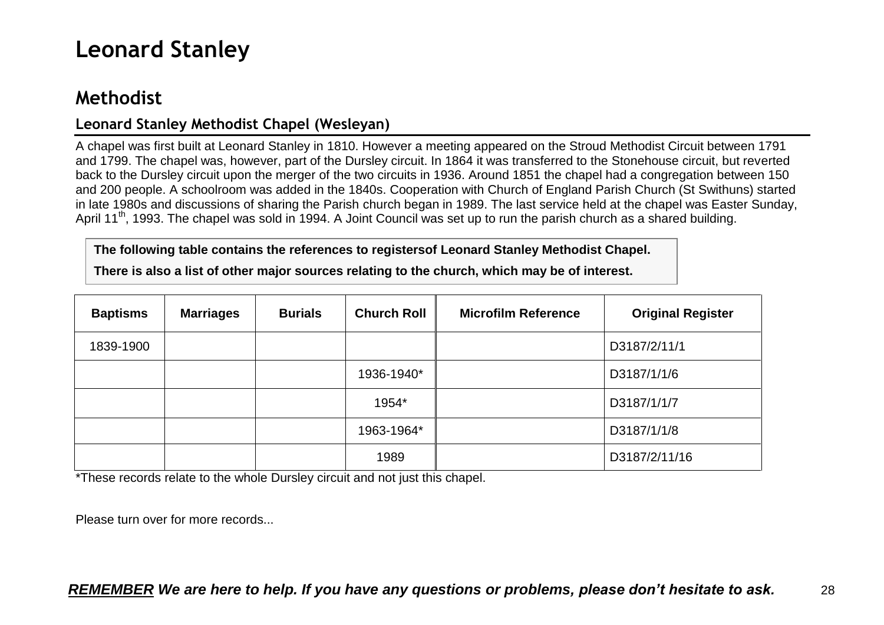# Leonard Stanley

## Methodist

### Leonard Stanley Methodist Chapel (Wesleyan)

A chapel was first built at Leonard Stanley in 1810. However a meeting appeared on the Stroud Methodist Circuit between 1791 and 1799. The chapel was, however, part of the Dursley circuit. In 1864 it was transferred to the Stonehouse circuit, but reverted back to the Dursley circuit upon the merger of the two circuits in 1936. Around 1851 the chapel had a congregation between 150 and 200 people. A schoolroom was added in the 1840s. Cooperation with Church of England Parish Church (St Swithuns) started in late 1980s and discussions of sharing the Parish church began in 1989. The last service held at the chapel was Easter Sunday, April 11th, 1993. The chapel was sold in 1994. A Joint Council was set up to run the parish church as a shared building.

**The following table contains the references to registersof Leonard Stanley Methodist Chapel.**

**There is also a list of other major sources relating to the church, which may be of interest.**

| Baptisms | Marriages | Burials | Church Roll | Microfilm Reference | Original Register |
|---|---|---|---|---|---|
| 1839-1900 | | | | | D3187/2/11/1 |
| | | | 1936-1940* | | D3187/1/1/6 |
| | | | 1954* | | D3187/1/1/7 |
| | | | 1963-1964* | | D3187/1/1/8 |
| | | | 1989 | | D3187/2/11/16 |

*These records relate to the whole Dursley circuit and not just this chapel.

Please turn over for more records...

***REMEMBER** We are here to help. If you have any questions or problems, please don't hesitate to ask.*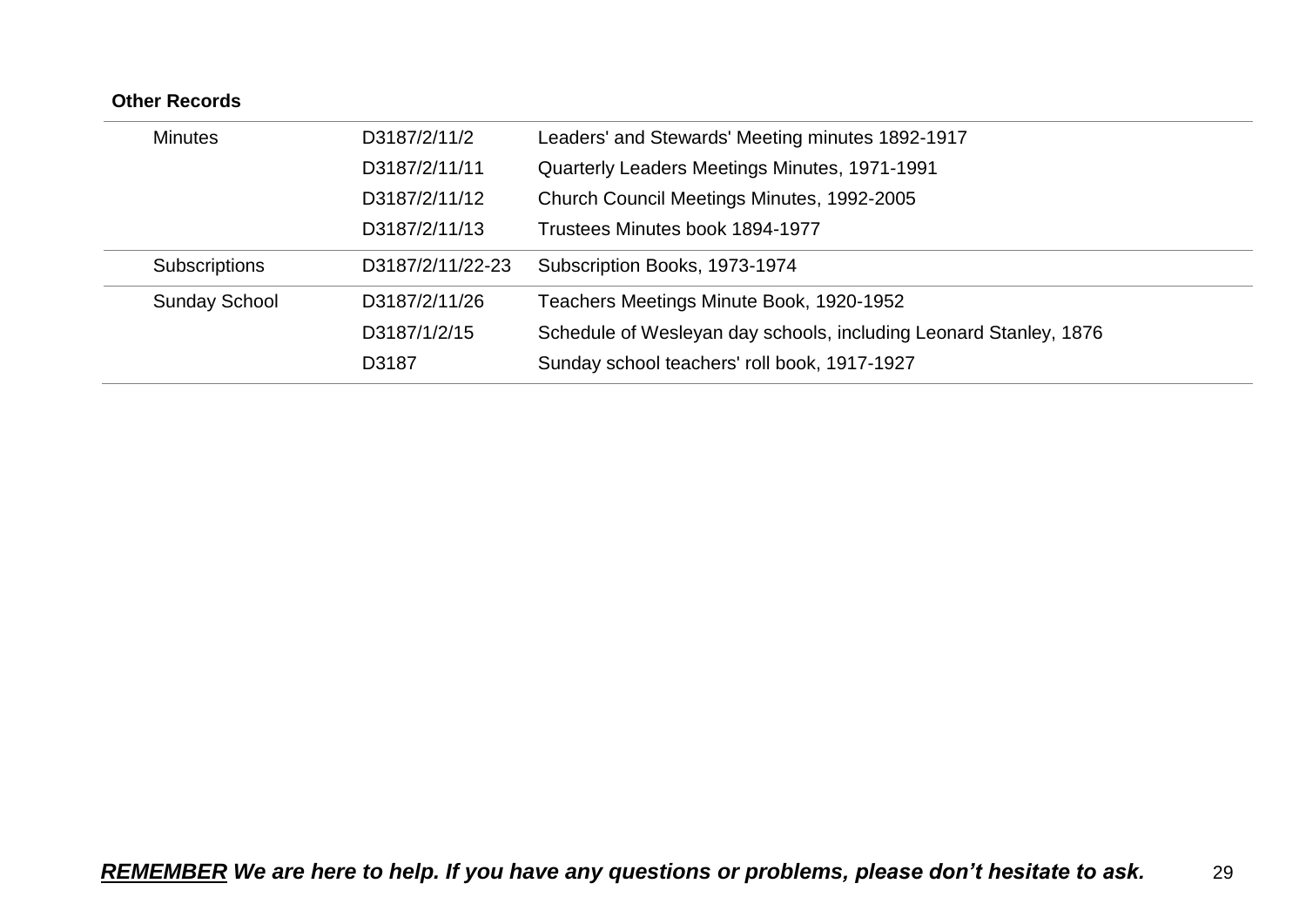**Other Records**

| | | |
|---|---|---|
| Minutes | D3187/2/11/2 | Leaders' and Stewards' Meeting minutes 1892-1917 |
| | D3187/2/11/11 | Quarterly Leaders Meetings Minutes, 1971-1991 |
| | D3187/2/11/12 | Church Council Meetings Minutes, 1992-2005 |
| | D3187/2/11/13 | Trustees Minutes book 1894-1977 |
| Subscriptions | D3187/2/11/22-23 | Subscription Books, 1973-1974 |
| Sunday School | D3187/2/11/26 | Teachers Meetings Minute Book, 1920-1952 |
| | D3187/1/2/15 | Schedule of Wesleyan day schools, including Leonard Stanley, 1876 |
| | D3187 | Sunday school teachers' roll book, 1917-1927 |

***<u>REMEMBER</u> We are here to help. If you have any questions or problems, please don't hesitate to ask.***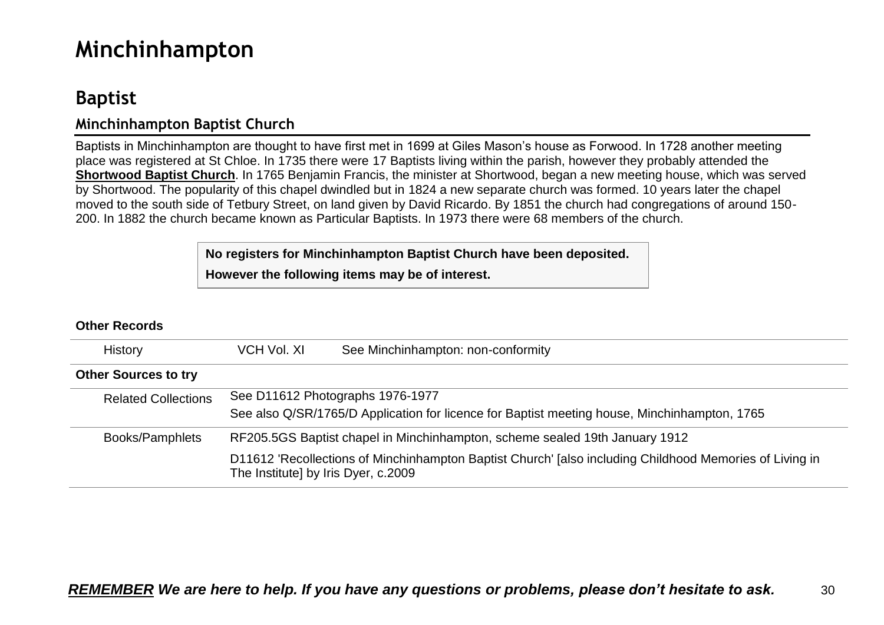# Minchinhampton

## Baptist

### Minchinhampton Baptist Church

Baptists in Minchinhampton are thought to have first met in 1699 at Giles Mason's house as Forwood. In 1728 another meeting place was registered at St Chloe. In 1735 there were 17 Baptists living within the parish, however they probably attended the **Shortwood Baptist Church**. In 1765 Benjamin Francis, the minister at Shortwood, began a new meeting house, which was served by Shortwood. The popularity of this chapel dwindled but in 1824 a new separate church was formed. 10 years later the chapel moved to the south side of Tetbury Street, on land given by David Ricardo. By 1851 the church had congregations of around 150-200. In 1882 the church became known as Particular Baptists. In 1973 there were 68 members of the church.

**No registers for Minchinhampton Baptist Church have been deposited.**

**However the following items may be of interest.**

**Other Records**

| | | |
|---|---|---|
| History | VCH Vol. XI | See Minchinhampton: non-conformity |

**Other Sources to try**

| | |
|---|---|
| Related Collections | See D11612 Photographs 1976-1977<br>See also Q/SR/1765/D Application for licence for Baptist meeting house, Minchinhampton, 1765 |
| Books/Pamphlets | RF205.5GS Baptist chapel in Minchinhampton, scheme sealed 19th January 1912<br>D11612 'Recollections of Minchinhampton Baptist Church' [also including Childhood Memories of Living in The Institute] by Iris Dyer, c.2009 |

***REMEMBER** We are here to help. If you have any questions or problems, please don't hesitate to ask.*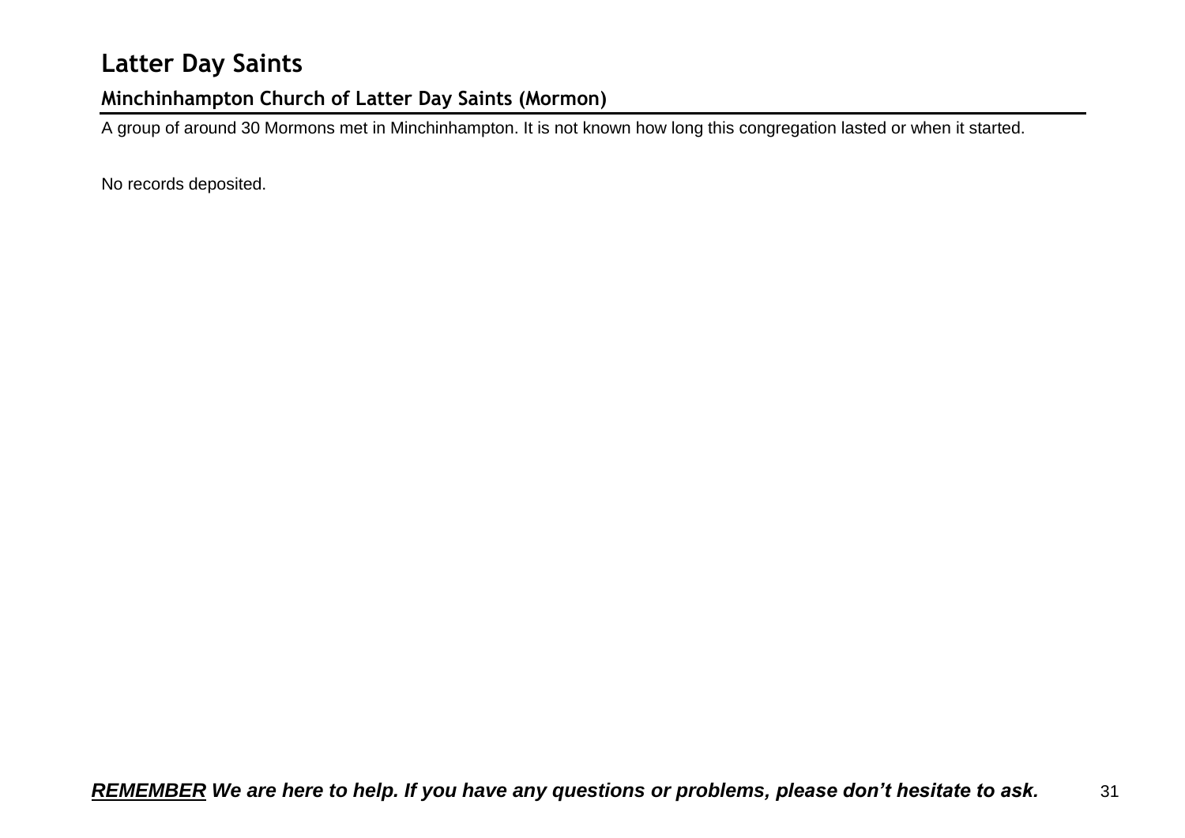# Latter Day Saints

## Minchinhampton Church of Latter Day Saints (Mormon)

A group of around 30 Mormons met in Minchinhampton. It is not known how long this congregation lasted or when it started.

No records deposited.

***REMEMBER** We are here to help. If you have any questions or problems, please don't hesitate to ask.*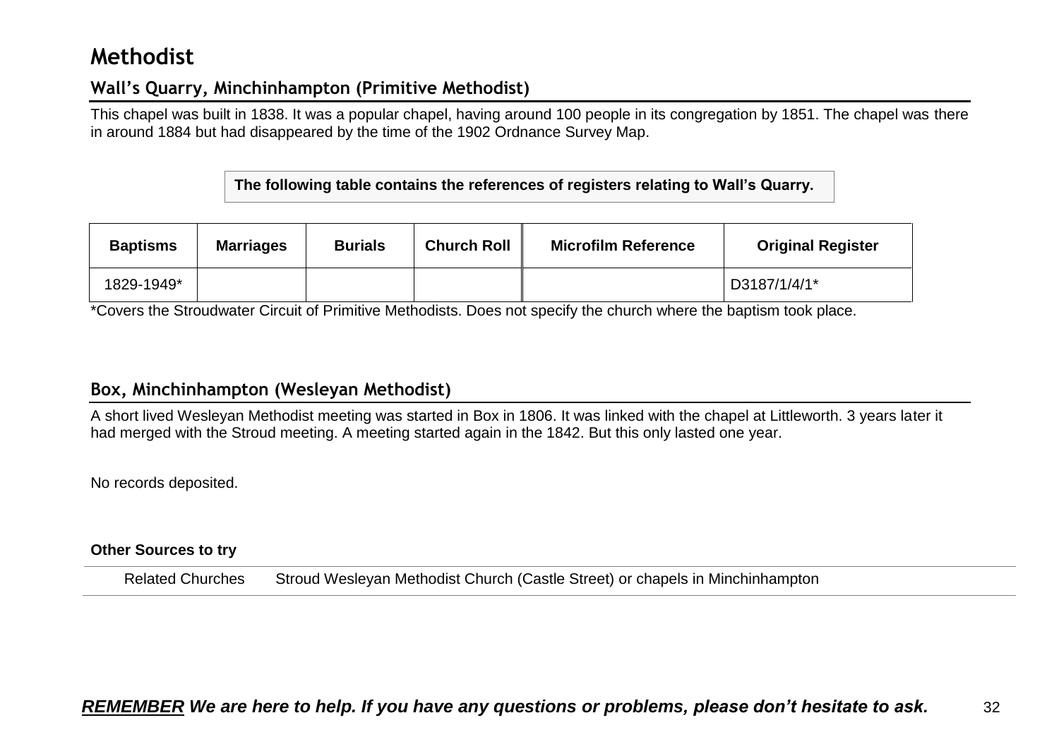# Methodist

## Wall's Quarry, Minchinhampton (Primitive Methodist)

This chapel was built in 1838. It was a popular chapel, having around 100 people in its congregation by 1851. The chapel was there in around 1884 but had disappeared by the time of the 1902 Ordnance Survey Map.

**The following table contains the references of registers relating to Wall's Quarry.**

| Baptisms | Marriages | Burials | Church Roll | Microfilm Reference | Original Register |
|---|---|---|---|---|---|
| 1829-1949* | | | | | D3187/1/4/1* |

*Covers the Stroudwater Circuit of Primitive Methodists. Does not specify the church where the baptism took place.

## Box, Minchinhampton (Wesleyan Methodist)

A short lived Wesleyan Methodist meeting was started in Box in 1806. It was linked with the chapel at Littleworth. 3 years later it had merged with the Stroud meeting. A meeting started again in the 1842. But this only lasted one year.

No records deposited.

**Other Sources to try**

| | |
|---|---|
| Related Churches | Stroud Wesleyan Methodist Church (Castle Street) or chapels in Minchinhampton |

***REMEMBER We are here to help. If you have any questions or problems, please don't hesitate to ask.***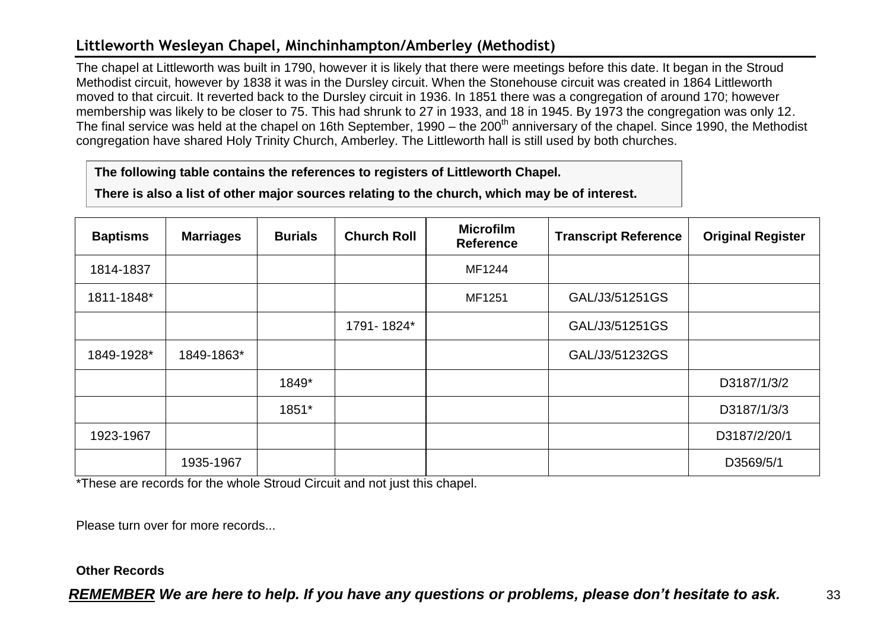## Littleworth Wesleyan Chapel, Minchinhampton/Amberley (Methodist)

The chapel at Littleworth was built in 1790, however it is likely that there were meetings before this date. It began in the Stroud Methodist circuit, however by 1838 it was in the Dursley circuit. When the Stonehouse circuit was created in 1864 Littleworth moved to that circuit. It reverted back to the Dursley circuit in 1936. In 1851 there was a congregation of around 170; however membership was likely to be closer to 75. This had shrunk to 27 in 1933, and 18 in 1945. By 1973 the congregation was only 12. The final service was held at the chapel on 16th September, 1990 – the 200th anniversary of the chapel. Since 1990, the Methodist congregation have shared Holy Trinity Church, Amberley. The Littleworth hall is still used by both churches.

**The following table contains the references to registers of Littleworth Chapel.**

**There is also a list of other major sources relating to the church, which may be of interest.**

| Baptisms | Marriages | Burials | Church Roll | Microfilm Reference | Transcript Reference | Original Register |
|---|---|---|---|---|---|---|
| 1814-1837 | | | | MF1244 | | |
| 1811-1848* | | | | MF1251 | GAL/J3/51251GS | |
| | | | 1791- 1824* | | GAL/J3/51251GS | |
| 1849-1928* | 1849-1863* | | | | GAL/J3/51232GS | |
| | | 1849* | | | | D3187/1/3/2 |
| | | 1851* | | | | D3187/1/3/3 |
| 1923-1967 | | | | | | D3187/2/20/1 |
| | 1935-1967 | | | | | D3569/5/1 |

*These are records for the whole Stroud Circuit and not just this chapel.

Please turn over for more records...

**Other Records**

***REMEMBER We are here to help. If you have any questions or problems, please don't hesitate to ask.***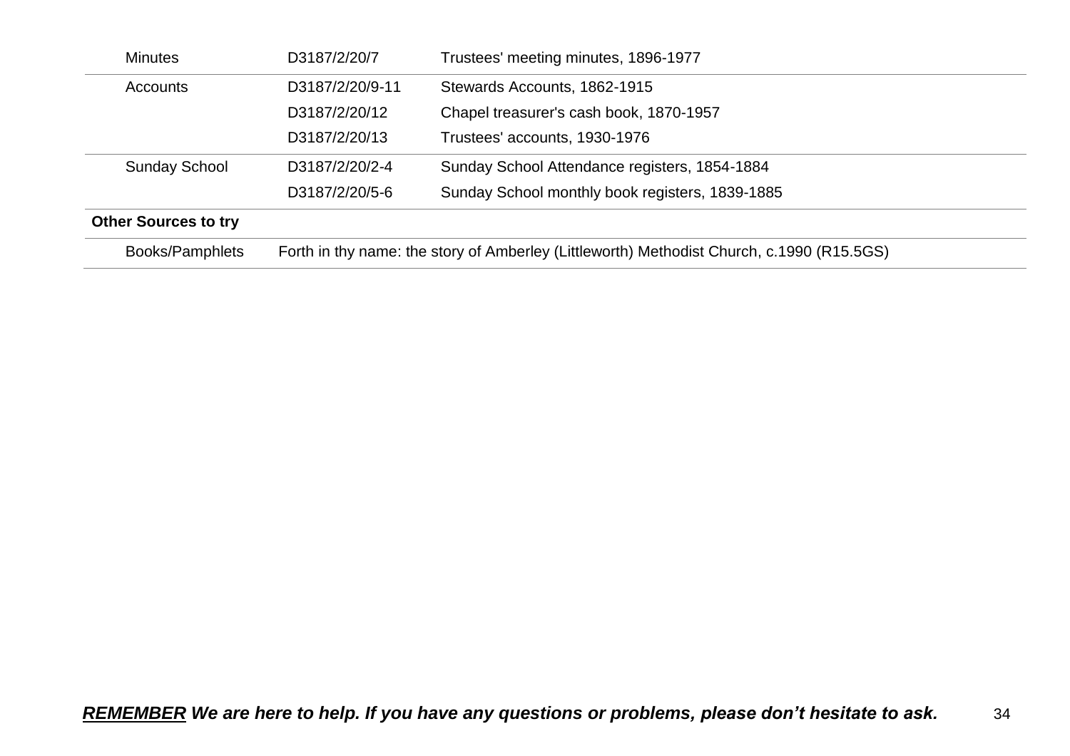| | | |
|---|---|---|
| Minutes | D3187/2/20/7 | Trustees' meeting minutes, 1896-1977 |
| Accounts | D3187/2/20/9-11 | Stewards Accounts, 1862-1915 |
| | D3187/2/20/12 | Chapel treasurer's cash book, 1870-1957 |
| | D3187/2/20/13 | Trustees' accounts, 1930-1976 |
| Sunday School | D3187/2/20/2-4 | Sunday School Attendance registers, 1854-1884 |
| | D3187/2/20/5-6 | Sunday School monthly book registers, 1839-1885 |
| **Other Sources to try** | | |
| Books/Pamphlets | Forth in thy name: the story of Amberley (Littleworth) Methodist Church, c.1990 (R15.5GS) | |

***<u>REMEMBER</u> We are here to help. If you have any questions or problems, please don't hesitate to ask.***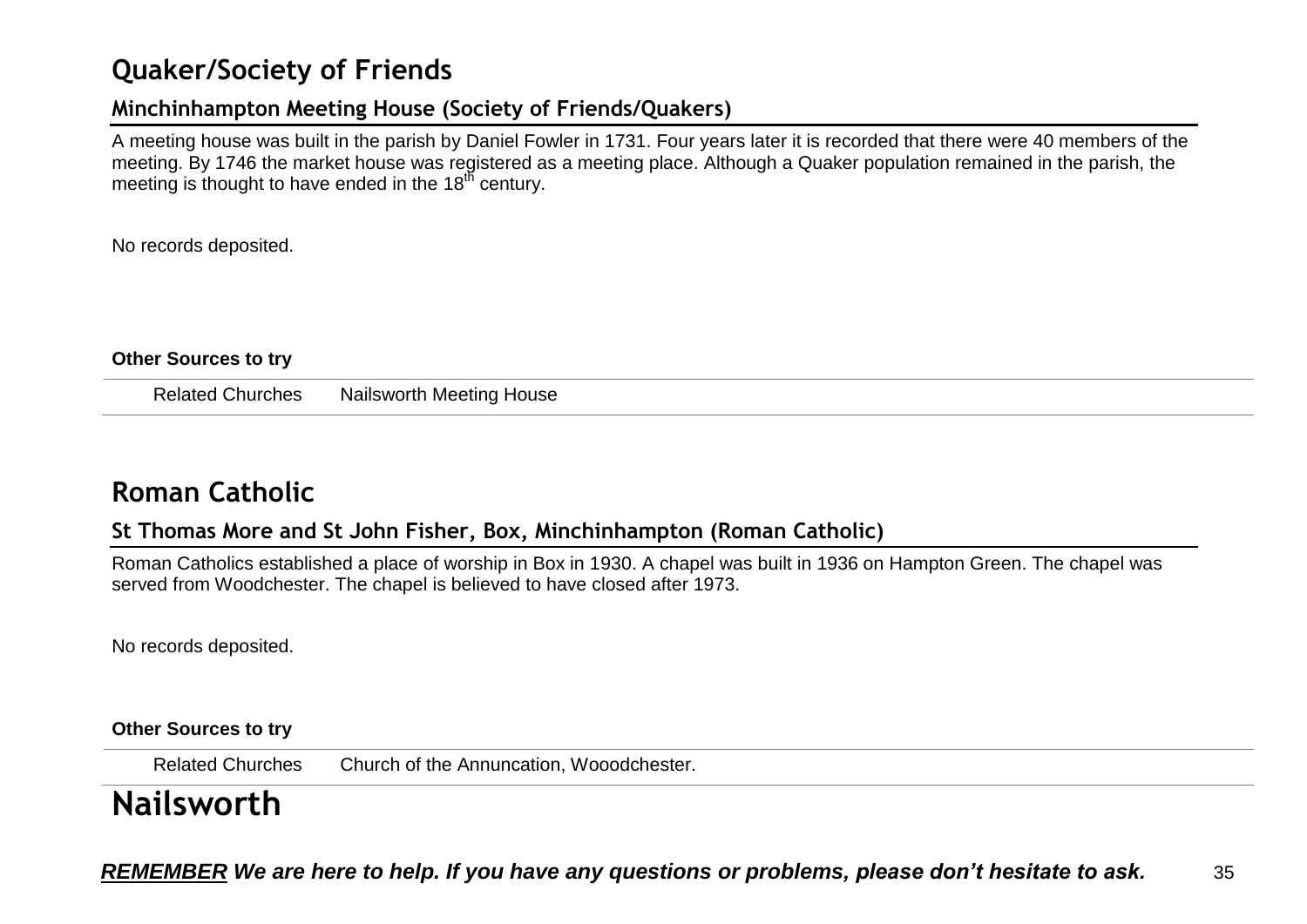# Quaker/Society of Friends

## Minchinhampton Meeting House (Society of Friends/Quakers)

A meeting house was built in the parish by Daniel Fowler in 1731. Four years later it is recorded that there were 40 members of the meeting. By 1746 the market house was registered as a meeting place. Although a Quaker population remained in the parish, the meeting is thought to have ended in the 18th century.

No records deposited.

**Other Sources to try**

| | |
|---|---|
| Related Churches | Nailsworth Meeting House |

# Roman Catholic

## St Thomas More and St John Fisher, Box, Minchinhampton (Roman Catholic)

Roman Catholics established a place of worship in Box in 1930. A chapel was built in 1936 on Hampton Green. The chapel was served from Woodchester. The chapel is believed to have closed after 1973.

No records deposited.

**Other Sources to try**

| | |
|---|---|
| Related Churches | Church of the Annuncation, Wooodchester. |

# Nailsworth

***REMEMBER We are here to help. If you have any questions or problems, please don't hesitate to ask.***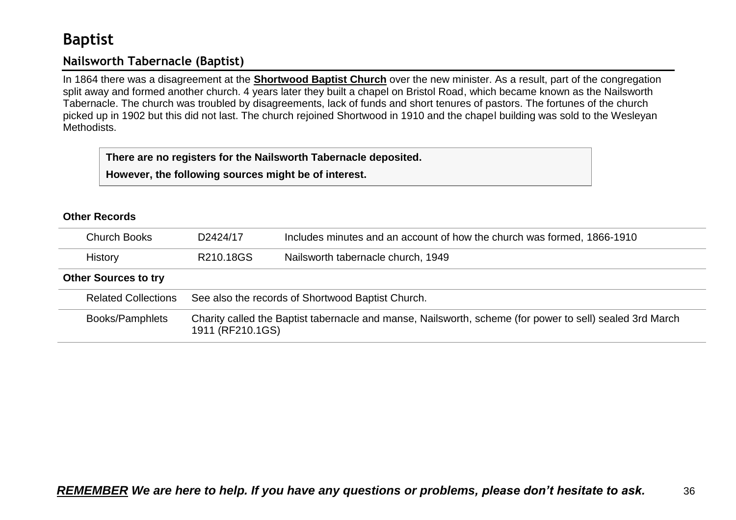# Baptist

## Nailsworth Tabernacle (Baptist)

In 1864 there was a disagreement at the **Shortwood Baptist Church** over the new minister. As a result, part of the congregation split away and formed another church. 4 years later they built a chapel on Bristol Road, which became known as the Nailsworth Tabernacle. The church was troubled by disagreements, lack of funds and short tenures of pastors. The fortunes of the church picked up in 1902 but this did not last. The church rejoined Shortwood in 1910 and the chapel building was sold to the Wesleyan Methodists.

> **There are no registers for the Nailsworth Tabernacle deposited.**
>
> **However, the following sources might be of interest.**

**Other Records**

| | | |
|---|---|---|
| Church Books | D2424/17 | Includes minutes and an account of how the church was formed, 1866-1910 |
| History | R210.18GS | Nailsworth tabernacle church, 1949 |

**Other Sources to try**

| | |
|---|---|
| Related Collections | See also the records of Shortwood Baptist Church. |
| Books/Pamphlets | Charity called the Baptist tabernacle and manse, Nailsworth, scheme (for power to sell) sealed 3rd March 1911 (RF210.1GS) |

***REMEMBER* We are here to help. If you have any questions or problems, please don't hesitate to ask.**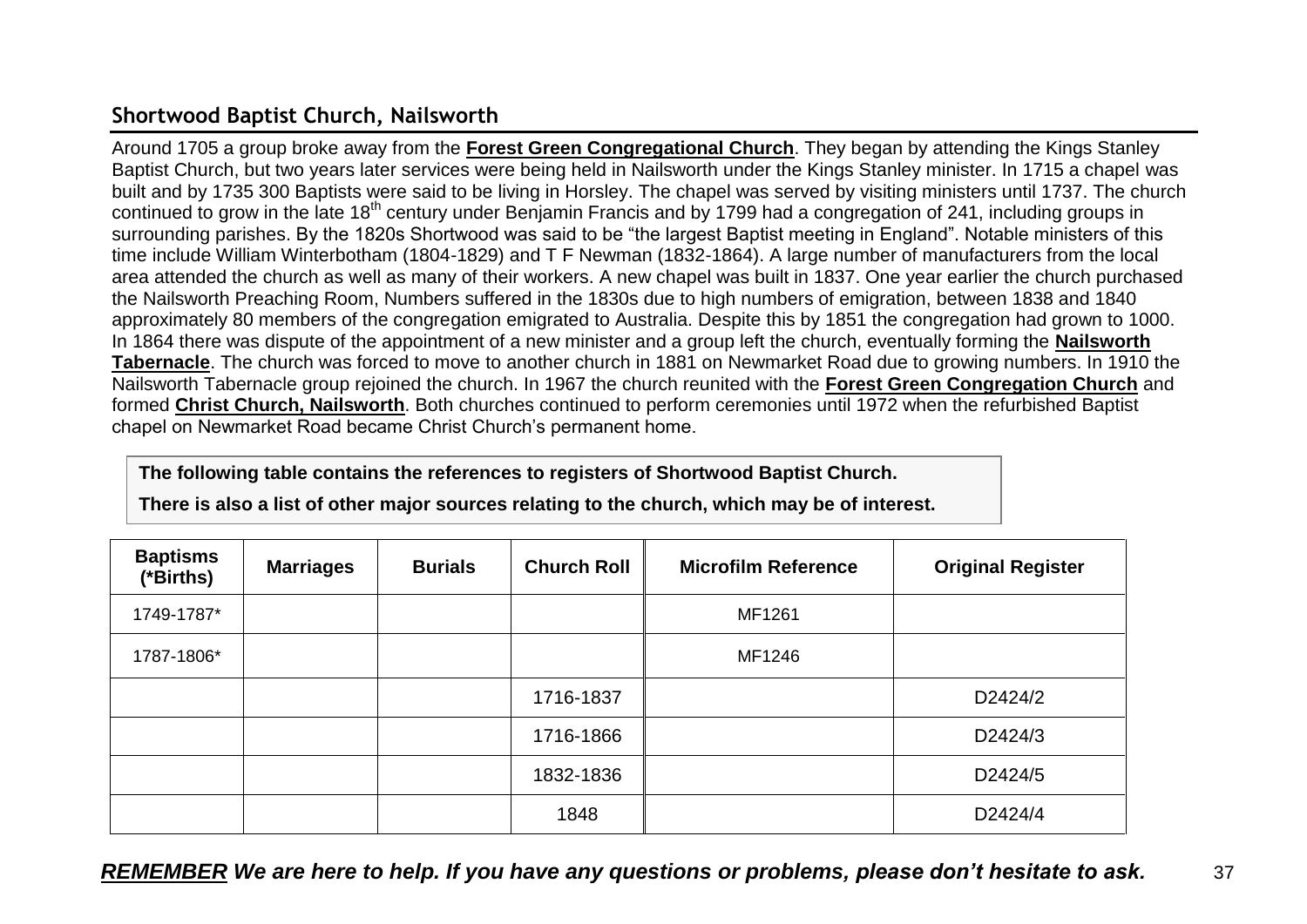## Shortwood Baptist Church, Nailsworth

Around 1705 a group broke away from the **Forest Green Congregational Church**. They began by attending the Kings Stanley Baptist Church, but two years later services were being held in Nailsworth under the Kings Stanley minister. In 1715 a chapel was built and by 1735 300 Baptists were said to be living in Horsley. The chapel was served by visiting ministers until 1737. The church continued to grow in the late 18th century under Benjamin Francis and by 1799 had a congregation of 241, including groups in surrounding parishes. By the 1820s Shortwood was said to be "the largest Baptist meeting in England". Notable ministers of this time include William Winterbotham (1804-1829) and T F Newman (1832-1864). A large number of manufacturers from the local area attended the church as well as many of their workers. A new chapel was built in 1837. One year earlier the church purchased the Nailsworth Preaching Room, Numbers suffered in the 1830s due to high numbers of emigration, between 1838 and 1840 approximately 80 members of the congregation emigrated to Australia. Despite this by 1851 the congregation had grown to 1000. In 1864 there was dispute of the appointment of a new minister and a group left the church, eventually forming the **Nailsworth Tabernacle**. The church was forced to move to another church in 1881 on Newmarket Road due to growing numbers. In 1910 the Nailsworth Tabernacle group rejoined the church. In 1967 the church reunited with the **Forest Green Congregation Church** and formed **Christ Church, Nailsworth**. Both churches continued to perform ceremonies until 1972 when the refurbished Baptist chapel on Newmarket Road became Christ Church's permanent home.

**The following table contains the references to registers of Shortwood Baptist Church.**

**There is also a list of other major sources relating to the church, which may be of interest.**

| Baptisms (*Births) | Marriages | Burials | Church Roll | Microfilm Reference | Original Register |
|---|---|---|---|---|---|
| 1749-1787* | | | | MF1261 | |
| 1787-1806* | | | | MF1246 | |
| | | | 1716-1837 | | D2424/2 |
| | | | 1716-1866 | | D2424/3 |
| | | | 1832-1836 | | D2424/5 |
| | | | 1848 | | D2424/4 |

***REMEMBER** We are here to help. If you have any questions or problems, please don't hesitate to ask.*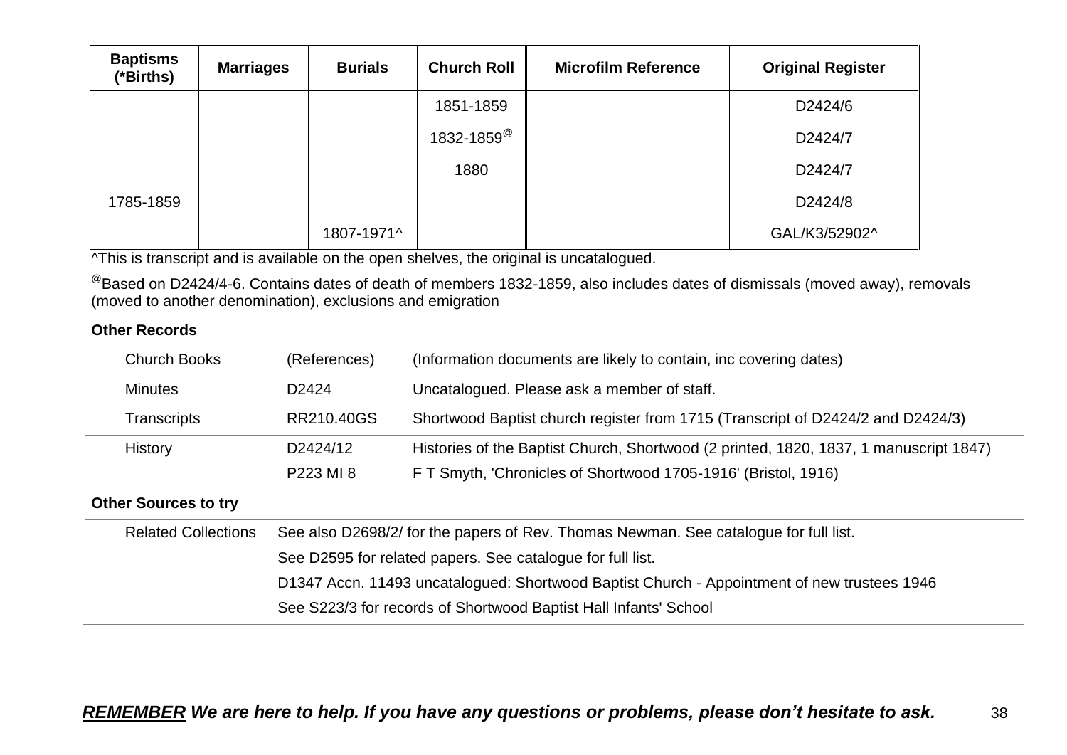| Baptisms (*Births) | Marriages | Burials | Church Roll | Microfilm Reference | Original Register |
|---|---|---|---|---|---|
| | | | 1851-1859 | | D2424/6 |
| | | | 1832-1859[@] | | D2424/7 |
| | | | 1880 | | D2424/7 |
| 1785-1859 | | | | | D2424/8 |
| | | 1807-1971^ | | | GAL/K3/52902^ |

^This is transcript and is available on the open shelves, the original is uncatalogued.

[@]Based on D2424/4-6. Contains dates of death of members 1832-1859, also includes dates of dismissals (moved away), removals (moved to another denomination), exclusions and emigration

**Other Records**

| Church Books | (References) | (Information documents are likely to contain, inc covering dates) |
|---|---|---|
| Minutes | D2424 | Uncatalogued. Please ask a member of staff. |
| Transcripts | RR210.40GS | Shortwood Baptist church register from 1715 (Transcript of D2424/2 and D2424/3) |
| History | D2424/12 | Histories of the Baptist Church, Shortwood (2 printed, 1820, 1837, 1 manuscript 1847) |
| | P223 MI 8 | F T Smyth, 'Chronicles of Shortwood 1705-1916' (Bristol, 1916) |

**Other Sources to try**

Related Collections

- See also D2698/2/ for the papers of Rev. Thomas Newman. See catalogue for full list.
- See D2595 for related papers. See catalogue for full list.
- D1347 Accn. 11493 uncatalogued: Shortwood Baptist Church - Appointment of new trustees 1946
- See S223/3 for records of Shortwood Baptist Hall Infants' School

***REMEMBER** We are here to help. If you have any questions or problems, please don't hesitate to ask.*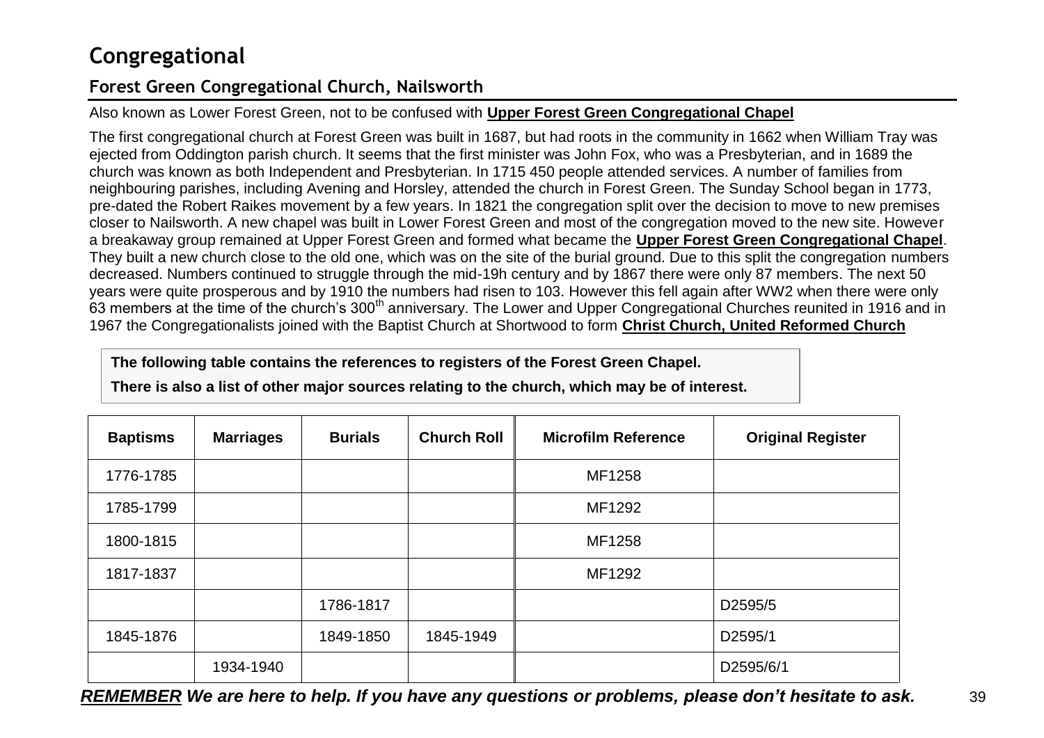# Congregational

## Forest Green Congregational Church, Nailsworth

Also known as Lower Forest Green, not to be confused with **Upper Forest Green Congregational Chapel**

The first congregational church at Forest Green was built in 1687, but had roots in the community in 1662 when William Tray was ejected from Oddington parish church. It seems that the first minister was John Fox, who was a Presbyterian, and in 1689 the church was known as both Independent and Presbyterian. In 1715 450 people attended services. A number of families from neighbouring parishes, including Avening and Horsley, attended the church in Forest Green. The Sunday School began in 1773, pre-dated the Robert Raikes movement by a few years. In 1821 the congregation split over the decision to move to new premises closer to Nailsworth. A new chapel was built in Lower Forest Green and most of the congregation moved to the new site. However a breakaway group remained at Upper Forest Green and formed what became the **Upper Forest Green Congregational Chapel**. They built a new church close to the old one, which was on the site of the burial ground. Due to this split the congregation numbers decreased. Numbers continued to struggle through the mid-19h century and by 1867 there were only 87 members. The next 50 years were quite prosperous and by 1910 the numbers had risen to 103. However this fell again after WW2 when there were only 63 members at the time of the church's 300th anniversary. The Lower and Upper Congregational Churches reunited in 1916 and in 1967 the Congregationalists joined with the Baptist Church at Shortwood to form **Christ Church, United Reformed Church**

**The following table contains the references to registers of the Forest Green Chapel.**

**There is also a list of other major sources relating to the church, which may be of interest.**

| Baptisms | Marriages | Burials | Church Roll | Microfilm Reference | Original Register |
|---|---|---|---|---|---|
| 1776-1785 | | | | MF1258 | |
| 1785-1799 | | | | MF1292 | |
| 1800-1815 | | | | MF1258 | |
| 1817-1837 | | | | MF1292 | |
| | | 1786-1817 | | | D2595/5 |
| 1845-1876 | | 1849-1850 | 1845-1949 | | D2595/1 |
| | 1934-1940 | | | | D2595/6/1 |

***REMEMBER We are here to help. If you have any questions or problems, please don't hesitate to ask.***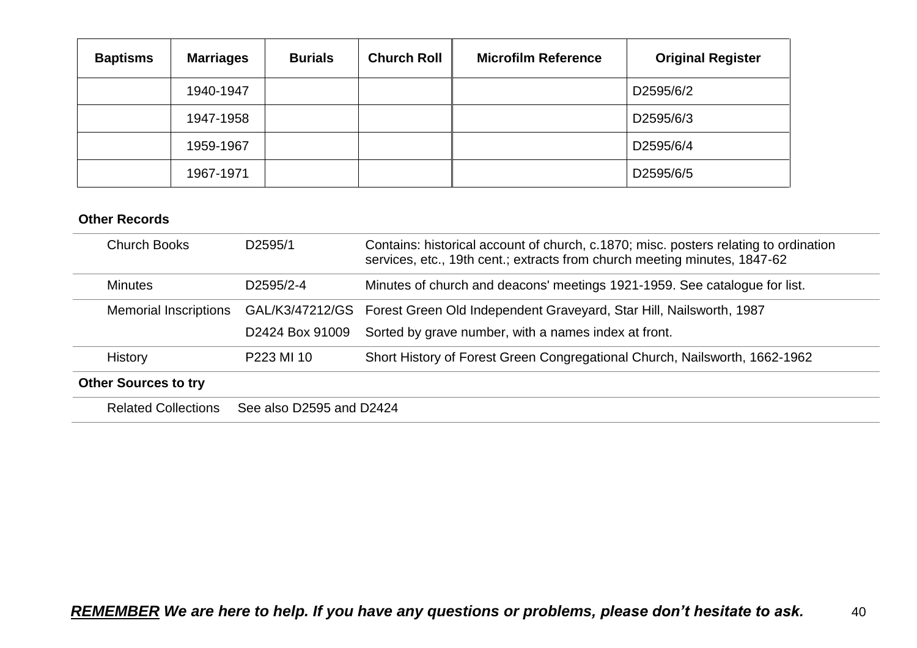| Baptisms | Marriages | Burials | Church Roll | Microfilm Reference | Original Register |
|---|---|---|---|---|---|
| | 1940-1947 | | | | D2595/6/2 |
| | 1947-1958 | | | | D2595/6/3 |
| | 1959-1967 | | | | D2595/6/4 |
| | 1967-1971 | | | | D2595/6/5 |

**Other Records**

| | | |
|---|---|---|
| Church Books | D2595/1 | Contains: historical account of church, c.1870; misc. posters relating to ordination services, etc., 19th cent.; extracts from church meeting minutes, 1847-62 |
| Minutes | D2595/2-4 | Minutes of church and deacons' meetings 1921-1959. See catalogue for list. |
| Memorial Inscriptions | GAL/K3/47212/GS | Forest Green Old Independent Graveyard, Star Hill, Nailsworth, 1987 |
| | D2424 Box 91009 | Sorted by grave number, with a names index at front. |
| History | P223 MI 10 | Short History of Forest Green Congregational Church, Nailsworth, 1662-1962 |

**Other Sources to try**

| | |
|---|---|
| Related Collections | See also D2595 and D2424 |

***REMEMBER* We are here to help. If you have any questions or problems, please don't hesitate to ask.**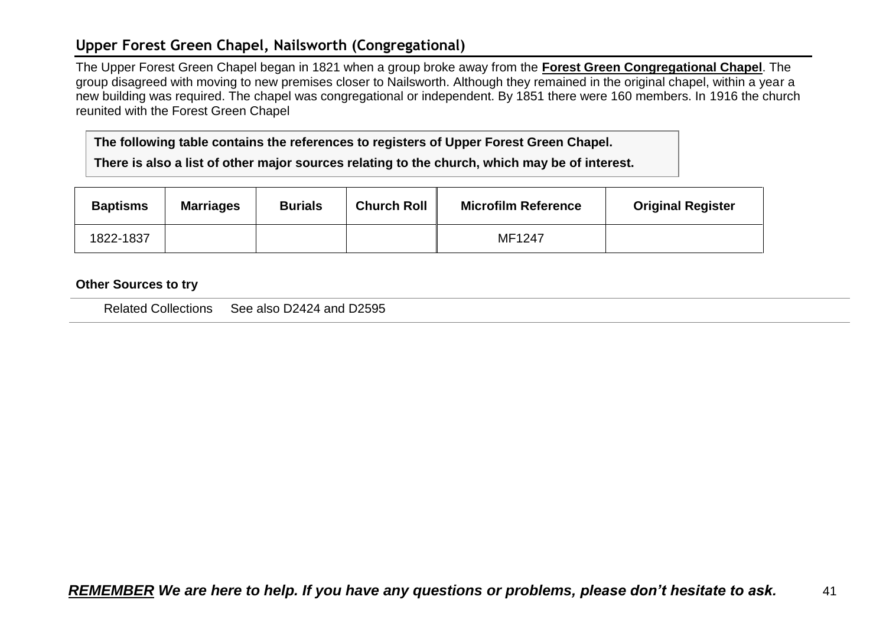## Upper Forest Green Chapel, Nailsworth (Congregational)

The Upper Forest Green Chapel began in 1821 when a group broke away from the **Forest Green Congregational Chapel**. The group disagreed with moving to new premises closer to Nailsworth. Although they remained in the original chapel, within a year a new building was required. The chapel was congregational or independent. By 1851 there were 160 members. In 1916 the church reunited with the Forest Green Chapel

**The following table contains the references to registers of Upper Forest Green Chapel.**

**There is also a list of other major sources relating to the church, which may be of interest.**

| Baptisms | Marriages | Burials | Church Roll | Microfilm Reference | Original Register |
|---|---|---|---|---|---|
| 1822-1837 | | | | MF1247 | |

**Other Sources to try**

| | |
|---|---|
| Related Collections | See also D2424 and D2595 |

***REMEMBER* We are here to help. If you have any questions or problems, please don't hesitate to ask.**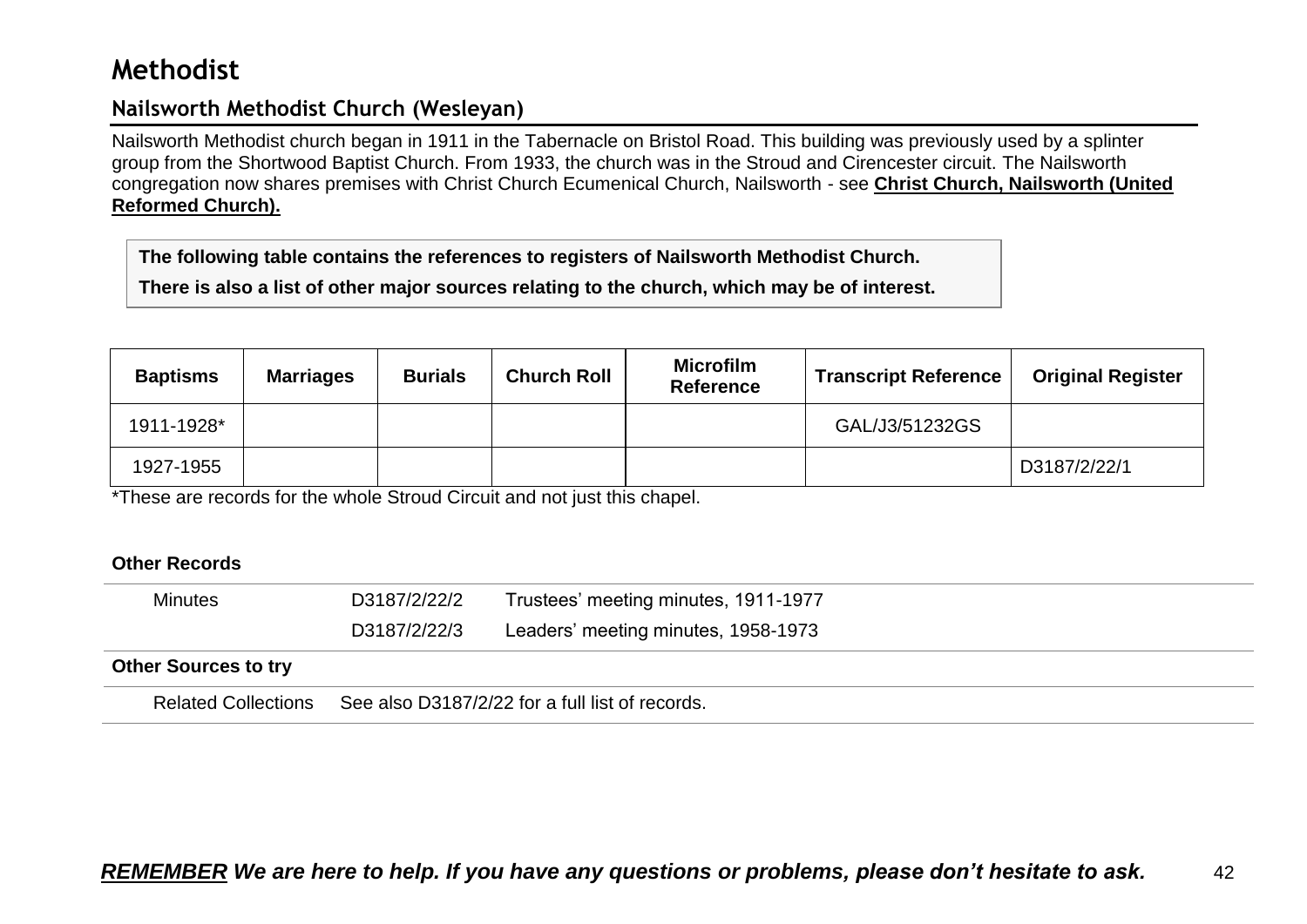# Methodist

## Nailsworth Methodist Church (Wesleyan)

Nailsworth Methodist church began in 1911 in the Tabernacle on Bristol Road. This building was previously used by a splinter group from the Shortwood Baptist Church. From 1933, the church was in the Stroud and Cirencester circuit. The Nailsworth congregation now shares premises with Christ Church Ecumenical Church, Nailsworth - see **Christ Church, Nailsworth (United Reformed Church).**

**The following table contains the references to registers of Nailsworth Methodist Church.**

**There is also a list of other major sources relating to the church, which may be of interest.**

| Baptisms | Marriages | Burials | Church Roll | Microfilm Reference | Transcript Reference | Original Register |
|---|---|---|---|---|---|---|
| 1911-1928* | | | | | GAL/J3/51232GS | |
| 1927-1955 | | | | | | D3187/2/22/1 |

*These are records for the whole Stroud Circuit and not just this chapel.

**Other Records**

| | | |
|---|---|---|
| Minutes | D3187/2/22/2 | Trustees' meeting minutes, 1911-1977 |
| | D3187/2/22/3 | Leaders' meeting minutes, 1958-1973 |

**Other Sources to try**

Related Collections See also D3187/2/22 for a full list of records.

***REMEMBER We are here to help. If you have any questions or problems, please don't hesitate to ask.***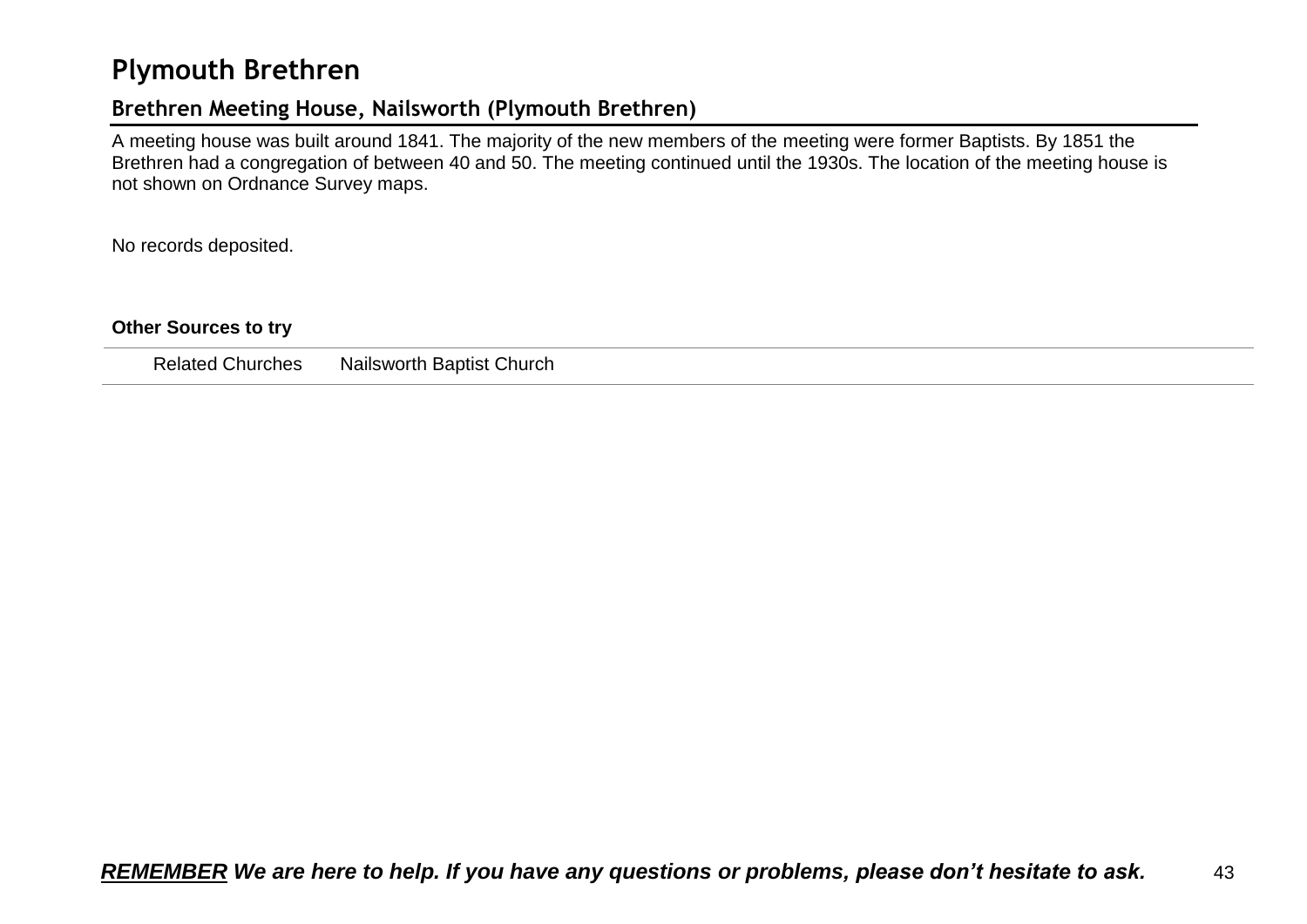# Plymouth Brethren

## Brethren Meeting House, Nailsworth (Plymouth Brethren)

A meeting house was built around 1841. The majority of the new members of the meeting were former Baptists. By 1851 the Brethren had a congregation of between 40 and 50. The meeting continued until the 1930s. The location of the meeting house is not shown on Ordnance Survey maps.

No records deposited.

**Other Sources to try**

| | |
|---|---|
| Related Churches | Nailsworth Baptist Church |

***REMEMBER* We are here to help. If you have any questions or problems, please don't hesitate to ask.**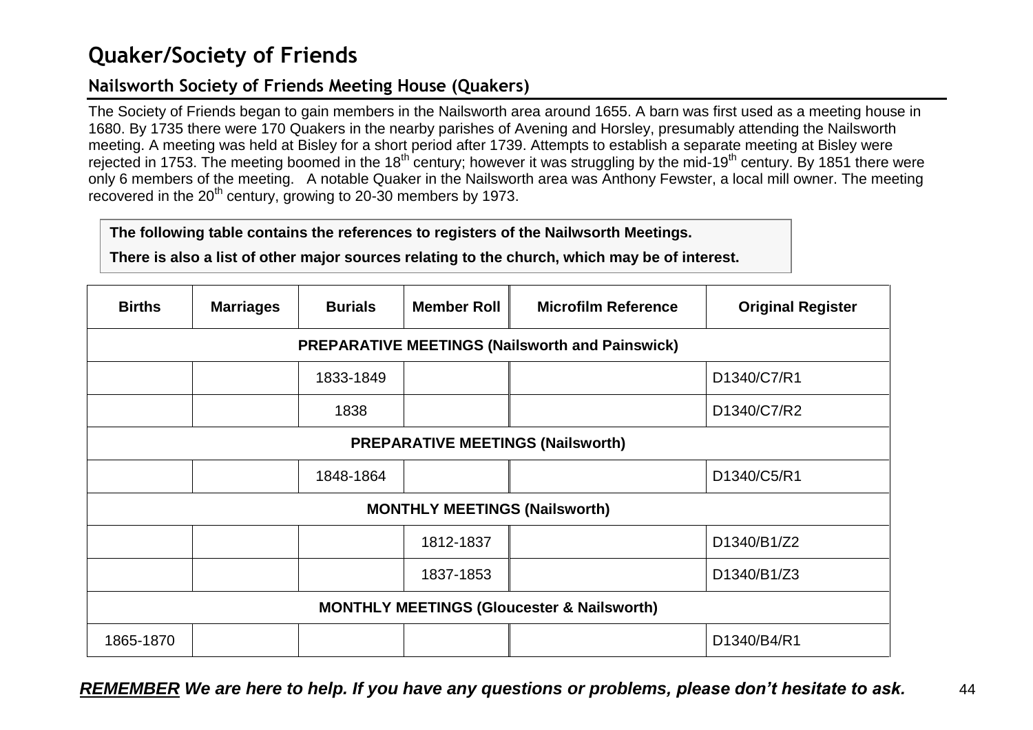# Quaker/Society of Friends

## Nailsworth Society of Friends Meeting House (Quakers)

The Society of Friends began to gain members in the Nailsworth area around 1655. A barn was first used as a meeting house in 1680. By 1735 there were 170 Quakers in the nearby parishes of Avening and Horsley, presumably attending the Nailsworth meeting. A meeting was held at Bisley for a short period after 1739. Attempts to establish a separate meeting at Bisley were rejected in 1753. The meeting boomed in the 18th century; however it was struggling by the mid-19th century. By 1851 there were only 6 members of the meeting. A notable Quaker in the Nailsworth area was Anthony Fewster, a local mill owner. The meeting recovered in the 20th century, growing to 20-30 members by 1973.

**The following table contains the references to registers of the Nailwsorth Meetings.**

**There is also a list of other major sources relating to the church, which may be of interest.**

| Births | Marriages | Burials | Member Roll | Microfilm Reference | Original Register |
|---|---|---|---|---|---|
| **PREPARATIVE MEETINGS (Nailsworth and Painswick)** | | | | | |
| | | 1833-1849 | | | D1340/C7/R1 |
| | | 1838 | | | D1340/C7/R2 |
| **PREPARATIVE MEETINGS (Nailsworth)** | | | | | |
| | | 1848-1864 | | | D1340/C5/R1 |
| **MONTHLY MEETINGS (Nailsworth)** | | | | | |
| | | | 1812-1837 | | D1340/B1/Z2 |
| | | | 1837-1853 | | D1340/B1/Z3 |
| **MONTHLY MEETINGS (Gloucester & Nailsworth)** | | | | | |
| 1865-1870 | | | | | D1340/B4/R1 |

***REMEMBER We are here to help. If you have any questions or problems, please don't hesitate to ask.***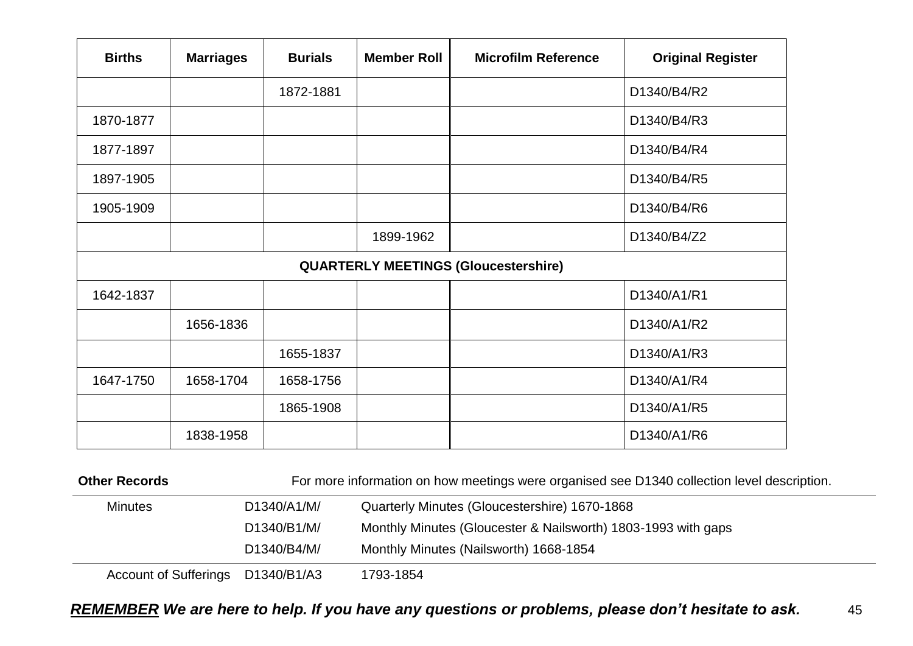| Births | Marriages | Burials | Member Roll | Microfilm Reference | Original Register |
|---|---|---|---|---|---|
| | | 1872-1881 | | | D1340/B4/R2 |
| 1870-1877 | | | | | D1340/B4/R3 |
| 1877-1897 | | | | | D1340/B4/R4 |
| 1897-1905 | | | | | D1340/B4/R5 |
| 1905-1909 | | | | | D1340/B4/R6 |
| | | | 1899-1962 | | D1340/B4/Z2 |
| **QUARTERLY MEETINGS (Gloucestershire)** | | | | | |
| 1642-1837 | | | | | D1340/A1/R1 |
| | 1656-1836 | | | | D1340/A1/R2 |
| | | 1655-1837 | | | D1340/A1/R3 |
| 1647-1750 | 1658-1704 | 1658-1756 | | | D1340/A1/R4 |
| | | 1865-1908 | | | D1340/A1/R5 |
| | 1838-1958 | | | | D1340/A1/R6 |

**Other Records** For more information on how meetings were organised see D1340 collection level description.

| | | |
|---|---|---|
| Minutes | D1340/A1/M/ | Quarterly Minutes (Gloucestershire) 1670-1868 |
| | D1340/B1/M/ | Monthly Minutes (Gloucester & Nailsworth) 1803-1993 with gaps |
| | D1340/B4/M/ | Monthly Minutes (Nailsworth) 1668-1854 |
| Account of Sufferings | D1340/B1/A3 | 1793-1854 |

***REMEMBER We are here to help. If you have any questions or problems, please don't hesitate to ask.***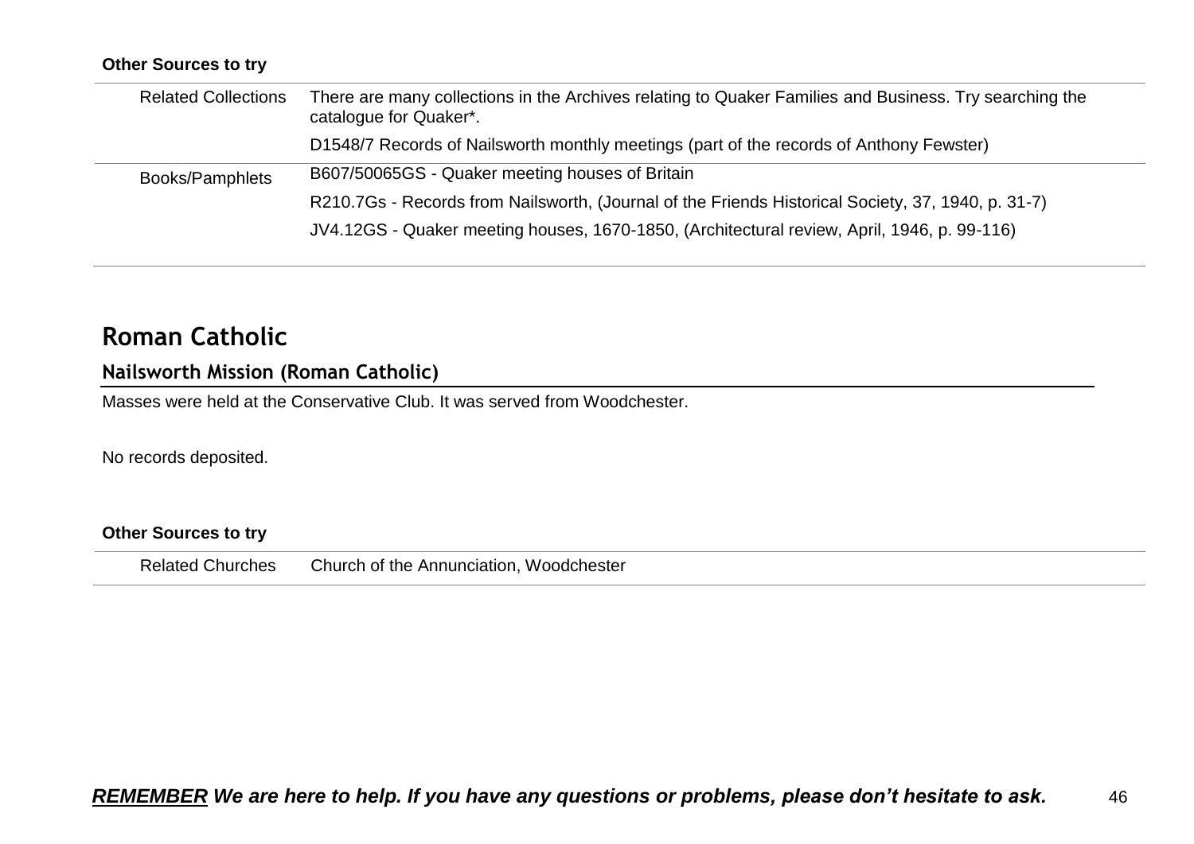**Other Sources to try**

| | |
|---|---|
| Related Collections | There are many collections in the Archives relating to Quaker Families and Business. Try searching the catalogue for Quaker*. |
| | D1548/7 Records of Nailsworth monthly meetings (part of the records of Anthony Fewster) |
| Books/Pamphlets | B607/50065GS - Quaker meeting houses of Britain |
| | R210.7Gs - Records from Nailsworth, (Journal of the Friends Historical Society, 37, 1940, p. 31-7) |
| | JV4.12GS - Quaker meeting houses, 1670-1850, (Architectural review, April, 1946, p. 99-116) |

# Roman Catholic

## Nailsworth Mission (Roman Catholic)

Masses were held at the Conservative Club. It was served from Woodchester.

No records deposited.

**Other Sources to try**

| | |
|---|---|
| Related Churches | Church of the Annunciation, Woodchester |

***REMEMBER*** ***We are here to help. If you have any questions or problems, please don't hesitate to ask.***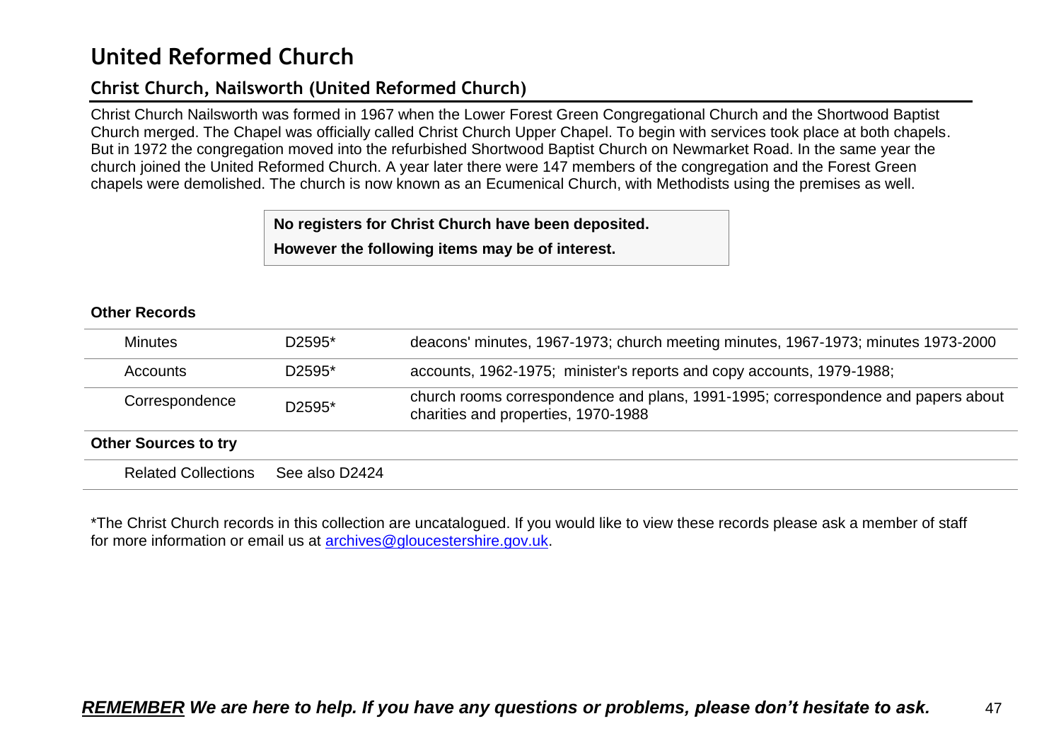# United Reformed Church

## Christ Church, Nailsworth (United Reformed Church)

Christ Church Nailsworth was formed in 1967 when the Lower Forest Green Congregational Church and the Shortwood Baptist Church merged. The Chapel was officially called Christ Church Upper Chapel. To begin with services took place at both chapels. But in 1972 the congregation moved into the refurbished Shortwood Baptist Church on Newmarket Road. In the same year the church joined the United Reformed Church. A year later there were 147 members of the congregation and the Forest Green chapels were demolished. The church is now known as an Ecumenical Church, with Methodists using the premises as well.

**No registers for Christ Church have been deposited.**

**However the following items may be of interest.**

**Other Records**

| | | |
|---|---|---|
| Minutes | D2595* | deacons' minutes, 1967-1973; church meeting minutes, 1967-1973; minutes 1973-2000 |
| Accounts | D2595* | accounts, 1962-1975; minister's reports and copy accounts, 1979-1988; |
| Correspondence | D2595* | church rooms correspondence and plans, 1991-1995; correspondence and papers about charities and properties, 1970-1988 |

**Other Sources to try**

| | | |
|---|---|---|
| Related Collections | See also D2424 | |

*The Christ Church records in this collection are uncatalogued. If you would like to view these records please ask a member of staff for more information or email us at archives@gloucestershire.gov.uk.

***REMEMBER* We are here to help. If you have any questions or problems, please don't hesitate to ask.**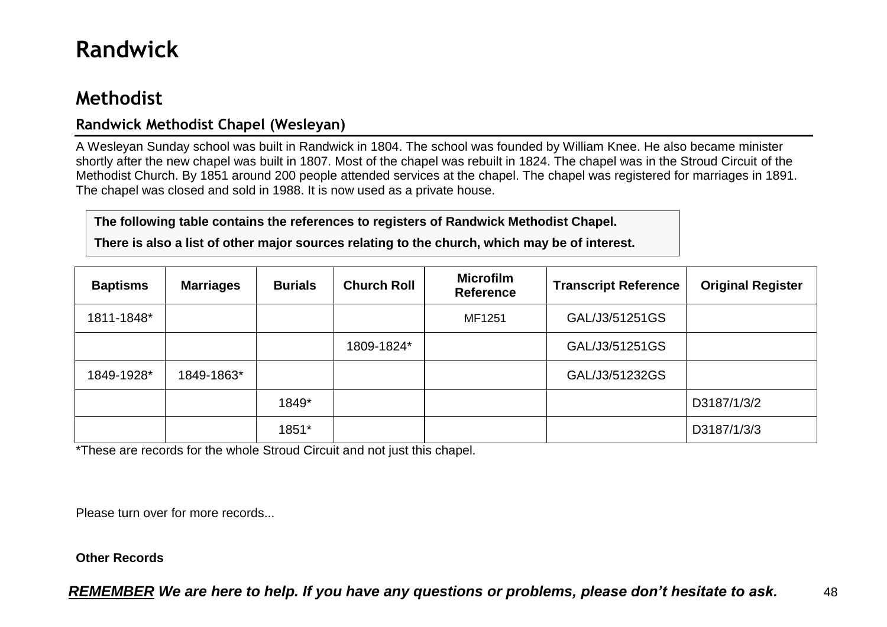# Randwick

## Methodist

### Randwick Methodist Chapel (Wesleyan)

A Wesleyan Sunday school was built in Randwick in 1804. The school was founded by William Knee. He also became minister shortly after the new chapel was built in 1807. Most of the chapel was rebuilt in 1824. The chapel was in the Stroud Circuit of the Methodist Church. By 1851 around 200 people attended services at the chapel. The chapel was registered for marriages in 1891. The chapel was closed and sold in 1988. It is now used as a private house.

**The following table contains the references to registers of Randwick Methodist Chapel.**

**There is also a list of other major sources relating to the church, which may be of interest.**

| Baptisms | Marriages | Burials | Church Roll | Microfilm Reference | Transcript Reference | Original Register |
|---|---|---|---|---|---|---|
| 1811-1848* | | | | MF1251 | GAL/J3/51251GS | |
| | | | 1809-1824* | | GAL/J3/51251GS | |
| 1849-1928* | 1849-1863* | | | | GAL/J3/51232GS | |
| | | 1849* | | | | D3187/1/3/2 |
| | | 1851* | | | | D3187/1/3/3 |

*These are records for the whole Stroud Circuit and not just this chapel.

Please turn over for more records...

**Other Records**

***REMEMBER* We are here to help. If you have any questions or problems, please don't hesitate to ask.**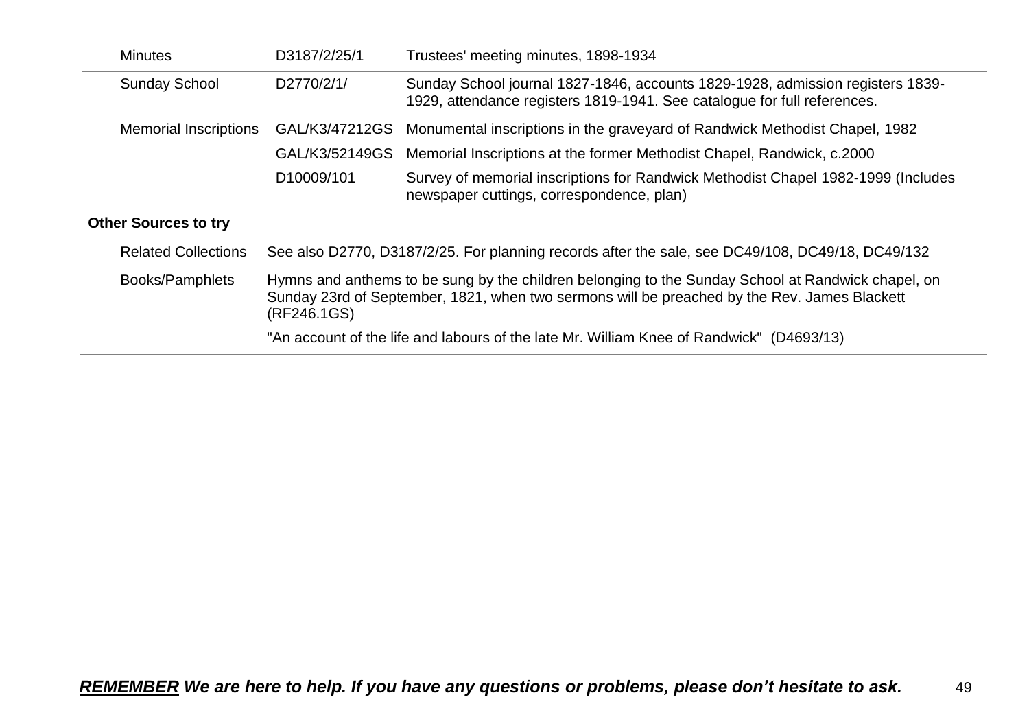| | | |
|---|---|---|
| Minutes | D3187/2/25/1 | Trustees' meeting minutes, 1898-1934 |
| Sunday School | D2770/2/1/ | Sunday School journal 1827-1846, accounts 1829-1928, admission registers 1839-1929, attendance registers 1819-1941. See catalogue for full references. |
| Memorial Inscriptions | GAL/K3/47212GS | Monumental inscriptions in the graveyard of Randwick Methodist Chapel, 1982 |
| | GAL/K3/52149GS | Memorial Inscriptions at the former Methodist Chapel, Randwick, c.2000 |
| | D10009/101 | Survey of memorial inscriptions for Randwick Methodist Chapel 1982-1999 (Includes newspaper cuttings, correspondence, plan) |

**Other Sources to try**

| | |
|---|---|
| Related Collections | See also D2770, D3187/2/25. For planning records after the sale, see DC49/108, DC49/18, DC49/132 |
| Books/Pamphlets | Hymns and anthems to be sung by the children belonging to the Sunday School at Randwick chapel, on Sunday 23rd of September, 1821, when two sermons will be preached by the Rev. James Blackett (RF246.1GS) |
| | "An account of the life and labours of the late Mr. William Knee of Randwick" (D4693/13) |

***<u>REMEMBER</u> We are here to help. If you have any questions or problems, please don't hesitate to ask.***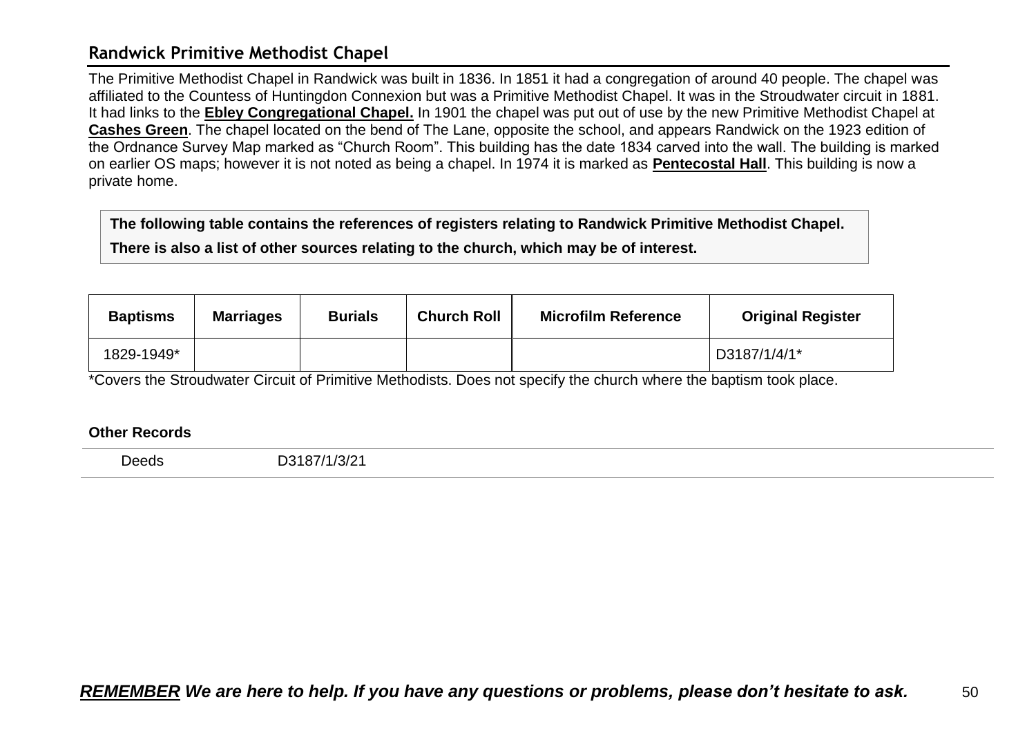## Randwick Primitive Methodist Chapel

The Primitive Methodist Chapel in Randwick was built in 1836. In 1851 it had a congregation of around 40 people. The chapel was affiliated to the Countess of Huntingdon Connexion but was a Primitive Methodist Chapel. It was in the Stroudwater circuit in 1881. It had links to the **Ebley Congregational Chapel.** In 1901 the chapel was put out of use by the new Primitive Methodist Chapel at **Cashes Green**. The chapel located on the bend of The Lane, opposite the school, and appears Randwick on the 1923 edition of the Ordnance Survey Map marked as "Church Room". This building has the date 1834 carved into the wall. The building is marked on earlier OS maps; however it is not noted as being a chapel. In 1974 it is marked as **Pentecostal Hall**. This building is now a private home.

**The following table contains the references of registers relating to Randwick Primitive Methodist Chapel.**

**There is also a list of other sources relating to the church, which may be of interest.**

| Baptisms | Marriages | Burials | Church Roll | Microfilm Reference | Original Register |
|---|---|---|---|---|---|
| 1829-1949* | | | | | D3187/1/4/1* |

*Covers the Stroudwater Circuit of Primitive Methodists. Does not specify the church where the baptism took place.

**Other Records**

| | |
|---|---|
| Deeds | D3187/1/3/21 |

***REMEMBER We are here to help. If you have any questions or problems, please don't hesitate to ask.***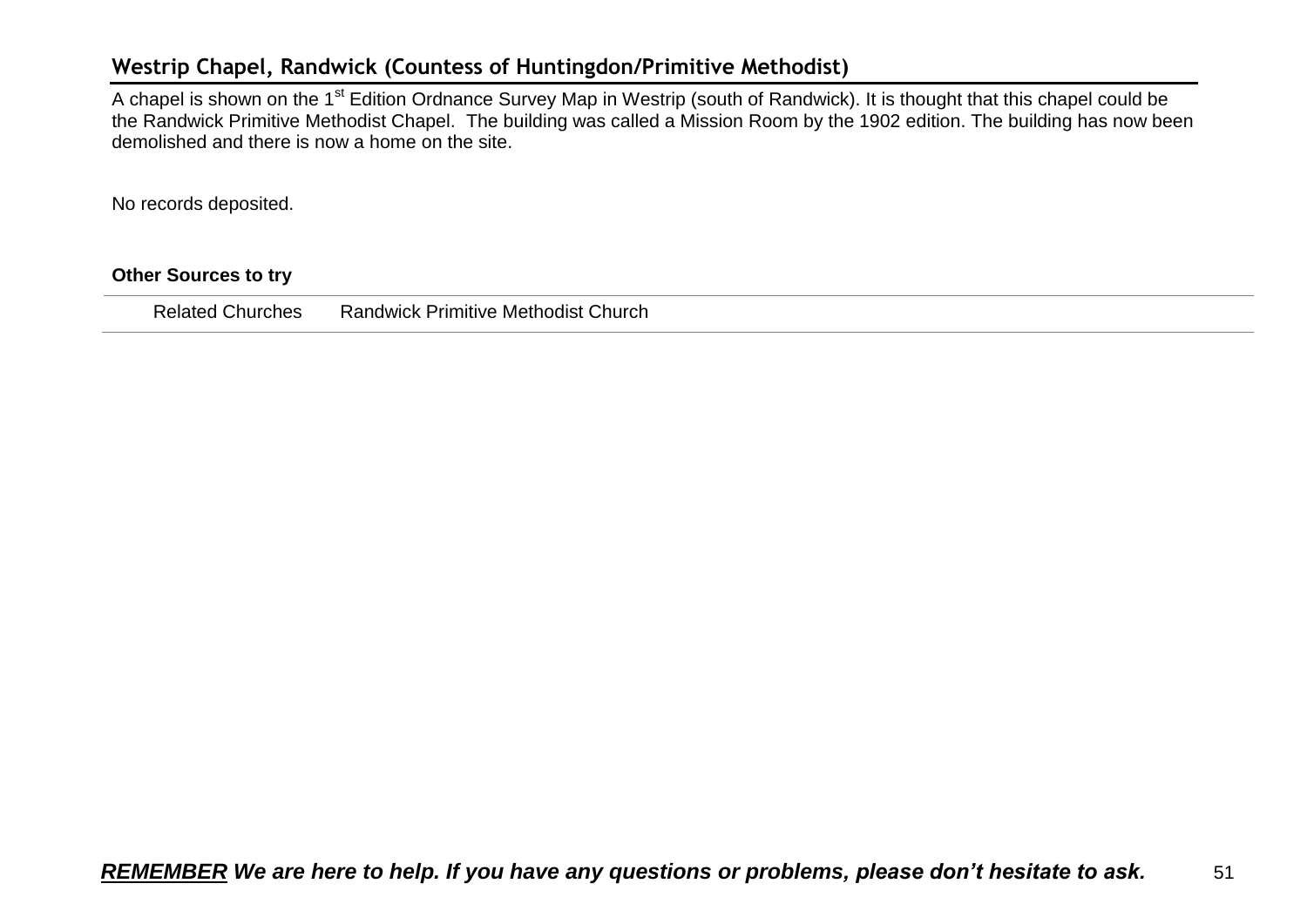## Westrip Chapel, Randwick (Countess of Huntingdon/Primitive Methodist)

A chapel is shown on the 1st Edition Ordnance Survey Map in Westrip (south of Randwick). It is thought that this chapel could be the Randwick Primitive Methodist Chapel. The building was called a Mission Room by the 1902 edition. The building has now been demolished and there is now a home on the site.

No records deposited.

**Other Sources to try**

| | |
|---|---|
| Related Churches | Randwick Primitive Methodist Church |

***REMEMBER** We are here to help. If you have any questions or problems, please don't hesitate to ask.*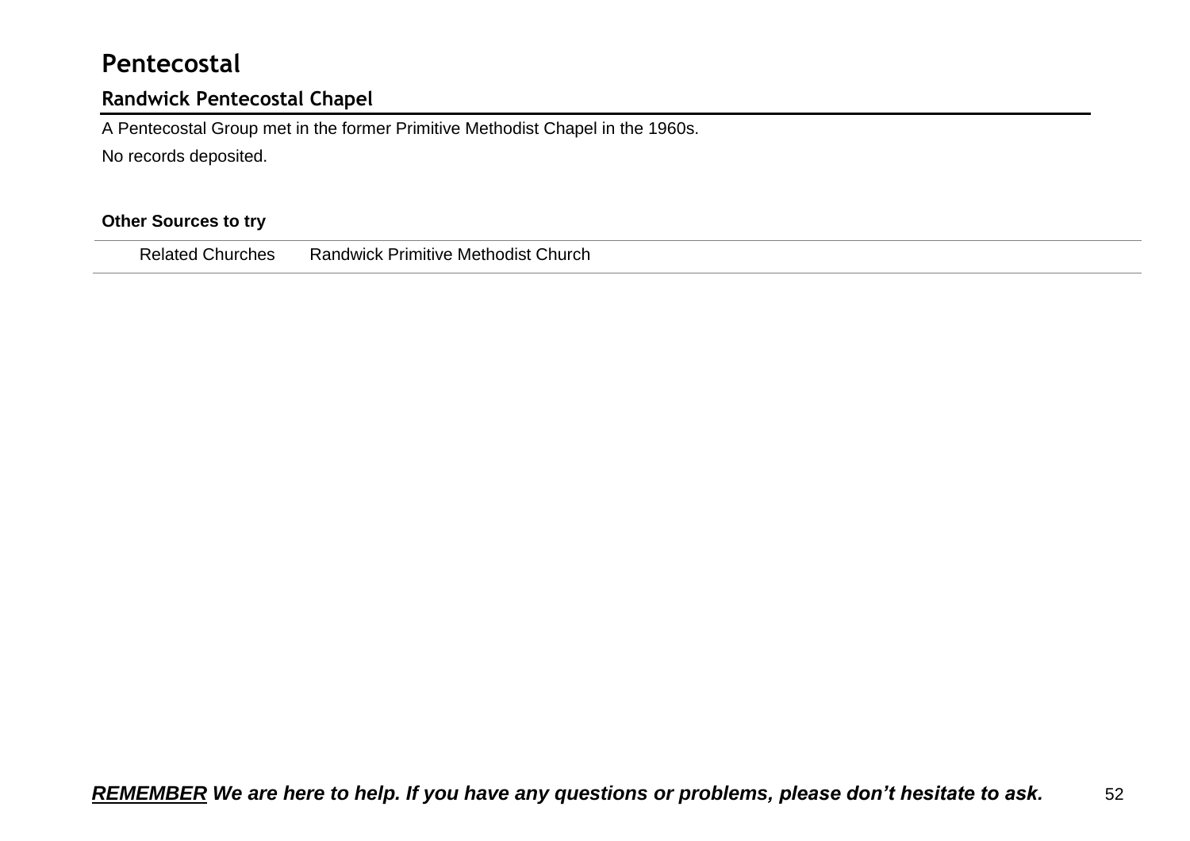# Pentecostal

## Randwick Pentecostal Chapel

A Pentecostal Group met in the former Primitive Methodist Chapel in the 1960s.

No records deposited.

**Other Sources to try**

| | |
|---|---|
| Related Churches | Randwick Primitive Methodist Church |

***REMEMBER* We are here to help. If you have any questions or problems, please don't hesitate to ask.**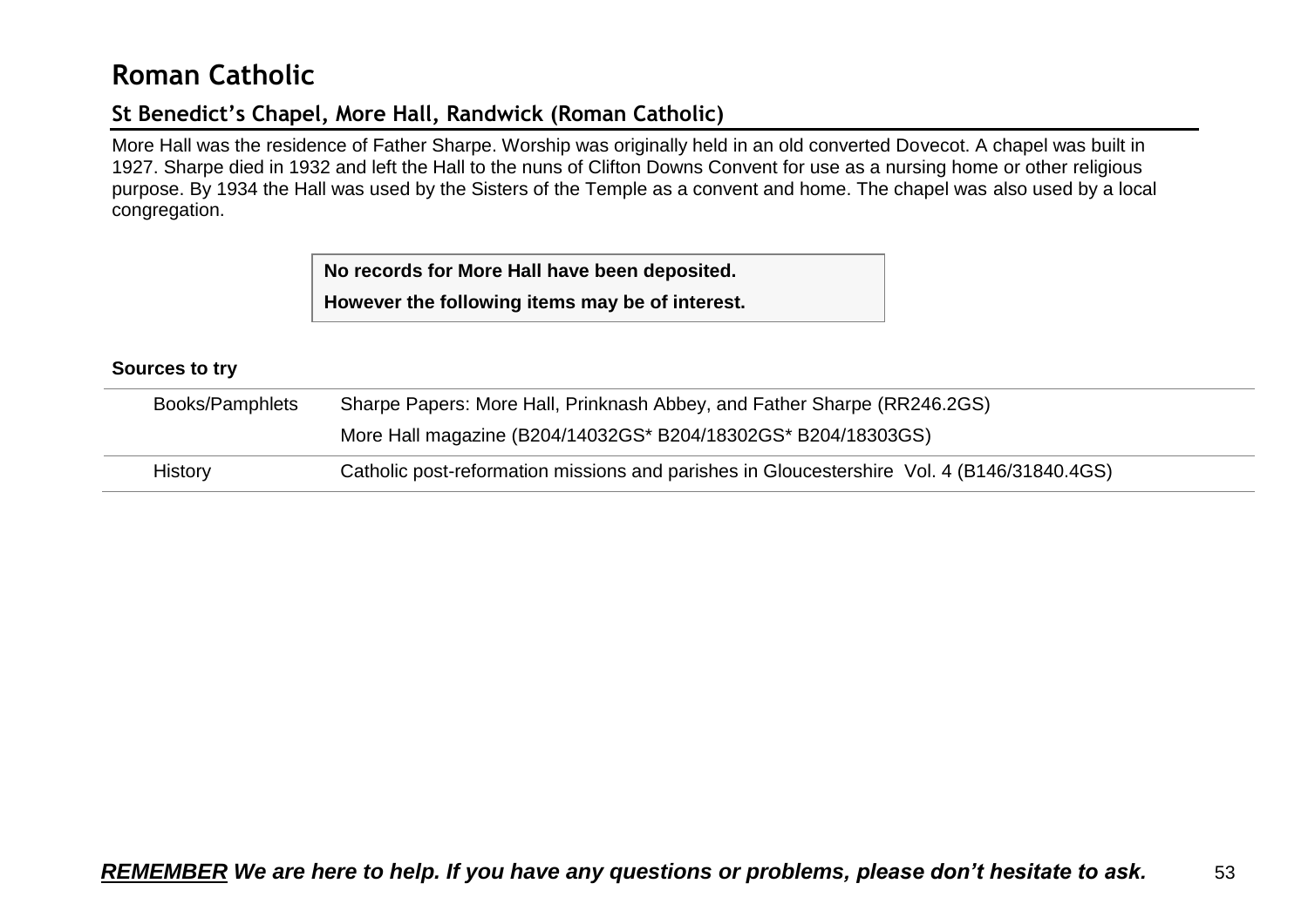# Roman Catholic

## St Benedict's Chapel, More Hall, Randwick (Roman Catholic)

More Hall was the residence of Father Sharpe. Worship was originally held in an old converted Dovecot. A chapel was built in 1927. Sharpe died in 1932 and left the Hall to the nuns of Clifton Downs Convent for use as a nursing home or other religious purpose. By 1934 the Hall was used by the Sisters of the Temple as a convent and home. The chapel was also used by a local congregation.

**No records for More Hall have been deposited.**

**However the following items may be of interest.**

**Sources to try**

| | |
|---|---|
| Books/Pamphlets | Sharpe Papers: More Hall, Prinknash Abbey, and Father Sharpe (RR246.2GS)<br>More Hall magazine (B204/14032GS* B204/18302GS* B204/18303GS) |
| History | Catholic post-reformation missions and parishes in Gloucestershire Vol. 4 (B146/31840.4GS) |

***<u>REMEMBER</u> We are here to help. If you have any questions or problems, please don't hesitate to ask.***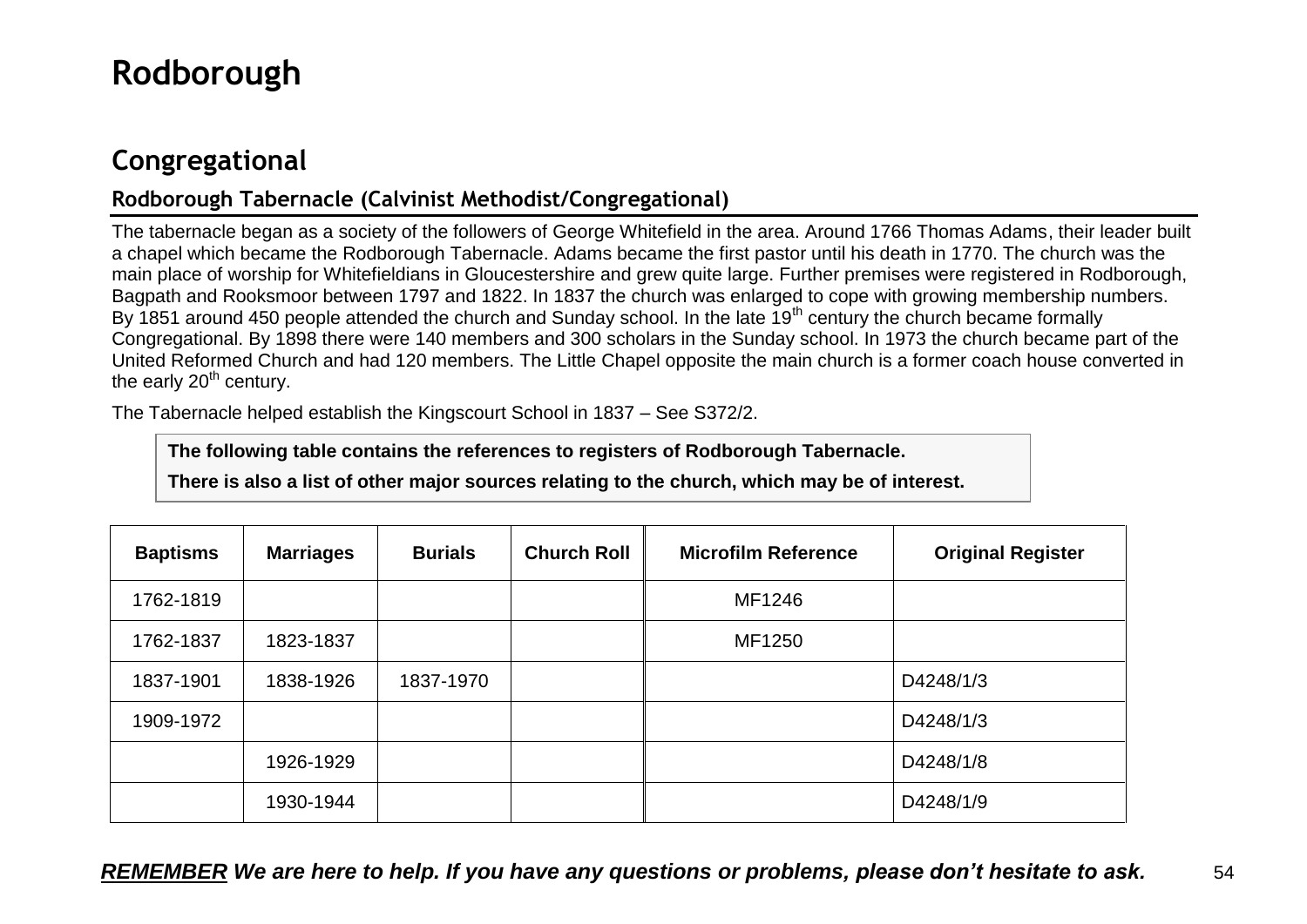# Rodborough

## Congregational

### Rodborough Tabernacle (Calvinist Methodist/Congregational)

The tabernacle began as a society of the followers of George Whitefield in the area. Around 1766 Thomas Adams, their leader built a chapel which became the Rodborough Tabernacle. Adams became the first pastor until his death in 1770. The church was the main place of worship for Whitefieldians in Gloucestershire and grew quite large. Further premises were registered in Rodborough, Bagpath and Rooksmoor between 1797 and 1822. In 1837 the church was enlarged to cope with growing membership numbers. By 1851 around 450 people attended the church and Sunday school. In the late 19th century the church became formally Congregational. By 1898 there were 140 members and 300 scholars in the Sunday school. In 1973 the church became part of the United Reformed Church and had 120 members. The Little Chapel opposite the main church is a former coach house converted in the early 20th century.

The Tabernacle helped establish the Kingscourt School in 1837 – See S372/2.

**The following table contains the references to registers of Rodborough Tabernacle.**

**There is also a list of other major sources relating to the church, which may be of interest.**

| Baptisms | Marriages | Burials | Church Roll | Microfilm Reference | Original Register |
|---|---|---|---|---|---|
| 1762-1819 | | | | MF1246 | |
| 1762-1837 | 1823-1837 | | | MF1250 | |
| 1837-1901 | 1838-1926 | 1837-1970 | | | D4248/1/3 |
| 1909-1972 | | | | | D4248/1/3 |
| | 1926-1929 | | | | D4248/1/8 |
| | 1930-1944 | | | | D4248/1/9 |

***REMEMBER* We are here to help. If you have any questions or problems, please don't hesitate to ask.**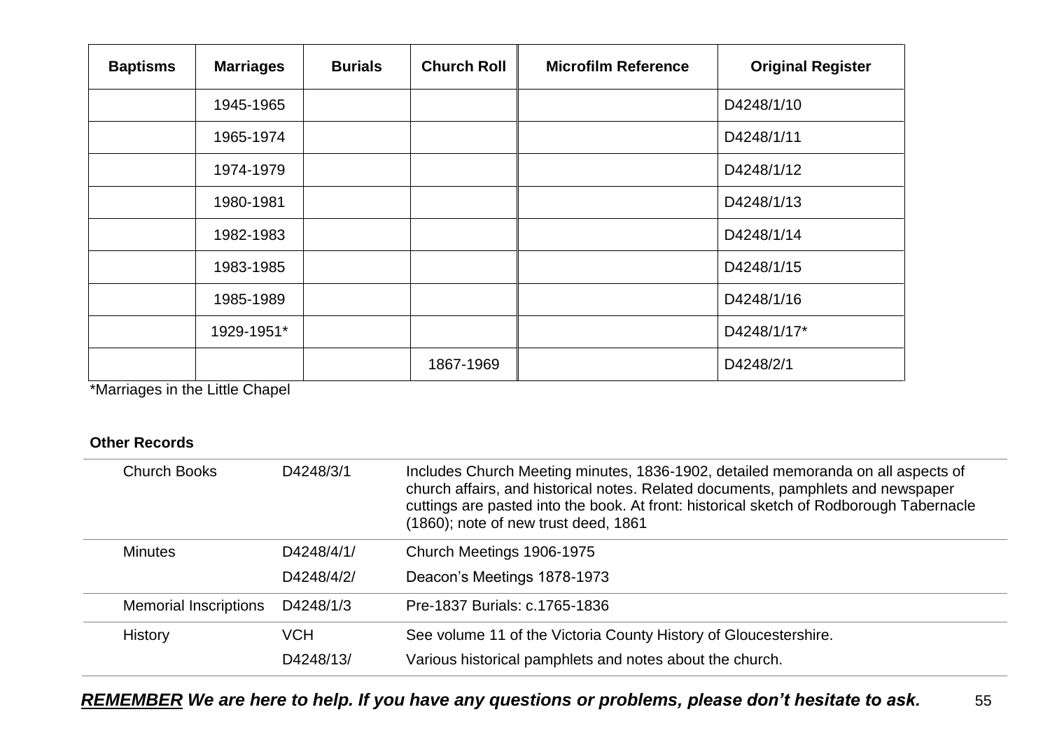| Baptisms | Marriages | Burials | Church Roll | Microfilm Reference | Original Register |
|---|---|---|---|---|---|
| | 1945-1965 | | | | D4248/1/10 |
| | 1965-1974 | | | | D4248/1/11 |
| | 1974-1979 | | | | D4248/1/12 |
| | 1980-1981 | | | | D4248/1/13 |
| | 1982-1983 | | | | D4248/1/14 |
| | 1983-1985 | | | | D4248/1/15 |
| | 1985-1989 | | | | D4248/1/16 |
| | 1929-1951* | | | | D4248/1/17* |
| | | | 1867-1969 | | D4248/2/1 |

*Marriages in the Little Chapel

**Other Records**

| | | |
|---|---|---|
| Church Books | D4248/3/1 | Includes Church Meeting minutes, 1836-1902, detailed memoranda on all aspects of church affairs, and historical notes. Related documents, pamphlets and newspaper cuttings are pasted into the book. At front: historical sketch of Rodborough Tabernacle (1860); note of new trust deed, 1861 |
| Minutes | D4248/4/1/ | Church Meetings 1906-1975 |
| | D4248/4/2/ | Deacon's Meetings 1878-1973 |
| Memorial Inscriptions | D4248/1/3 | Pre-1837 Burials: c.1765-1836 |
| History | VCH | See volume 11 of the Victoria County History of Gloucestershire. |
| | D4248/13/ | Various historical pamphlets and notes about the church. |

***REMEMBER* We are here to help. If you have any questions or problems, please don't hesitate to ask.**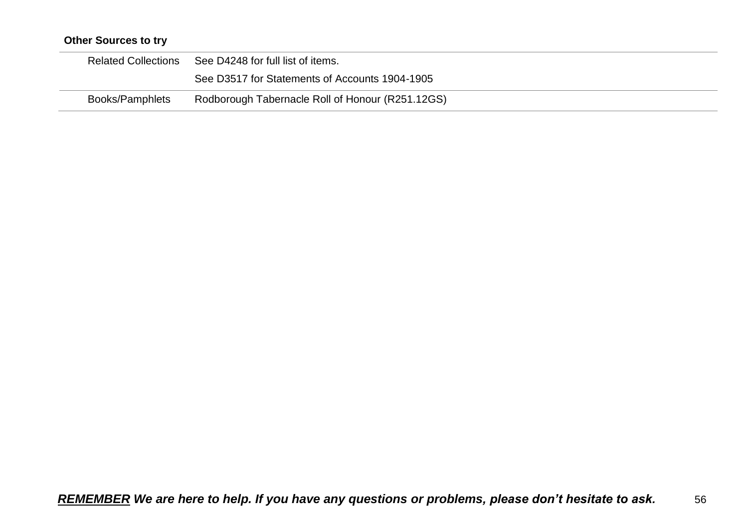**Other Sources to try**

| | |
|---|---|
| Related Collections | See D4248 for full list of items. |
| | See D3517 for Statements of Accounts 1904-1905 |
| Books/Pamphlets | Rodborough Tabernacle Roll of Honour (R251.12GS) |

***REMEMBER* We are here to help. If you have any questions or problems, please don't hesitate to ask.**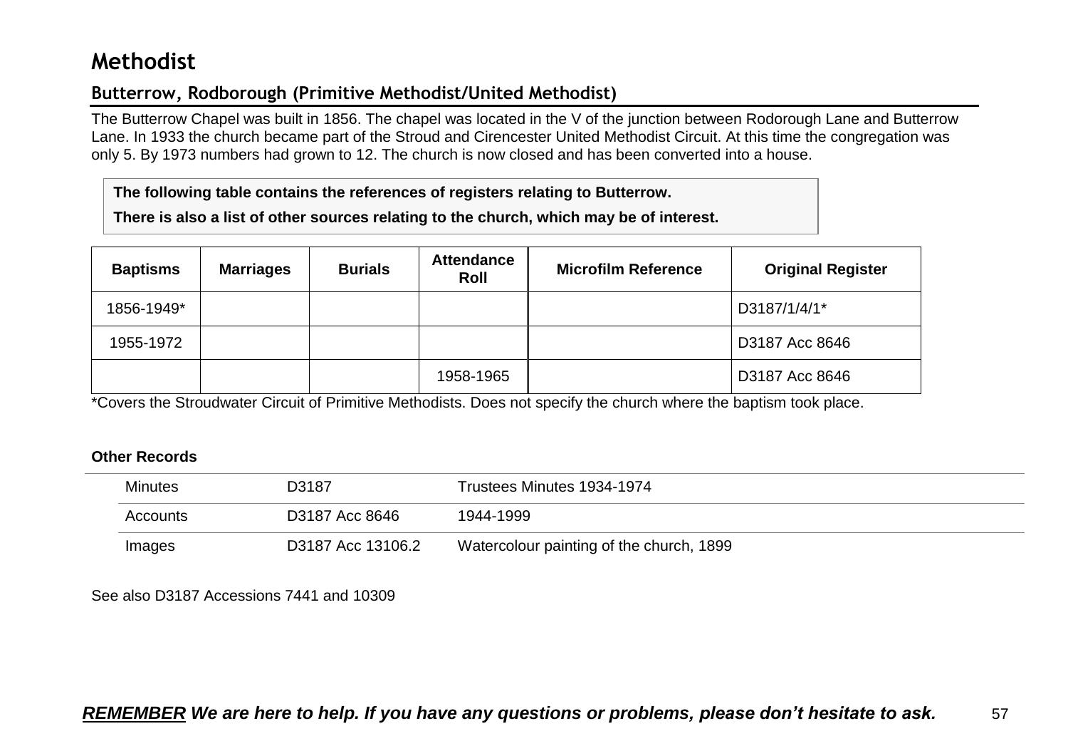# Methodist

## Butterrow, Rodborough (Primitive Methodist/United Methodist)

The Butterrow Chapel was built in 1856. The chapel was located in the V of the junction between Rodorough Lane and Butterrow Lane. In 1933 the church became part of the Stroud and Cirencester United Methodist Circuit. At this time the congregation was only 5. By 1973 numbers had grown to 12. The church is now closed and has been converted into a house.

**The following table contains the references of registers relating to Butterrow.**

**There is also a list of other sources relating to the church, which may be of interest.**

| Baptisms | Marriages | Burials | Attendance Roll | Microfilm Reference | Original Register |
|---|---|---|---|---|---|
| 1856-1949* | | | | | D3187/1/4/1* |
| 1955-1972 | | | | | D3187 Acc 8646 |
| | | | 1958-1965 | | D3187 Acc 8646 |

*Covers the Stroudwater Circuit of Primitive Methodists. Does not specify the church where the baptism took place.

**Other Records**

| | | |
|---|---|---|
| Minutes | D3187 | Trustees Minutes 1934-1974 |
| Accounts | D3187 Acc 8646 | 1944-1999 |
| Images | D3187 Acc 13106.2 | Watercolour painting of the church, 1899 |

See also D3187 Accessions 7441 and 10309

***REMEMBER** We are here to help. If you have any questions or problems, please don't hesitate to ask.*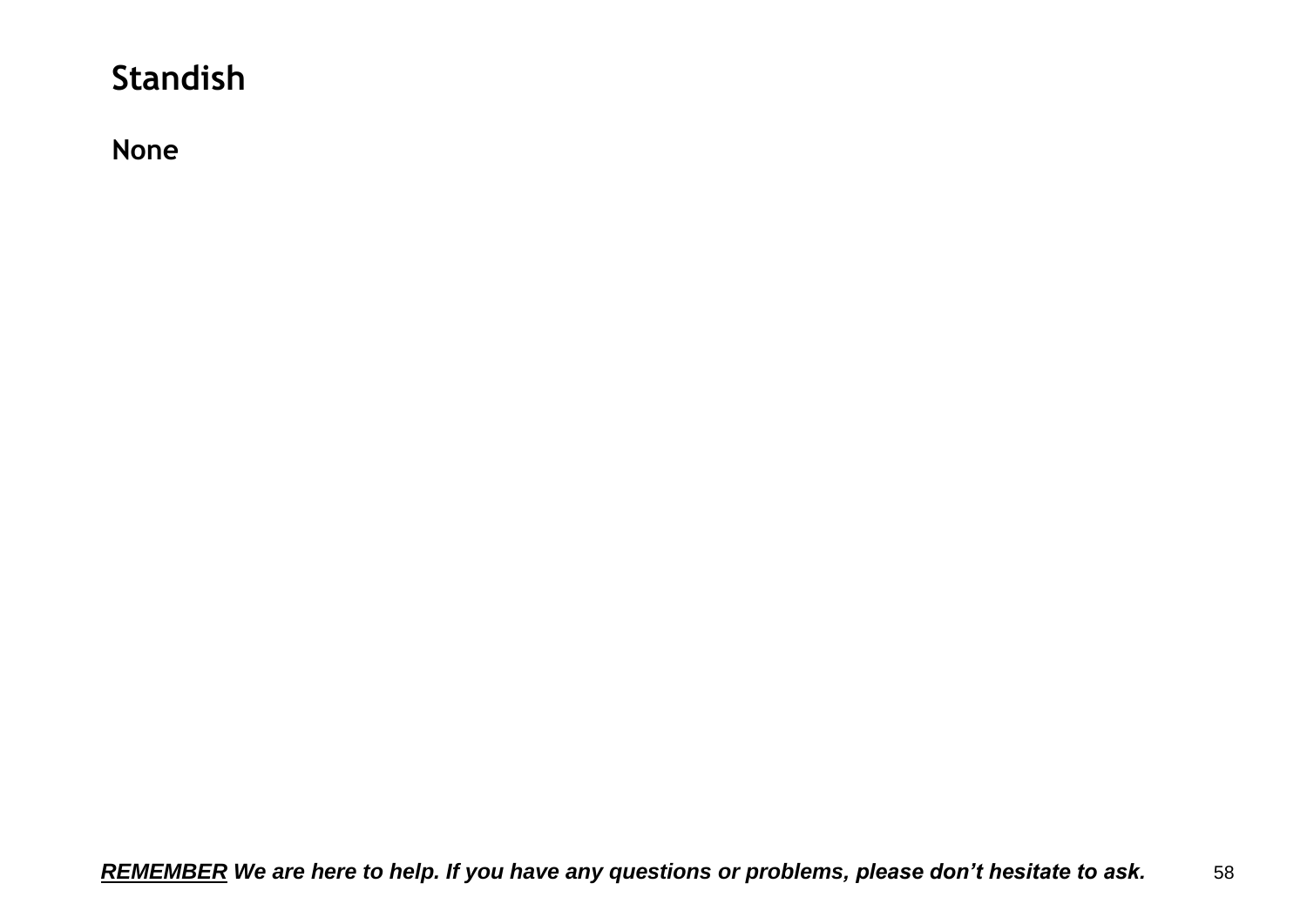## Standish

**None**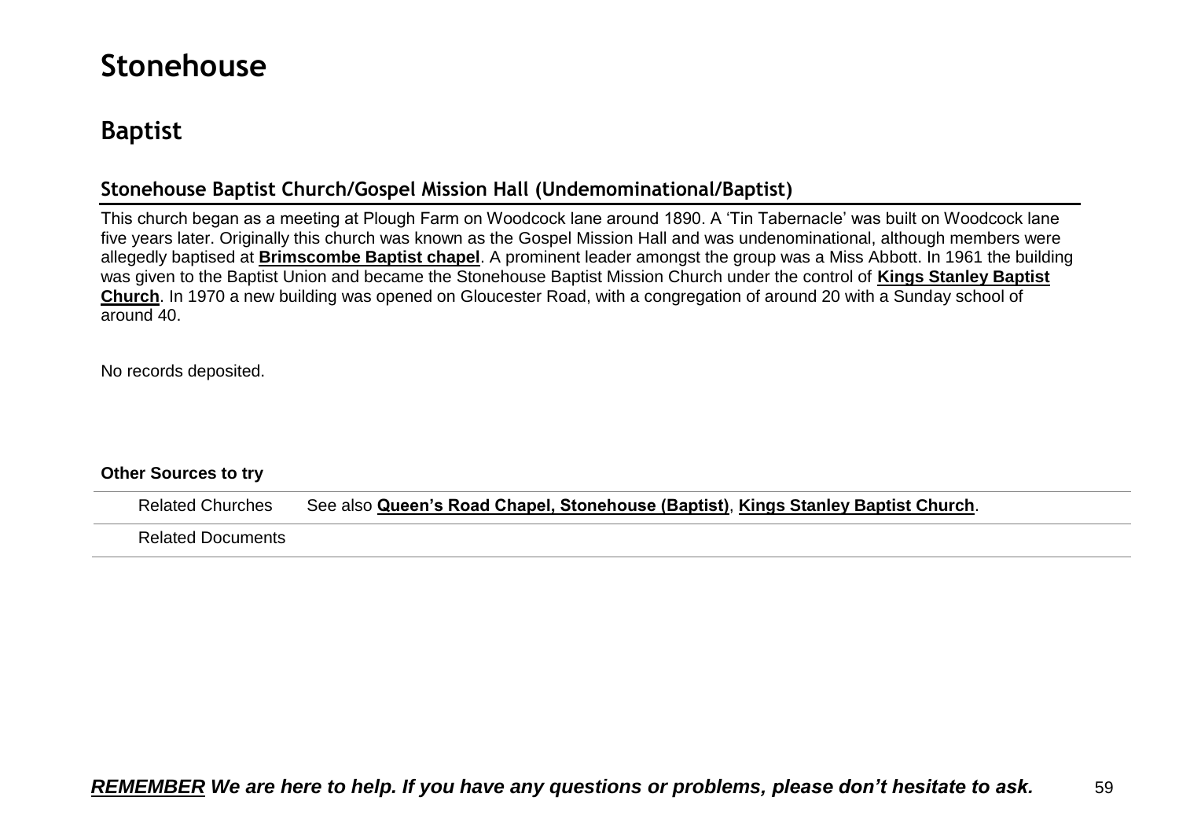# Stonehouse

## Baptist

### Stonehouse Baptist Church/Gospel Mission Hall (Undemominational/Baptist)

This church began as a meeting at Plough Farm on Woodcock lane around 1890. A 'Tin Tabernacle' was built on Woodcock lane five years later. Originally this church was known as the Gospel Mission Hall and was undenominational, although members were allegedly baptised at **Brimscombe Baptist chapel**. A prominent leader amongst the group was a Miss Abbott. In 1961 the building was given to the Baptist Union and became the Stonehouse Baptist Mission Church under the control of **Kings Stanley Baptist Church**. In 1970 a new building was opened on Gloucester Road, with a congregation of around 20 with a Sunday school of around 40.

No records deposited.

**Other Sources to try**

| | |
|---|---|
| Related Churches | See also **Queen's Road Chapel, Stonehouse (Baptist)**, **Kings Stanley Baptist Church**. |
| Related Documents | |

***REMEMBER* We are here to help. If you have any questions or problems, please don't hesitate to ask.**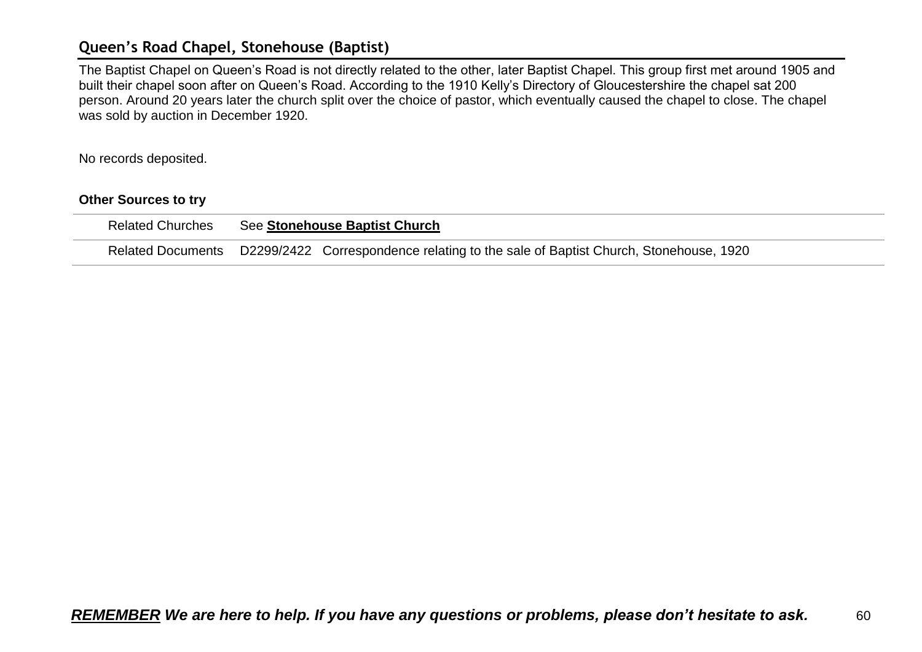## Queen's Road Chapel, Stonehouse (Baptist)

The Baptist Chapel on Queen's Road is not directly related to the other, later Baptist Chapel. This group first met around 1905 and built their chapel soon after on Queen's Road. According to the 1910 Kelly's Directory of Gloucestershire the chapel sat 200 person. Around 20 years later the church split over the choice of pastor, which eventually caused the chapel to close. The chapel was sold by auction in December 1920.

No records deposited.

**Other Sources to try**

| | |
|---|---|
| Related Churches | See **Stonehouse Baptist Church** |
| Related Documents | D2299/2422 Correspondence relating to the sale of Baptist Church, Stonehouse, 1920 |

***REMEMBER* We are here to help. If you have any questions or problems, please don't hesitate to ask.**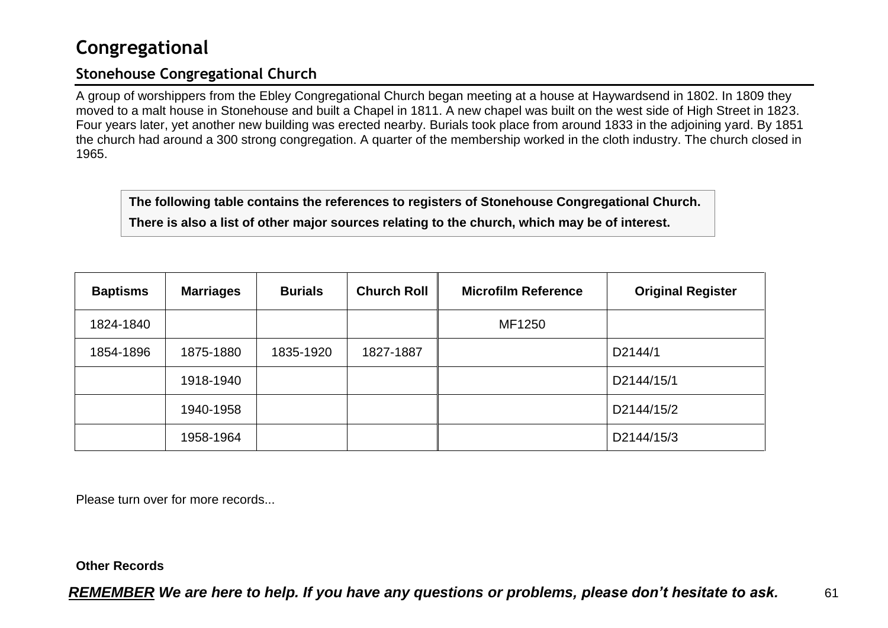# Congregational

## Stonehouse Congregational Church

A group of worshippers from the Ebley Congregational Church began meeting at a house at Haywardsend in 1802. In 1809 they moved to a malt house in Stonehouse and built a Chapel in 1811. A new chapel was built on the west side of High Street in 1823. Four years later, yet another new building was erected nearby. Burials took place from around 1833 in the adjoining yard. By 1851 the church had around a 300 strong congregation. A quarter of the membership worked in the cloth industry. The church closed in 1965.

**The following table contains the references to registers of Stonehouse Congregational Church.**

**There is also a list of other major sources relating to the church, which may be of interest.**

| Baptisms | Marriages | Burials | Church Roll | Microfilm Reference | Original Register |
|---|---|---|---|---|---|
| 1824-1840 | | | | MF1250 | |
| 1854-1896 | 1875-1880 | 1835-1920 | 1827-1887 | | D2144/1 |
| | 1918-1940 | | | | D2144/15/1 |
| | 1940-1958 | | | | D2144/15/2 |
| | 1958-1964 | | | | D2144/15/3 |

Please turn over for more records...

**Other Records**

***REMEMBER** We are here to help. If you have any questions or problems, please don't hesitate to ask.*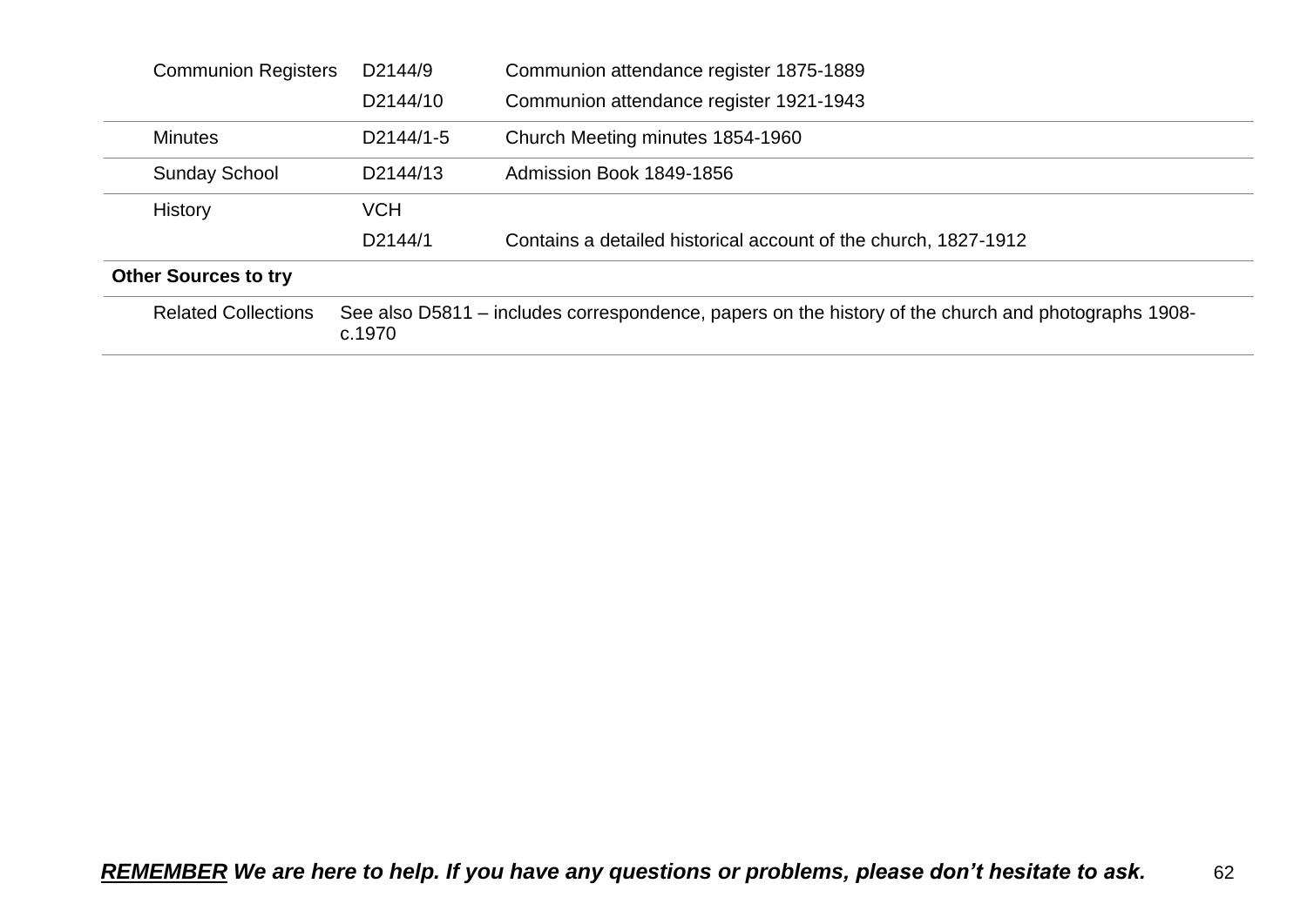| | | |
|---|---|---|
| Communion Registers | D2144/9 | Communion attendance register 1875-1889 |
| | D2144/10 | Communion attendance register 1921-1943 |
| Minutes | D2144/1-5 | Church Meeting minutes 1854-1960 |
| Sunday School | D2144/13 | Admission Book 1849-1856 |
| History | VCH | |
| | D2144/1 | Contains a detailed historical account of the church, 1827-1912 |
| **Other Sources to try** | | |
| Related Collections | See also D5811 – includes correspondence, papers on the history of the church and photographs 1908-c.1970 | |

***REMEMBER* We are here to help. If you have any questions or problems, please don't hesitate to ask.**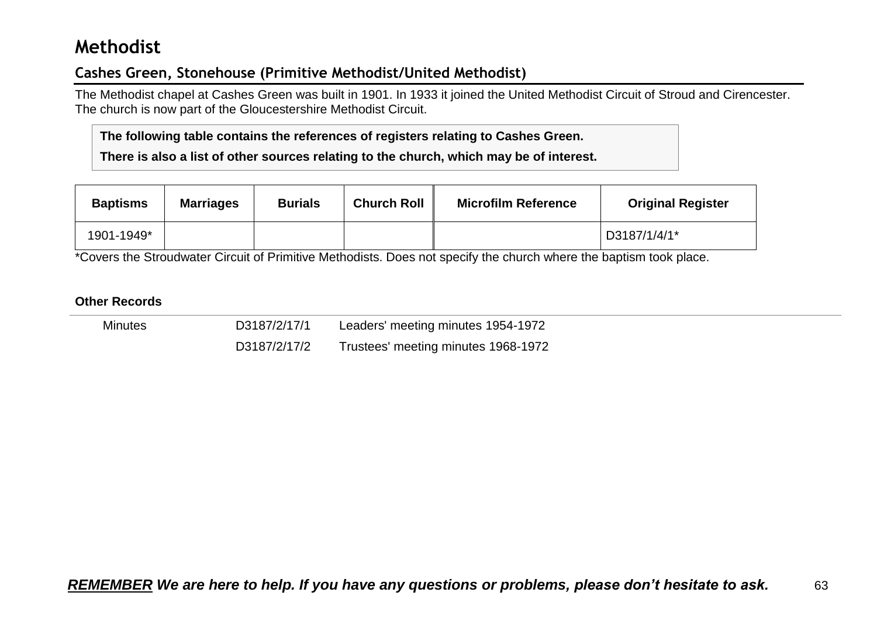# Methodist

## Cashes Green, Stonehouse (Primitive Methodist/United Methodist)

The Methodist chapel at Cashes Green was built in 1901. In 1933 it joined the United Methodist Circuit of Stroud and Cirencester. The church is now part of the Gloucestershire Methodist Circuit.

**The following table contains the references of registers relating to Cashes Green.**

**There is also a list of other sources relating to the church, which may be of interest.**

| Baptisms | Marriages | Burials | Church Roll | Microfilm Reference | Original Register |
|---|---|---|---|---|---|
| 1901-1949* | | | | | D3187/1/4/1* |

*Covers the Stroudwater Circuit of Primitive Methodists. Does not specify the church where the baptism took place.

**Other Records**

| | | |
|---|---|---|
| Minutes | D3187/2/17/1 | Leaders' meeting minutes 1954-1972 |
| | D3187/2/17/2 | Trustees' meeting minutes 1968-1972 |

***REMEMBER We are here to help. If you have any questions or problems, please don't hesitate to ask.***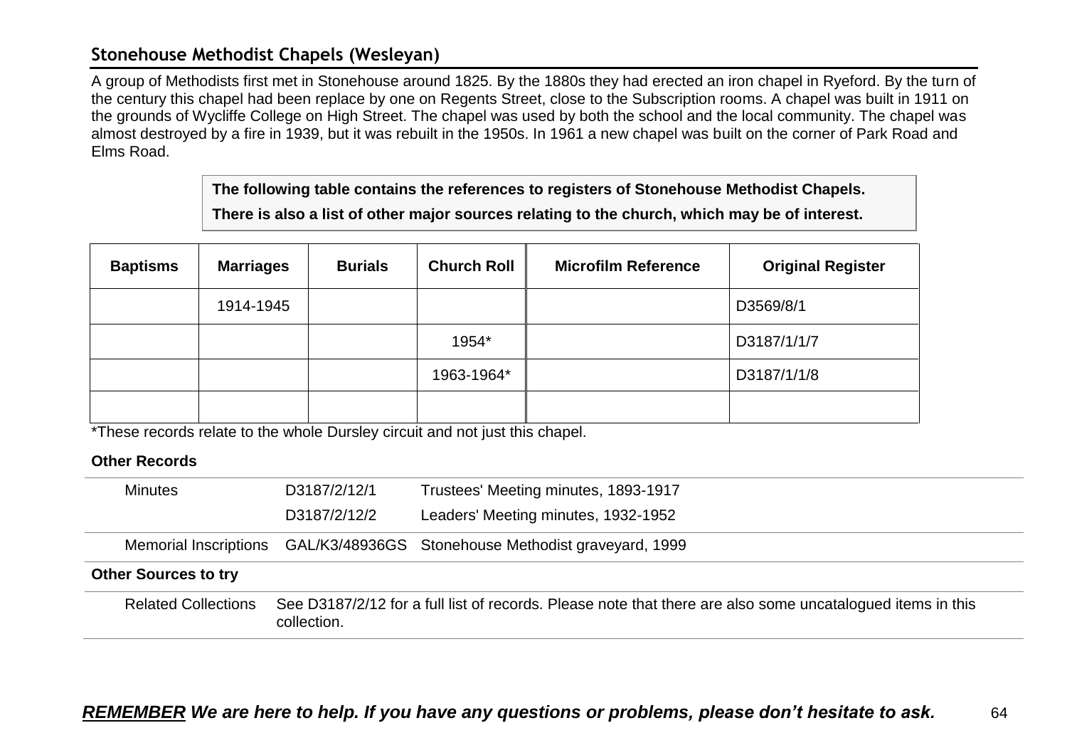## Stonehouse Methodist Chapels (Wesleyan)

A group of Methodists first met in Stonehouse around 1825. By the 1880s they had erected an iron chapel in Ryeford. By the turn of the century this chapel had been replace by one on Regents Street, close to the Subscription rooms. A chapel was built in 1911 on the grounds of Wycliffe College on High Street. The chapel was used by both the school and the local community. The chapel was almost destroyed by a fire in 1939, but it was rebuilt in the 1950s. In 1961 a new chapel was built on the corner of Park Road and Elms Road.

**The following table contains the references to registers of Stonehouse Methodist Chapels.**

**There is also a list of other major sources relating to the church, which may be of interest.**

| Baptisms | Marriages | Burials | Church Roll | Microfilm Reference | Original Register |
|---|---|---|---|---|---|
| | 1914-1945 | | | | D3569/8/1 |
| | | | 1954* | | D3187/1/1/7 |
| | | | 1963-1964* | | D3187/1/1/8 |
| | | | | | |

*These records relate to the whole Dursley circuit and not just this chapel.

**Other Records**

| | | |
|---|---|---|
| Minutes | D3187/2/12/1 | Trustees' Meeting minutes, 1893-1917 |
| | D3187/2/12/2 | Leaders' Meeting minutes, 1932-1952 |
| Memorial Inscriptions | GAL/K3/48936GS | Stonehouse Methodist graveyard, 1999 |

**Other Sources to try**

| | |
|---|---|
| Related Collections | See D3187/2/12 for a full list of records. Please note that there are also some uncatalogued items in this collection. |

***REMEMBER We are here to help. If you have any questions or problems, please don't hesitate to ask.***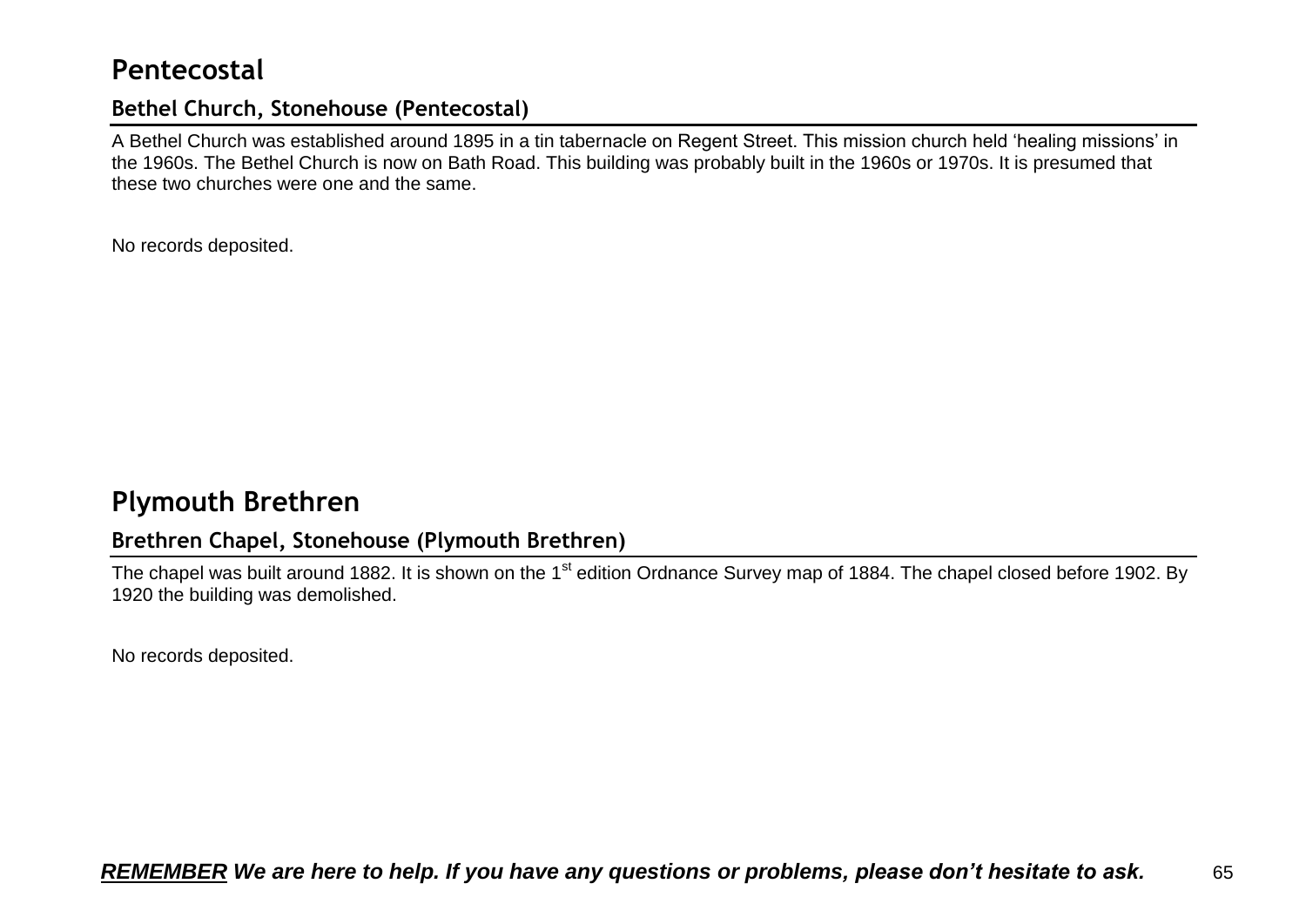# Pentecostal

## Bethel Church, Stonehouse (Pentecostal)

A Bethel Church was established around 1895 in a tin tabernacle on Regent Street. This mission church held 'healing missions' in the 1960s. The Bethel Church is now on Bath Road. This building was probably built in the 1960s or 1970s. It is presumed that these two churches were one and the same.

No records deposited.

# Plymouth Brethren

## Brethren Chapel, Stonehouse (Plymouth Brethren)

The chapel was built around 1882. It is shown on the 1st edition Ordnance Survey map of 1884. The chapel closed before 1902. By 1920 the building was demolished.

No records deposited.

***REMEMBER We are here to help. If you have any questions or problems, please don't hesitate to ask.***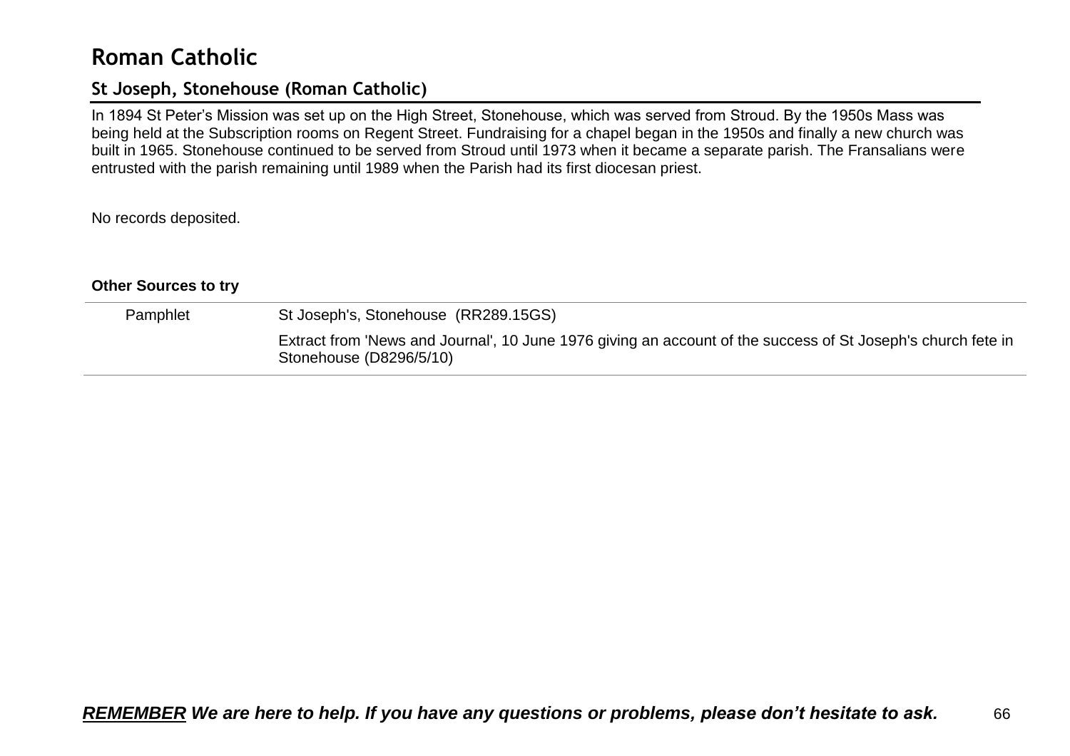# Roman Catholic

## St Joseph, Stonehouse (Roman Catholic)

In 1894 St Peter's Mission was set up on the High Street, Stonehouse, which was served from Stroud. By the 1950s Mass was being held at the Subscription rooms on Regent Street. Fundraising for a chapel began in the 1950s and finally a new church was built in 1965. Stonehouse continued to be served from Stroud until 1973 when it became a separate parish. The Fransalians were entrusted with the parish remaining until 1989 when the Parish had its first diocesan priest.

No records deposited.

**Other Sources to try**

| | |
|---|---|
| Pamphlet | St Joseph's, Stonehouse (RR289.15GS) |
| | Extract from 'News and Journal', 10 June 1976 giving an account of the success of St Joseph's church fete in Stonehouse (D8296/5/10) |

***REMEMBER* We are here to help. If you have any questions or problems, please don't hesitate to ask.**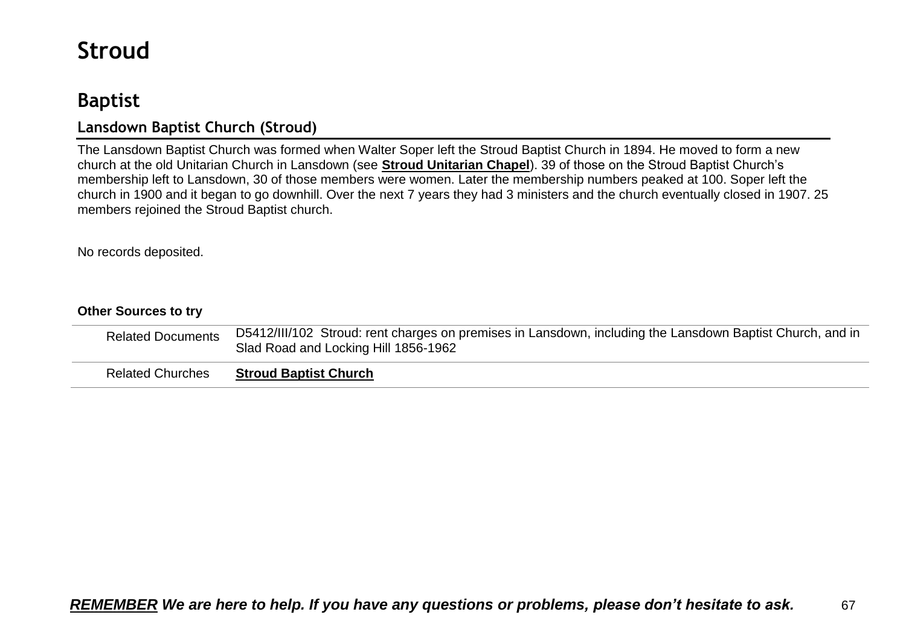# Stroud

## Baptist

### Lansdown Baptist Church (Stroud)

The Lansdown Baptist Church was formed when Walter Soper left the Stroud Baptist Church in 1894. He moved to form a new church at the old Unitarian Church in Lansdown (see **Stroud Unitarian Chapel**). 39 of those on the Stroud Baptist Church's membership left to Lansdown, 30 of those members were women. Later the membership numbers peaked at 100. Soper left the church in 1900 and it began to go downhill. Over the next 7 years they had 3 ministers and the church eventually closed in 1907. 25 members rejoined the Stroud Baptist church.

No records deposited.

**Other Sources to try**

| | |
|---|---|
| Related Documents | D5412/III/102 Stroud: rent charges on premises in Lansdown, including the Lansdown Baptist Church, and in Slad Road and Locking Hill 1856-1962 |
| Related Churches | **Stroud Baptist Church** |

***REMEMBER We are here to help. If you have any questions or problems, please don't hesitate to ask.***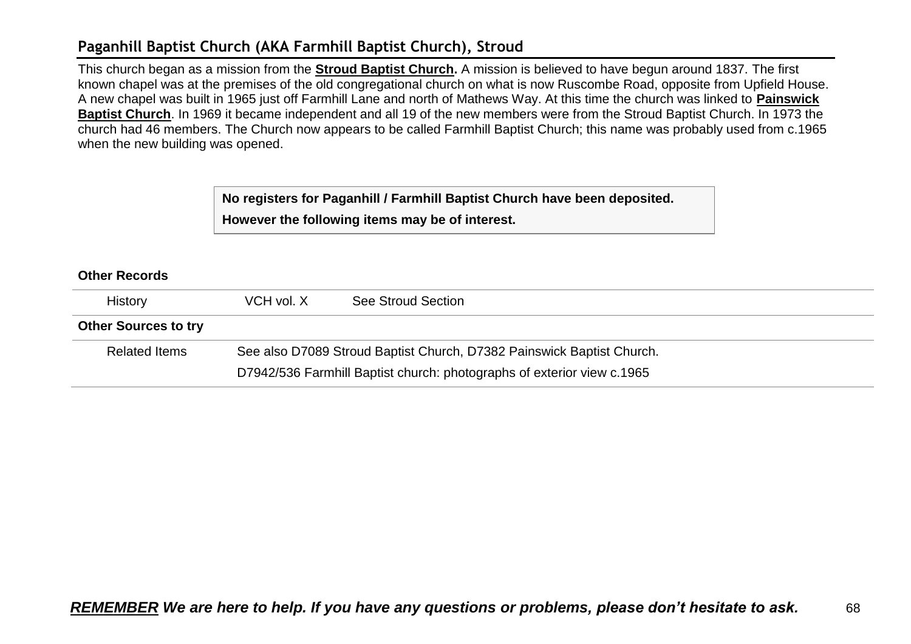## Paganhill Baptist Church (AKA Farmhill Baptist Church), Stroud

This church began as a mission from the **Stroud Baptist Church.** A mission is believed to have begun around 1837. The first known chapel was at the premises of the old congregational church on what is now Ruscombe Road, opposite from Upfield House. A new chapel was built in 1965 just off Farmhill Lane and north of Mathews Way. At this time the church was linked to **Painswick Baptist Church**. In 1969 it became independent and all 19 of the new members were from the Stroud Baptist Church. In 1973 the church had 46 members. The Church now appears to be called Farmhill Baptist Church; this name was probably used from c.1965 when the new building was opened.

**No registers for Paganhill / Farmhill Baptist Church have been deposited.**

**However the following items may be of interest.**

| **Other Records** | | |
|---|---|---|
| History | VCH vol. X | See Stroud Section |
| **Other Sources to try** | | |
| Related Items | See also D7089 Stroud Baptist Church, D7382 Painswick Baptist Church. | |
| | D7942/536 Farmhill Baptist church: photographs of exterior view c.1965 | |

***REMEMBER We are here to help. If you have any questions or problems, please don't hesitate to ask.***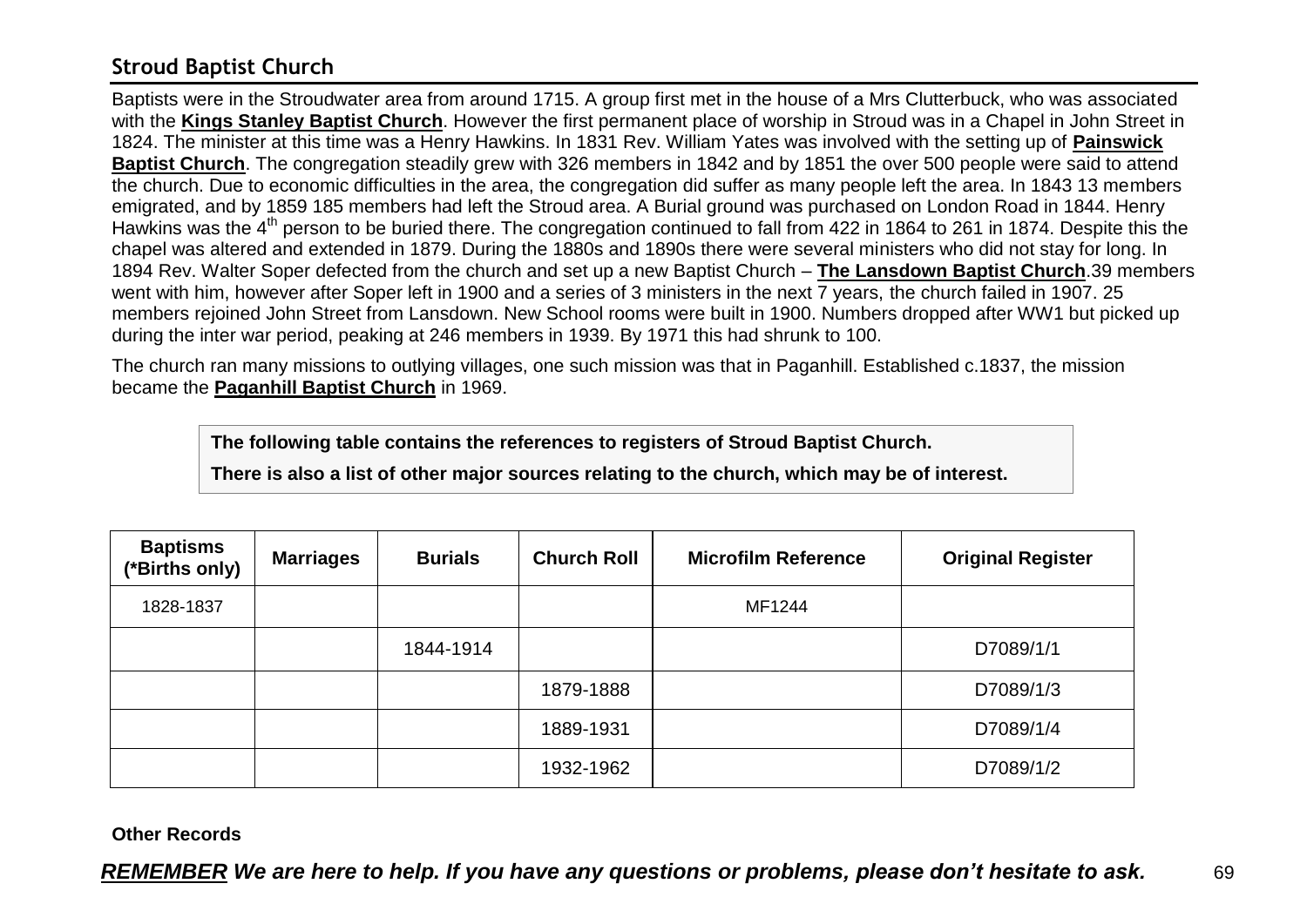## Stroud Baptist Church

Baptists were in the Stroudwater area from around 1715. A group first met in the house of a Mrs Clutterbuck, who was associated with the **Kings Stanley Baptist Church**. However the first permanent place of worship in Stroud was in a Chapel in John Street in 1824. The minister at this time was a Henry Hawkins. In 1831 Rev. William Yates was involved with the setting up of **Painswick Baptist Church**. The congregation steadily grew with 326 members in 1842 and by 1851 the over 500 people were said to attend the church. Due to economic difficulties in the area, the congregation did suffer as many people left the area. In 1843 13 members emigrated, and by 1859 185 members had left the Stroud area. A Burial ground was purchased on London Road in 1844. Henry Hawkins was the 4th person to be buried there. The congregation continued to fall from 422 in 1864 to 261 in 1874. Despite this the chapel was altered and extended in 1879. During the 1880s and 1890s there were several ministers who did not stay for long. In 1894 Rev. Walter Soper defected from the church and set up a new Baptist Church – **The Lansdown Baptist Church**.39 members went with him, however after Soper left in 1900 and a series of 3 ministers in the next 7 years, the church failed in 1907. 25 members rejoined John Street from Lansdown. New School rooms were built in 1900. Numbers dropped after WW1 but picked up during the inter war period, peaking at 246 members in 1939. By 1971 this had shrunk to 100.

The church ran many missions to outlying villages, one such mission was that in Paganhill. Established c.1837, the mission became the **Paganhill Baptist Church** in 1969.

**The following table contains the references to registers of Stroud Baptist Church.**

**There is also a list of other major sources relating to the church, which may be of interest.**

| Baptisms (*Births only) | Marriages | Burials | Church Roll | Microfilm Reference | Original Register |
|---|---|---|---|---|---|
| 1828-1837 | | | | MF1244 | |
| | | 1844-1914 | | | D7089/1/1 |
| | | | 1879-1888 | | D7089/1/3 |
| | | | 1889-1931 | | D7089/1/4 |
| | | | 1932-1962 | | D7089/1/2 |

**Other Records**

***REMEMBER We are here to help. If you have any questions or problems, please don't hesitate to ask.***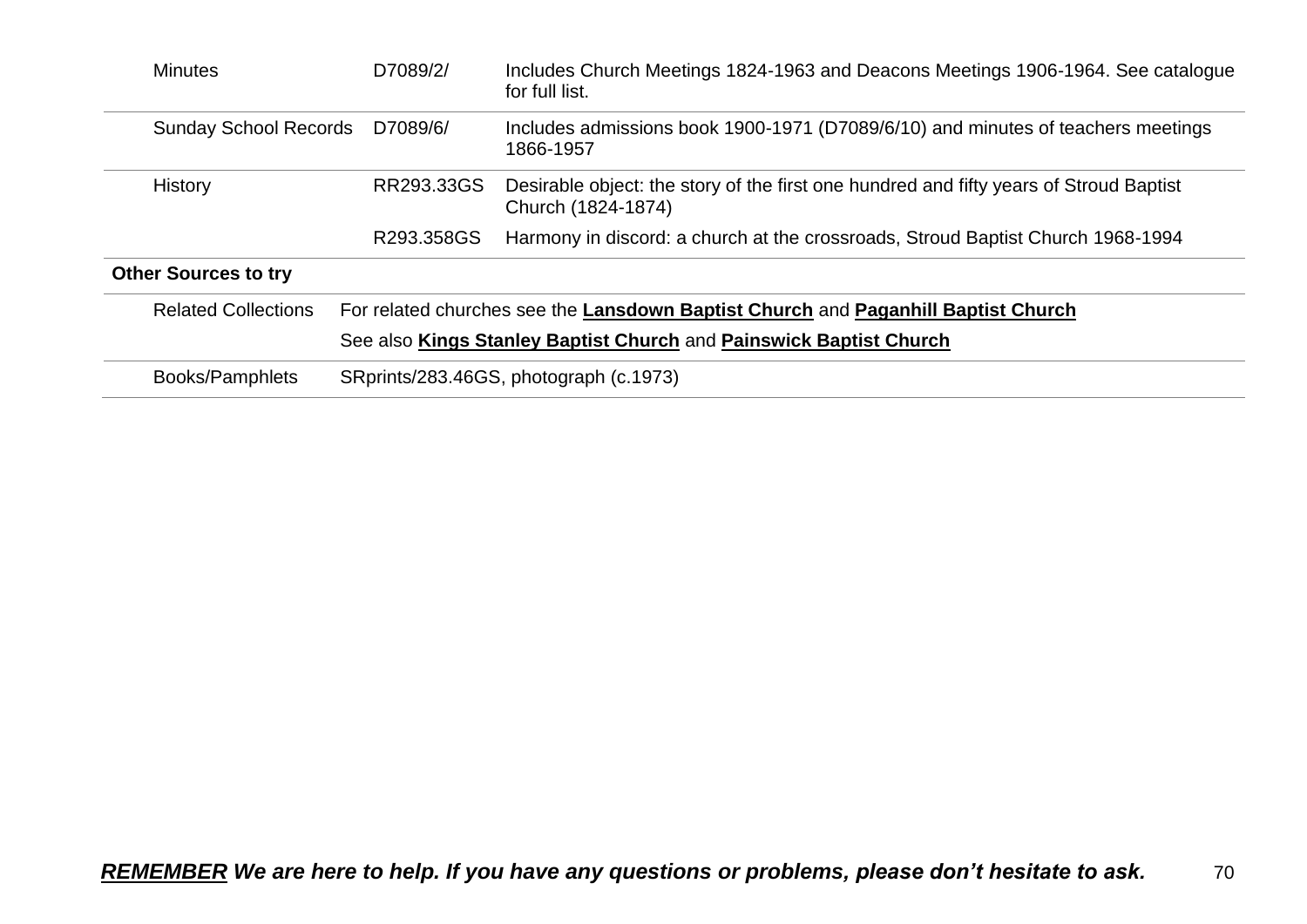| | | |
|---|---|---|
| Minutes | D7089/2/ | Includes Church Meetings 1824-1963 and Deacons Meetings 1906-1964. See catalogue for full list. |
| Sunday School Records | D7089/6/ | Includes admissions book 1900-1971 (D7089/6/10) and minutes of teachers meetings 1866-1957 |
| History | RR293.33GS | Desirable object: the story of the first one hundred and fifty years of Stroud Baptist Church (1824-1874) |
| | R293.358GS | Harmony in discord: a church at the crossroads, Stroud Baptist Church 1968-1994 |

**Other Sources to try**

| | |
|---|---|
| Related Collections | For related churches see the **Lansdown Baptist Church** and **Paganhill Baptist Church** |
| | See also **Kings Stanley Baptist Church** and **Painswick Baptist Church** |
| Books/Pamphlets | SRprints/283.46GS, photograph (c.1973) |

***REMEMBER We are here to help. If you have any questions or problems, please don't hesitate to ask.***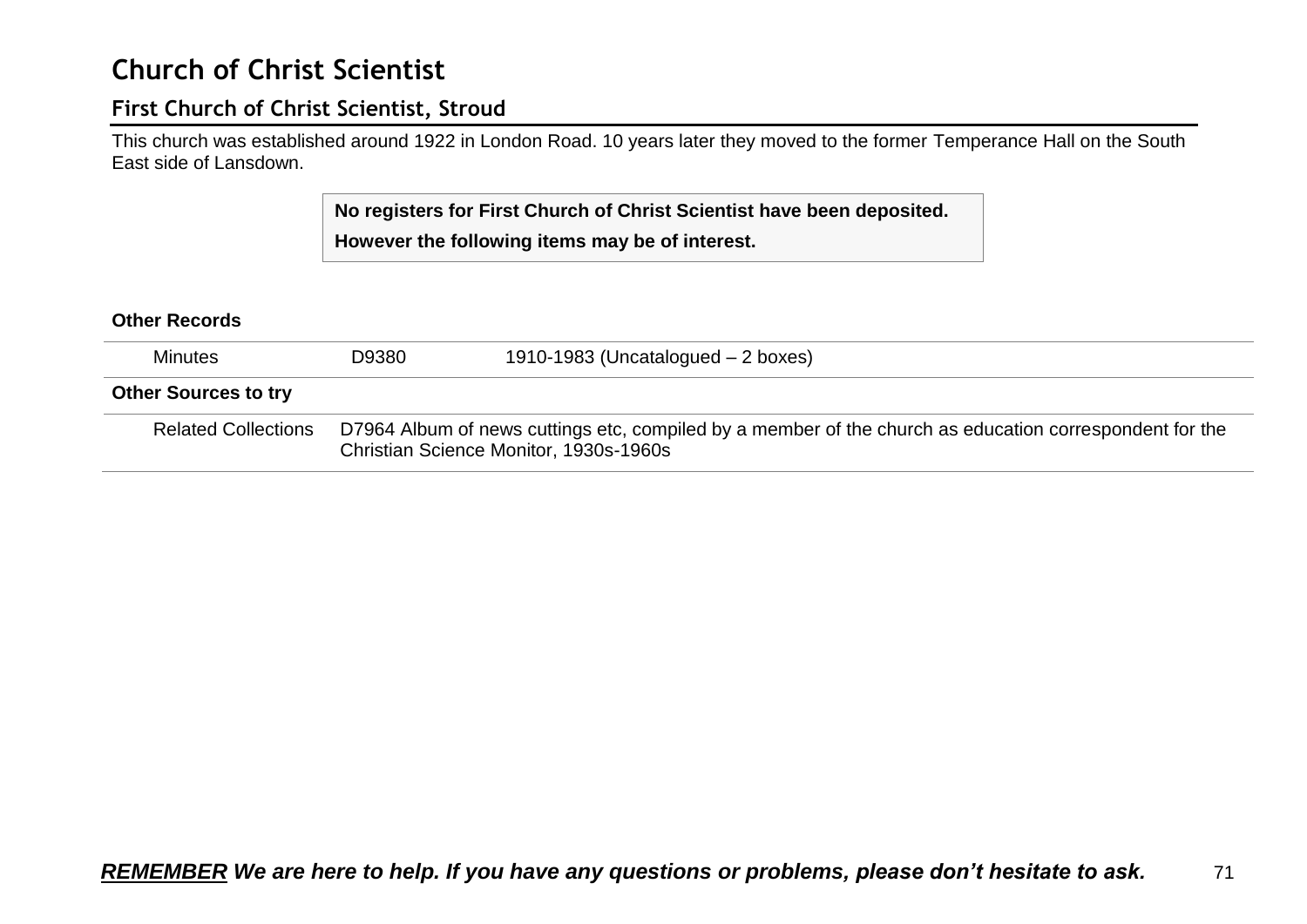# Church of Christ Scientist

## First Church of Christ Scientist, Stroud

This church was established around 1922 in London Road. 10 years later they moved to the former Temperance Hall on the South East side of Lansdown.

**No registers for First Church of Christ Scientist have been deposited.**

**However the following items may be of interest.**

**Other Records**

| | | |
|---|---|---|
| Minutes | D9380 | 1910-1983 (Uncatalogued – 2 boxes) |

**Other Sources to try**

| | |
|---|---|
| Related Collections | D7964 Album of news cuttings etc, compiled by a member of the church as education correspondent for the Christian Science Monitor, 1930s-1960s |

***REMEMBER We are here to help. If you have any questions or problems, please don't hesitate to ask.***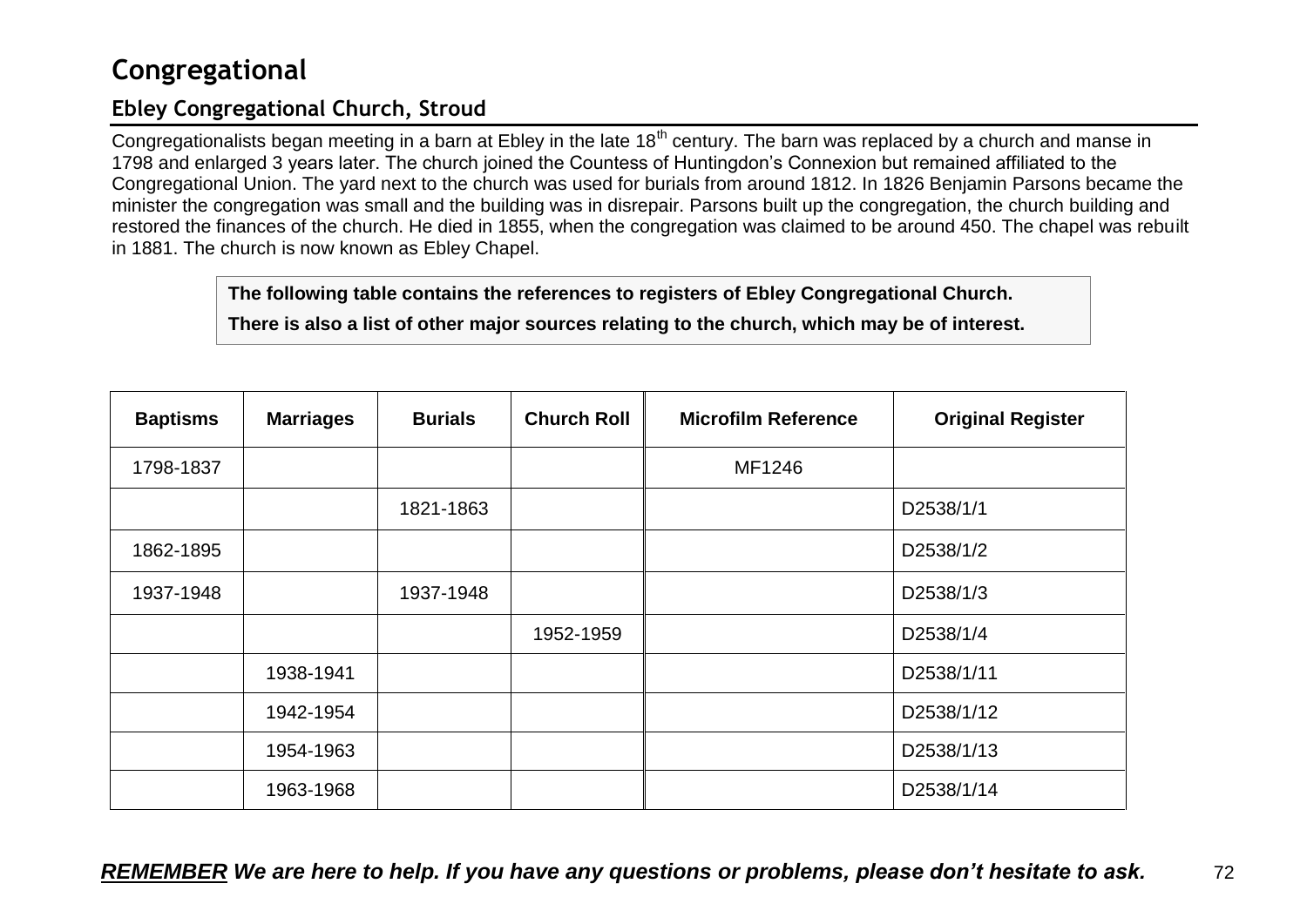# Congregational

## Ebley Congregational Church, Stroud

Congregationalists began meeting in a barn at Ebley in the late 18th century. The barn was replaced by a church and manse in 1798 and enlarged 3 years later. The church joined the Countess of Huntingdon's Connexion but remained affiliated to the Congregational Union. The yard next to the church was used for burials from around 1812. In 1826 Benjamin Parsons became the minister the congregation was small and the building was in disrepair. Parsons built up the congregation, the church building and restored the finances of the church. He died in 1855, when the congregation was claimed to be around 450. The chapel was rebuilt in 1881. The church is now known as Ebley Chapel.

**The following table contains the references to registers of Ebley Congregational Church.**

**There is also a list of other major sources relating to the church, which may be of interest.**

| Baptisms | Marriages | Burials | Church Roll | Microfilm Reference | Original Register |
|---|---|---|---|---|---|
| 1798-1837 | | | | MF1246 | |
| | | 1821-1863 | | | D2538/1/1 |
| 1862-1895 | | | | | D2538/1/2 |
| 1937-1948 | | 1937-1948 | | | D2538/1/3 |
| | | | 1952-1959 | | D2538/1/4 |
| | 1938-1941 | | | | D2538/1/11 |
| | 1942-1954 | | | | D2538/1/12 |
| | 1954-1963 | | | | D2538/1/13 |
| | 1963-1968 | | | | D2538/1/14 |

***REMEMBER* *We are here to help. If you have any questions or problems, please don't hesitate to ask.***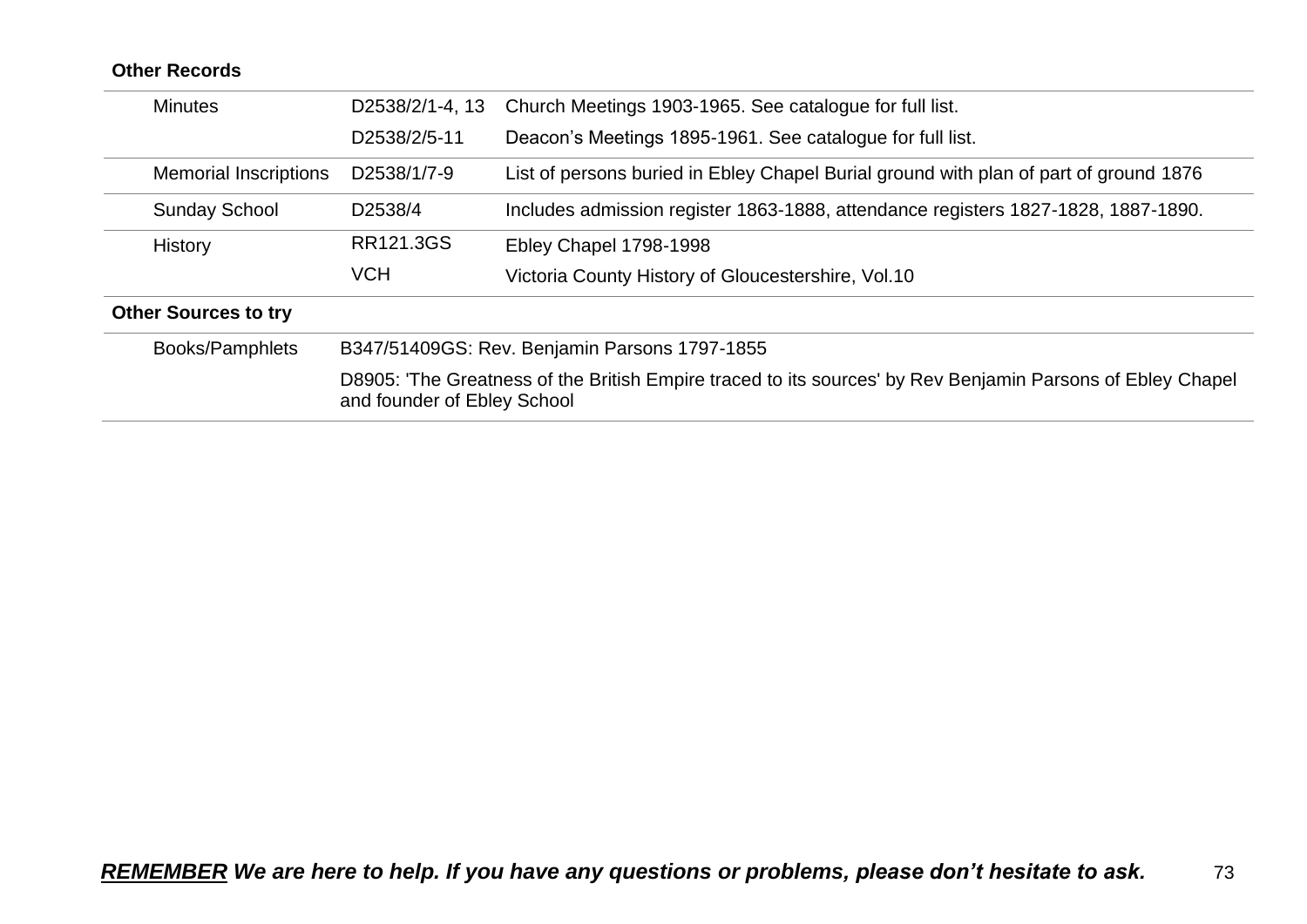**Other Records**

| | | |
|---|---|---|
| Minutes | D2538/2/1-4, 13 | Church Meetings 1903-1965. See catalogue for full list. |
| | D2538/2/5-11 | Deacon's Meetings 1895-1961. See catalogue for full list. |
| Memorial Inscriptions | D2538/1/7-9 | List of persons buried in Ebley Chapel Burial ground with plan of part of ground 1876 |
| Sunday School | D2538/4 | Includes admission register 1863-1888, attendance registers 1827-1828, 1887-1890. |
| History | RR121.3GS | Ebley Chapel 1798-1998 |
| | VCH | Victoria County History of Gloucestershire, Vol.10 |

**Other Sources to try**

| | |
|---|---|
| Books/Pamphlets | B347/51409GS: Rev. Benjamin Parsons 1797-1855 |
| | D8905: 'The Greatness of the British Empire traced to its sources' by Rev Benjamin Parsons of Ebley Chapel and founder of Ebley School |

***<u>REMEMBER</u> We are here to help. If you have any questions or problems, please don't hesitate to ask.***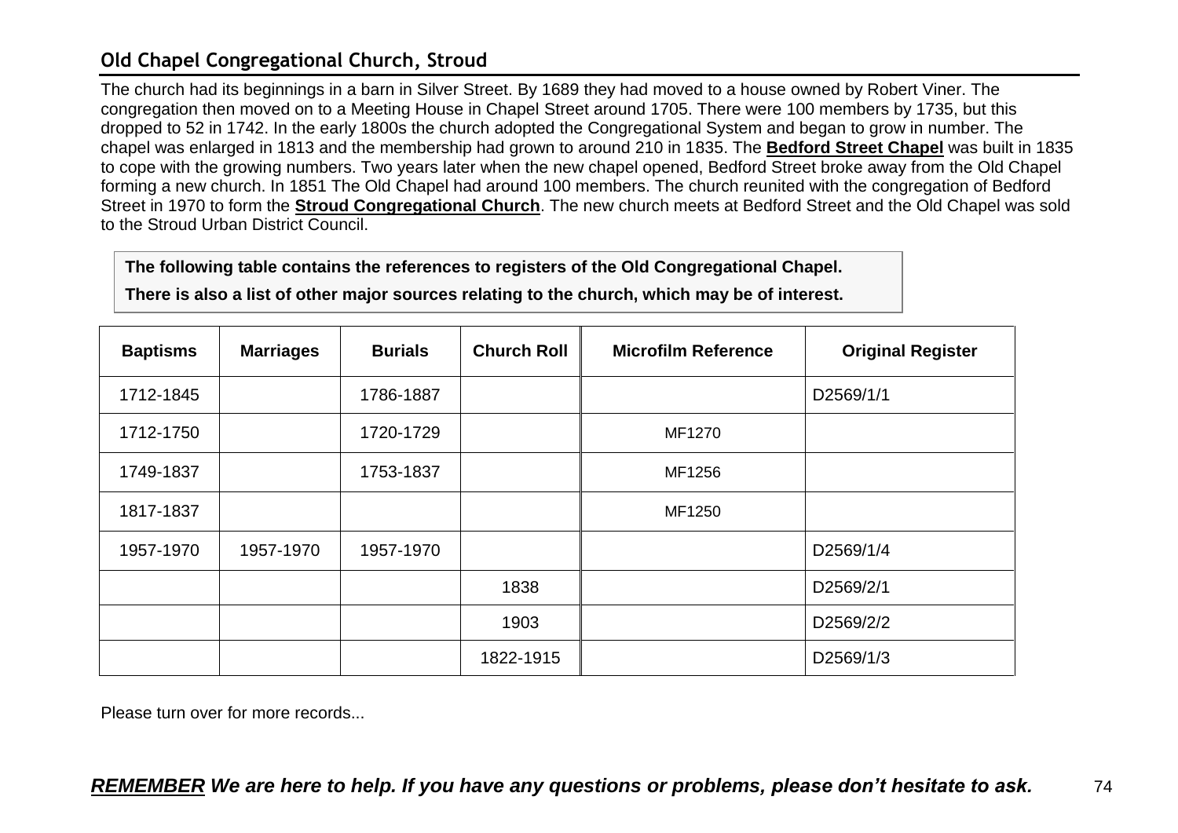## Old Chapel Congregational Church, Stroud

The church had its beginnings in a barn in Silver Street. By 1689 they had moved to a house owned by Robert Viner. The congregation then moved on to a Meeting House in Chapel Street around 1705. There were 100 members by 1735, but this dropped to 52 in 1742. In the early 1800s the church adopted the Congregational System and began to grow in number. The chapel was enlarged in 1813 and the membership had grown to around 210 in 1835. The **Bedford Street Chapel** was built in 1835 to cope with the growing numbers. Two years later when the new chapel opened, Bedford Street broke away from the Old Chapel forming a new church. In 1851 The Old Chapel had around 100 members. The church reunited with the congregation of Bedford Street in 1970 to form the **Stroud Congregational Church**. The new church meets at Bedford Street and the Old Chapel was sold to the Stroud Urban District Council.

**The following table contains the references to registers of the Old Congregational Chapel.**

**There is also a list of other major sources relating to the church, which may be of interest.**

| Baptisms | Marriages | Burials | Church Roll | Microfilm Reference | Original Register |
|---|---|---|---|---|---|
| 1712-1845 | | 1786-1887 | | | D2569/1/1 |
| 1712-1750 | | 1720-1729 | | MF1270 | |
| 1749-1837 | | 1753-1837 | | MF1256 | |
| 1817-1837 | | | | MF1250 | |
| 1957-1970 | 1957-1970 | 1957-1970 | | | D2569/1/4 |
| | | | 1838 | | D2569/2/1 |
| | | | 1903 | | D2569/2/2 |
| | | | 1822-1915 | | D2569/1/3 |

Please turn over for more records...

***REMEMBER** We are here to help. If you have any questions or problems, please don't hesitate to ask.*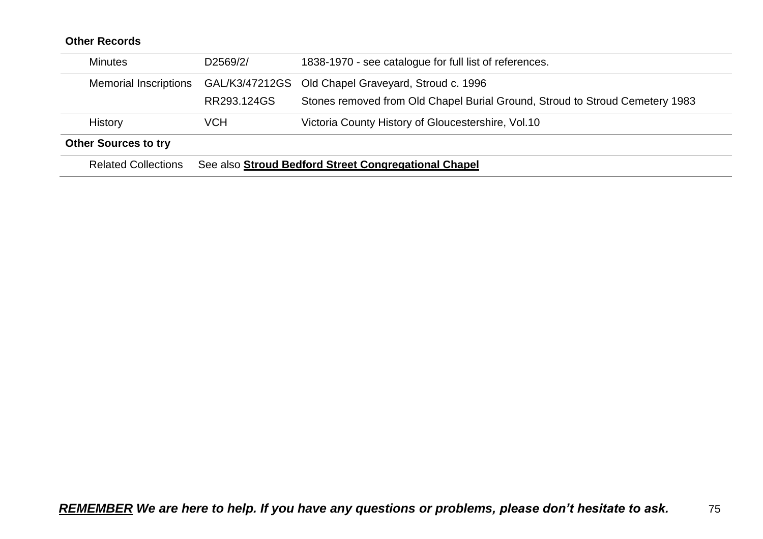**Other Records**

| | | |
|---|---|---|
| Minutes | D2569/2/ | 1838-1970 - see catalogue for full list of references. |
| Memorial Inscriptions | GAL/K3/47212GS | Old Chapel Graveyard, Stroud c. 1996 |
| | RR293.124GS | Stones removed from Old Chapel Burial Ground, Stroud to Stroud Cemetery 1983 |
| History | VCH | Victoria County History of Gloucestershire, Vol.10 |

**Other Sources to try**

| | |
|---|---|
| Related Collections | See also **Stroud Bedford Street Congregational Chapel** |

***REMEMBER* We are here to help. If you have any questions or problems, please don't hesitate to ask.**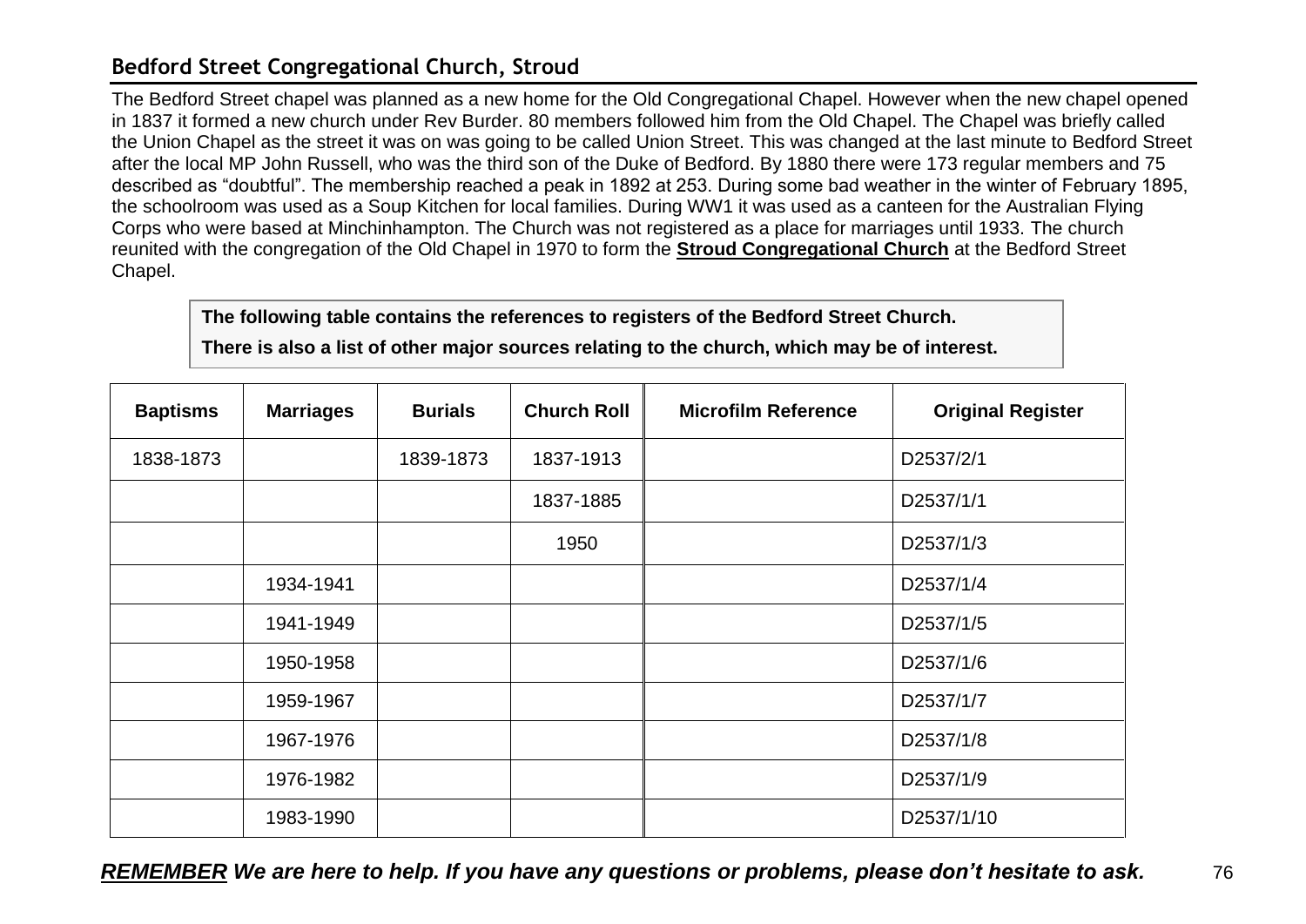## Bedford Street Congregational Church, Stroud

The Bedford Street chapel was planned as a new home for the Old Congregational Chapel. However when the new chapel opened in 1837 it formed a new church under Rev Burder. 80 members followed him from the Old Chapel. The Chapel was briefly called the Union Chapel as the street it was on was going to be called Union Street. This was changed at the last minute to Bedford Street after the local MP John Russell, who was the third son of the Duke of Bedford. By 1880 there were 173 regular members and 75 described as "doubtful". The membership reached a peak in 1892 at 253. During some bad weather in the winter of February 1895, the schoolroom was used as a Soup Kitchen for local families. During WW1 it was used as a canteen for the Australian Flying Corps who were based at Minchinhampton. The Church was not registered as a place for marriages until 1933. The church reunited with the congregation of the Old Chapel in 1970 to form the **Stroud Congregational Church** at the Bedford Street Chapel.

**The following table contains the references to registers of the Bedford Street Church.**

**There is also a list of other major sources relating to the church, which may be of interest.**

| Baptisms | Marriages | Burials | Church Roll | Microfilm Reference | Original Register |
|---|---|---|---|---|---|
| 1838-1873 | | 1839-1873 | 1837-1913 | | D2537/2/1 |
| | | | 1837-1885 | | D2537/1/1 |
| | | | 1950 | | D2537/1/3 |
| | 1934-1941 | | | | D2537/1/4 |
| | 1941-1949 | | | | D2537/1/5 |
| | 1950-1958 | | | | D2537/1/6 |
| | 1959-1967 | | | | D2537/1/7 |
| | 1967-1976 | | | | D2537/1/8 |
| | 1976-1982 | | | | D2537/1/9 |
| | 1983-1990 | | | | D2537/1/10 |

***REMEMBER** We are here to help. If you have any questions or problems, please don't hesitate to ask.*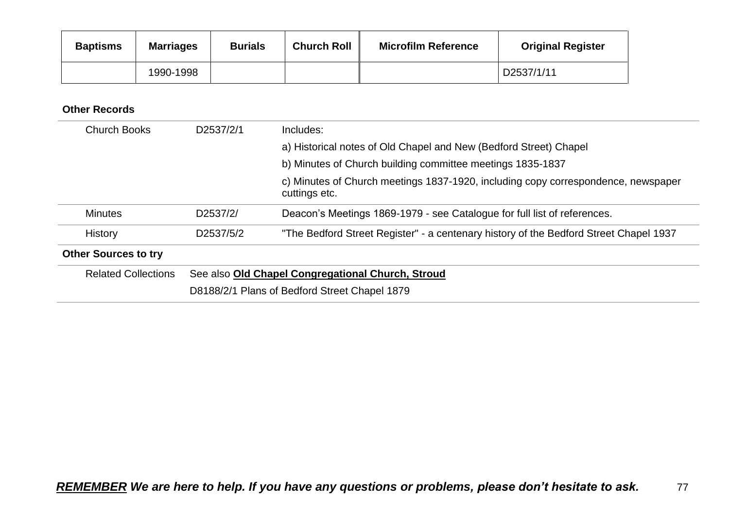| Baptisms | Marriages | Burials | Church Roll | Microfilm Reference | Original Register |
|---|---|---|---|---|---|
| | 1990-1998 | | | | D2537/1/11 |

**Other Records**

| | | |
|---|---|---|
| Church Books | D2537/2/1 | Includes:<br>a) Historical notes of Old Chapel and New (Bedford Street) Chapel<br>b) Minutes of Church building committee meetings 1835-1837<br>c) Minutes of Church meetings 1837-1920, including copy correspondence, newspaper cuttings etc. |
| Minutes | D2537/2/ | Deacon’s Meetings 1869-1979 - see Catalogue for full list of references. |
| History | D2537/5/2 | "The Bedford Street Register" - a centenary history of the Bedford Street Chapel 1937 |

**Other Sources to try**

| | |
|---|---|
| Related Collections | See also **Old Chapel Congregational Church, Stroud**<br>D8188/2/1 Plans of Bedford Street Chapel 1879 |

***REMEMBER We are here to help. If you have any questions or problems, please don’t hesitate to ask.***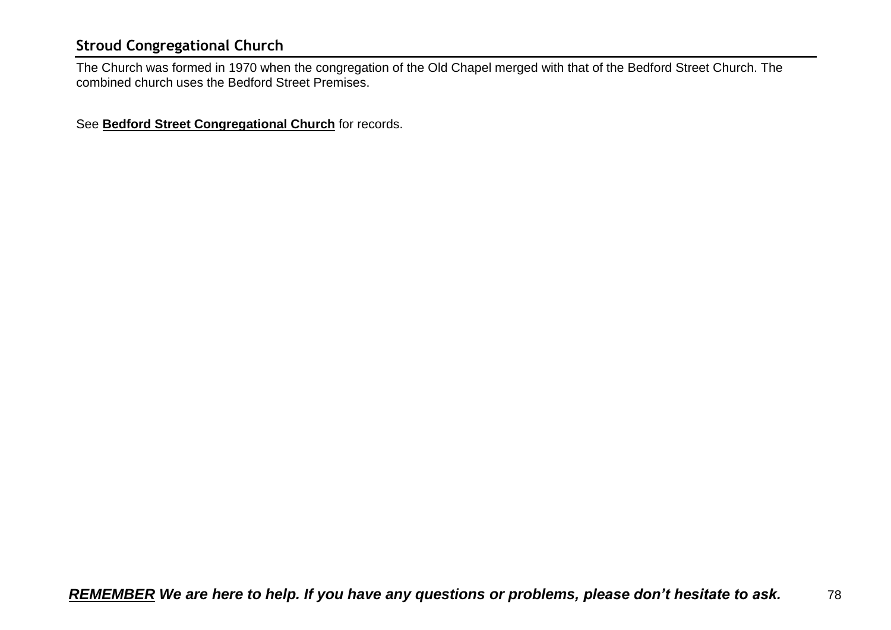## Stroud Congregational Church

The Church was formed in 1970 when the congregation of the Old Chapel merged with that of the Bedford Street Church. The combined church uses the Bedford Street Premises.

See **Bedford Street Congregational Church** for records.

***REMEMBER We are here to help. If you have any questions or problems, please don't hesitate to ask.***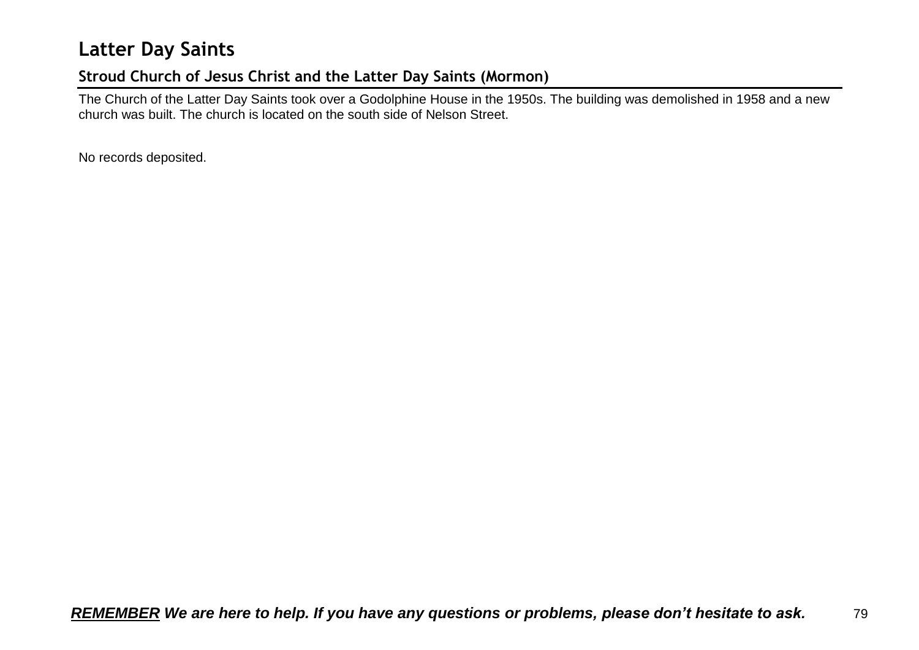# Latter Day Saints

## Stroud Church of Jesus Christ and the Latter Day Saints (Mormon)

The Church of the Latter Day Saints took over a Godolphine House in the 1950s. The building was demolished in 1958 and a new church was built. The church is located on the south side of Nelson Street.

No records deposited.

***REMEMBER** We are here to help. If you have any questions or problems, please don't hesitate to ask.*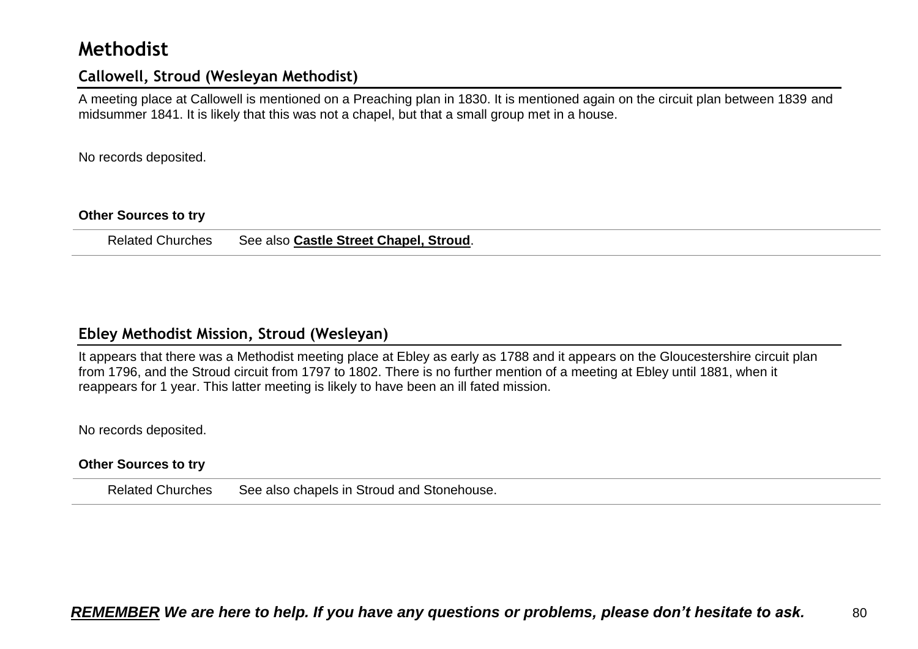# Methodist

## Callowell, Stroud (Wesleyan Methodist)

A meeting place at Callowell is mentioned on a Preaching plan in 1830. It is mentioned again on the circuit plan between 1839 and midsummer 1841. It is likely that this was not a chapel, but that a small group met in a house.

No records deposited.

**Other Sources to try**

| | |
|---|---|
| Related Churches | See also **Castle Street Chapel, Stroud**. |

## Ebley Methodist Mission, Stroud (Wesleyan)

It appears that there was a Methodist meeting place at Ebley as early as 1788 and it appears on the Gloucestershire circuit plan from 1796, and the Stroud circuit from 1797 to 1802. There is no further mention of a meeting at Ebley until 1881, when it reappears for 1 year. This latter meeting is likely to have been an ill fated mission.

No records deposited.

**Other Sources to try**

| | |
|---|---|
| Related Churches | See also chapels in Stroud and Stonehouse. |

***REMEMBER We are here to help. If you have any questions or problems, please don't hesitate to ask.***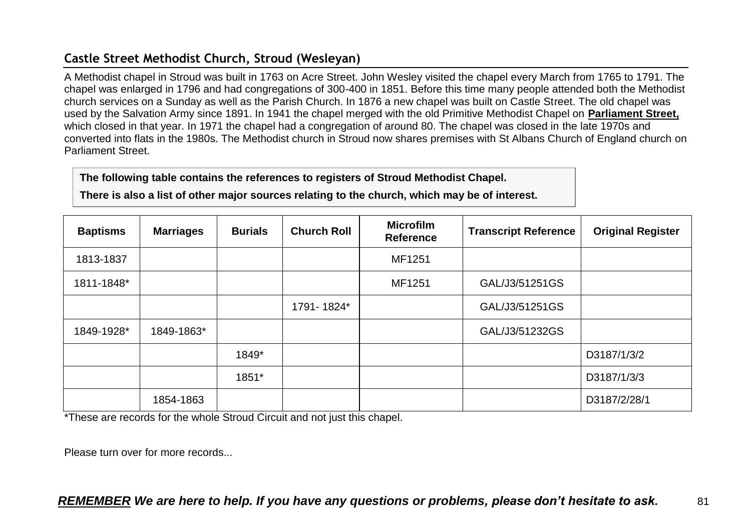## Castle Street Methodist Church, Stroud (Wesleyan)

A Methodist chapel in Stroud was built in 1763 on Acre Street. John Wesley visited the chapel every March from 1765 to 1791. The chapel was enlarged in 1796 and had congregations of 300-400 in 1851. Before this time many people attended both the Methodist church services on a Sunday as well as the Parish Church. In 1876 a new chapel was built on Castle Street. The old chapel was used by the Salvation Army since 1891. In 1941 the chapel merged with the old Primitive Methodist Chapel on **Parliament Street,** which closed in that year. In 1971 the chapel had a congregation of around 80. The chapel was closed in the late 1970s and converted into flats in the 1980s. The Methodist church in Stroud now shares premises with St Albans Church of England church on Parliament Street.

**The following table contains the references to registers of Stroud Methodist Chapel.**

**There is also a list of other major sources relating to the church, which may be of interest.**

| Baptisms | Marriages | Burials | Church Roll | Microfilm Reference | Transcript Reference | Original Register |
|---|---|---|---|---|---|---|
| 1813-1837 | | | | MF1251 | | |
| 1811-1848* | | | | MF1251 | GAL/J3/51251GS | |
| | | | 1791- 1824* | | GAL/J3/51251GS | |
| 1849-1928* | 1849-1863* | | | | GAL/J3/51232GS | |
| | | 1849* | | | | D3187/1/3/2 |
| | | 1851* | | | | D3187/1/3/3 |
| | 1854-1863 | | | | | D3187/2/28/1 |

*These are records for the whole Stroud Circuit and not just this chapel.

Please turn over for more records...

***REMEMBER** We are here to help. If you have any questions or problems, please don't hesitate to ask.*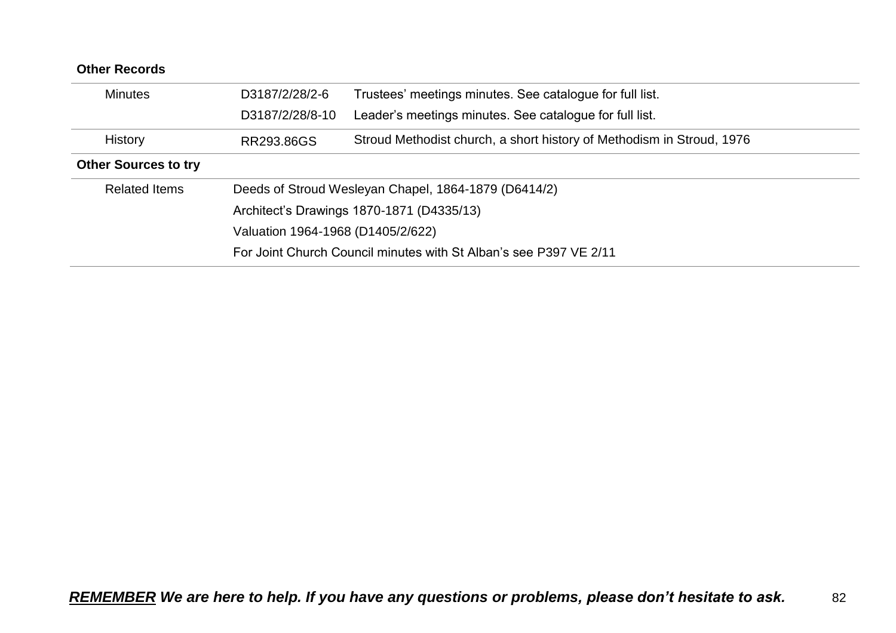**Other Records**

| | | |
|---|---|---|
| Minutes | D3187/2/28/2-6 | Trustees' meetings minutes. See catalogue for full list. |
| | D3187/2/28/8-10 | Leader's meetings minutes. See catalogue for full list. |
| History | RR293.86GS | Stroud Methodist church, a short history of Methodism in Stroud, 1976 |

**Other Sources to try**

| | |
|---|---|
| Related Items | Deeds of Stroud Wesleyan Chapel, 1864-1879 (D6414/2) |
| | Architect's Drawings 1870-1871 (D4335/13) |
| | Valuation 1964-1968 (D1405/2/622) |
| | For Joint Church Council minutes with St Alban's see P397 VE 2/11 |

***<u>REMEMBER</u> We are here to help. If you have any questions or problems, please don't hesitate to ask.***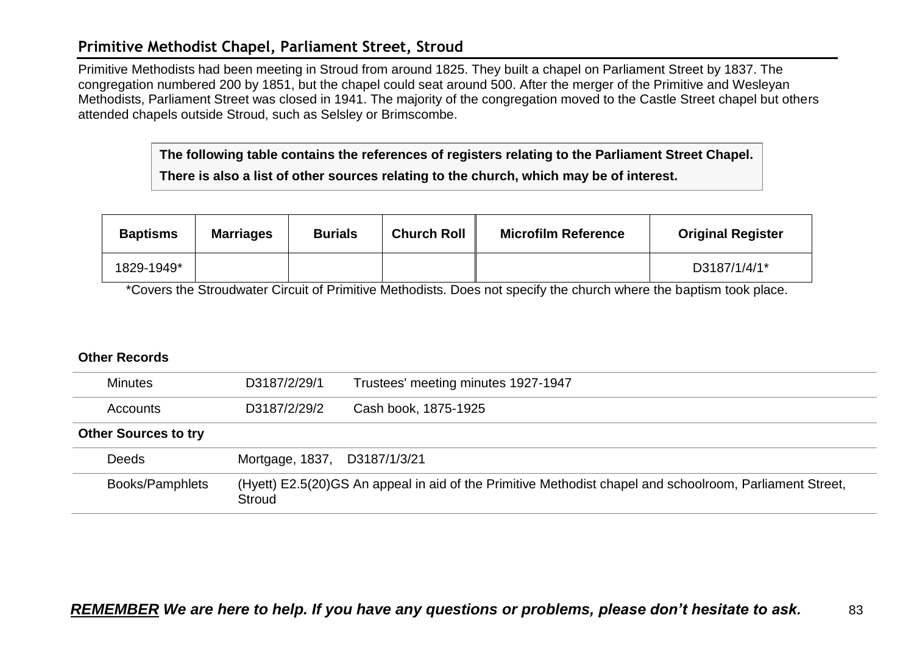## Primitive Methodist Chapel, Parliament Street, Stroud

Primitive Methodists had been meeting in Stroud from around 1825. They built a chapel on Parliament Street by 1837. The congregation numbered 200 by 1851, but the chapel could seat around 500. After the merger of the Primitive and Wesleyan Methodists, Parliament Street was closed in 1941. The majority of the congregation moved to the Castle Street chapel but others attended chapels outside Stroud, such as Selsley or Brimscombe.

**The following table contains the references of registers relating to the Parliament Street Chapel.**

**There is also a list of other sources relating to the church, which may be of interest.**

| Baptisms | Marriages | Burials | Church Roll | Microfilm Reference | Original Register |
|---|---|---|---|---|---|
| 1829-1949* | | | | | D3187/1/4/1* |

*Covers the Stroudwater Circuit of Primitive Methodists. Does not specify the church where the baptism took place.

**Other Records**

| | | |
|---|---|---|
| Minutes | D3187/2/29/1 | Trustees' meeting minutes 1927-1947 |
| Accounts | D3187/2/29/2 | Cash book, 1875-1925 |
| **Other Sources to try** | | |
| Deeds | Mortgage, 1837, D3187/1/3/21 | |
| Books/Pamphlets | (Hyett) E2.5(20)GS An appeal in aid of the Primitive Methodist chapel and schoolroom, Parliament Street, Stroud | |

***REMEMBER** We are here to help. If you have any questions or problems, please don't hesitate to ask.*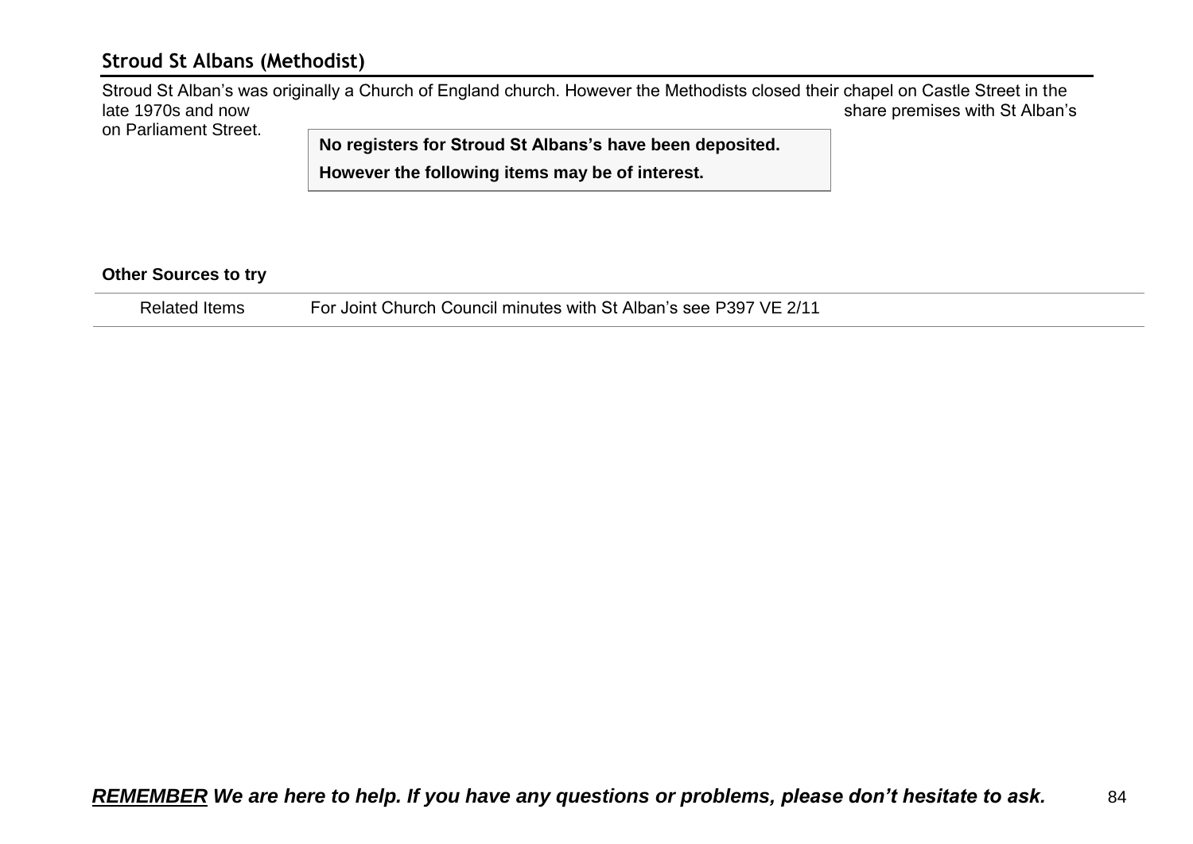## Stroud St Albans (Methodist)

Stroud St Alban's was originally a Church of England church. However the Methodists closed their chapel on Castle Street in the late 1970s and now share premises with St Alban's on Parliament Street.

**No registers for Stroud St Albans's have been deposited.**

**However the following items may be of interest.**

**Other Sources to try**

| | |
|---|---|
| Related Items | For Joint Church Council minutes with St Alban's see P397 VE 2/11 |

***REMEMBER* We are here to help. If you have any questions or problems, please don't hesitate to ask.**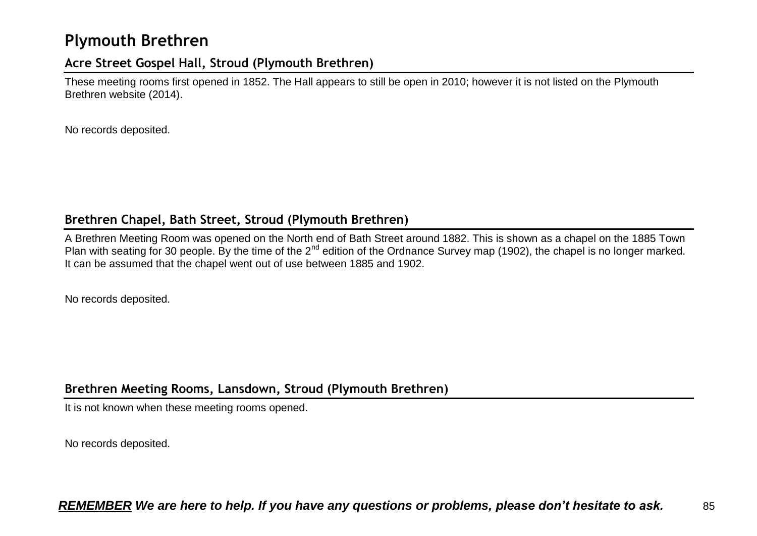# Plymouth Brethren

## Acre Street Gospel Hall, Stroud (Plymouth Brethren)

These meeting rooms first opened in 1852. The Hall appears to still be open in 2010; however it is not listed on the Plymouth Brethren website (2014).

No records deposited.

## Brethren Chapel, Bath Street, Stroud (Plymouth Brethren)

A Brethren Meeting Room was opened on the North end of Bath Street around 1882. This is shown as a chapel on the 1885 Town Plan with seating for 30 people. By the time of the 2nd edition of the Ordnance Survey map (1902), the chapel is no longer marked. It can be assumed that the chapel went out of use between 1885 and 1902.

No records deposited.

## Brethren Meeting Rooms, Lansdown, Stroud (Plymouth Brethren)

It is not known when these meeting rooms opened.

No records deposited.

***REMEMBER** We are here to help. If you have any questions or problems, please don't hesitate to ask.*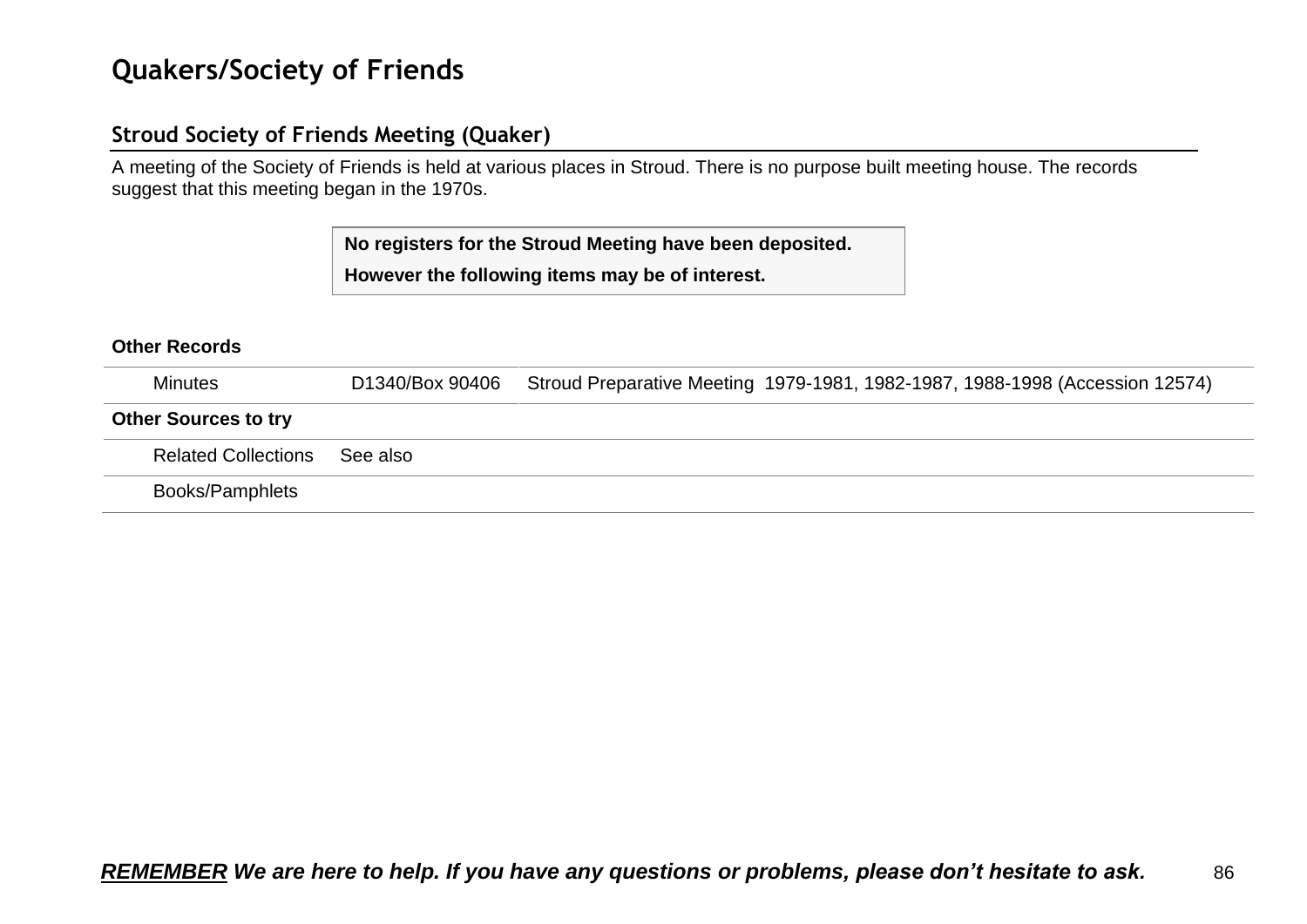# Quakers/Society of Friends

## Stroud Society of Friends Meeting (Quaker)

A meeting of the Society of Friends is held at various places in Stroud. There is no purpose built meeting house. The records suggest that this meeting began in the 1970s.

**No registers for the Stroud Meeting have been deposited.**

**However the following items may be of interest.**

| **Other Records** | | |
|---|---|---|
| Minutes | D1340/Box 90406 | Stroud Preparative Meeting 1979-1981, 1982-1987, 1988-1998 (Accession 12574) |
| **Other Sources to try** | | |
| Related Collections | See also | |
| Books/Pamphlets | | |

***REMEMBER We are here to help. If you have any questions or problems, please don't hesitate to ask.***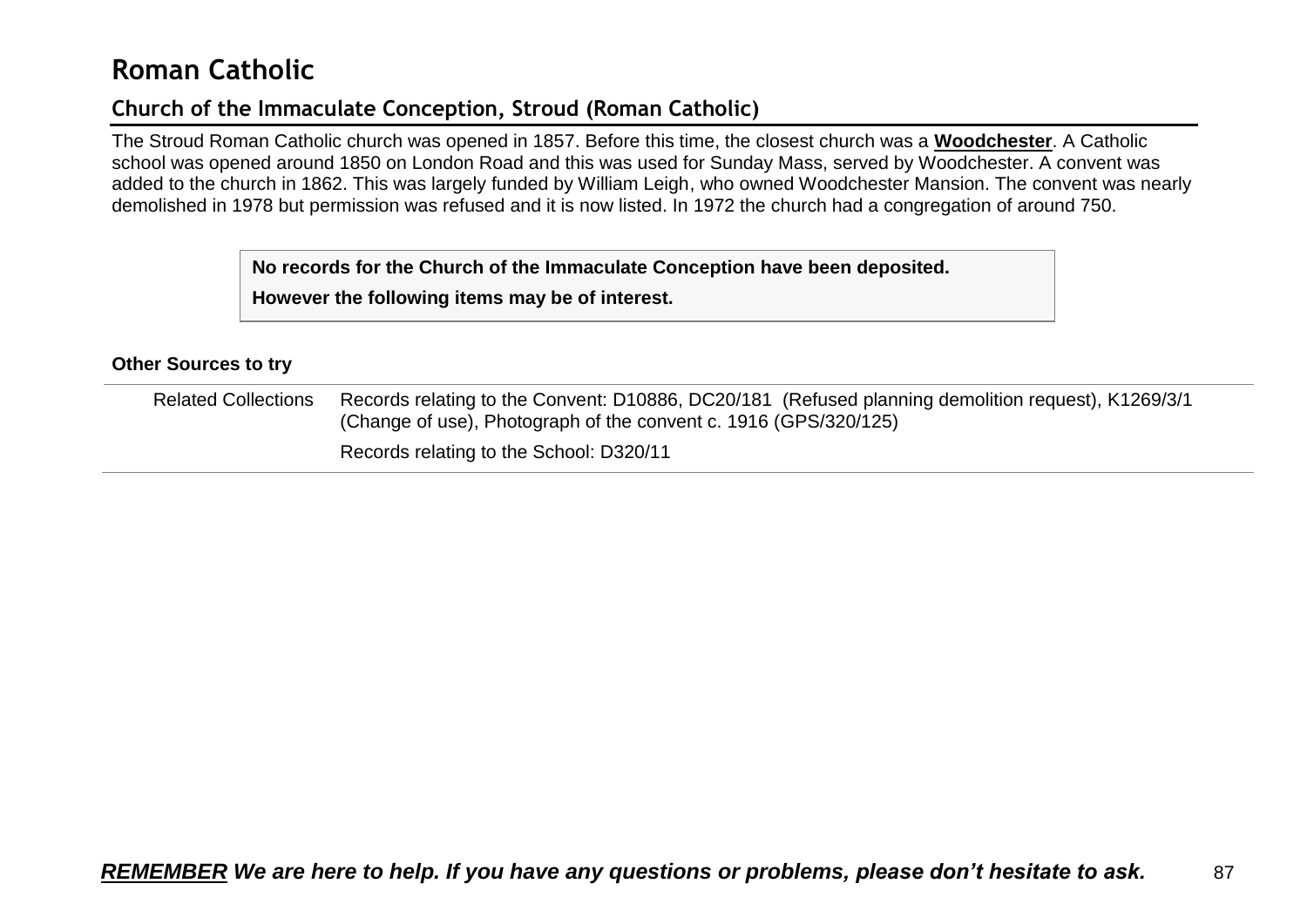# Roman Catholic

## Church of the Immaculate Conception, Stroud (Roman Catholic)

The Stroud Roman Catholic church was opened in 1857. Before this time, the closest church was a **Woodchester**. A Catholic school was opened around 1850 on London Road and this was used for Sunday Mass, served by Woodchester. A convent was added to the church in 1862. This was largely funded by William Leigh, who owned Woodchester Mansion. The convent was nearly demolished in 1978 but permission was refused and it is now listed. In 1972 the church had a congregation of around 750.

**No records for the Church of the Immaculate Conception have been deposited.**

**However the following items may be of interest.**

**Other Sources to try**

| | |
|---|---|
| Related Collections | Records relating to the Convent: D10886, DC20/181 (Refused planning demolition request), K1269/3/1 (Change of use), Photograph of the convent c. 1916 (GPS/320/125) |
| | Records relating to the School: D320/11 |

***REMEMBER We are here to help. If you have any questions or problems, please don't hesitate to ask.***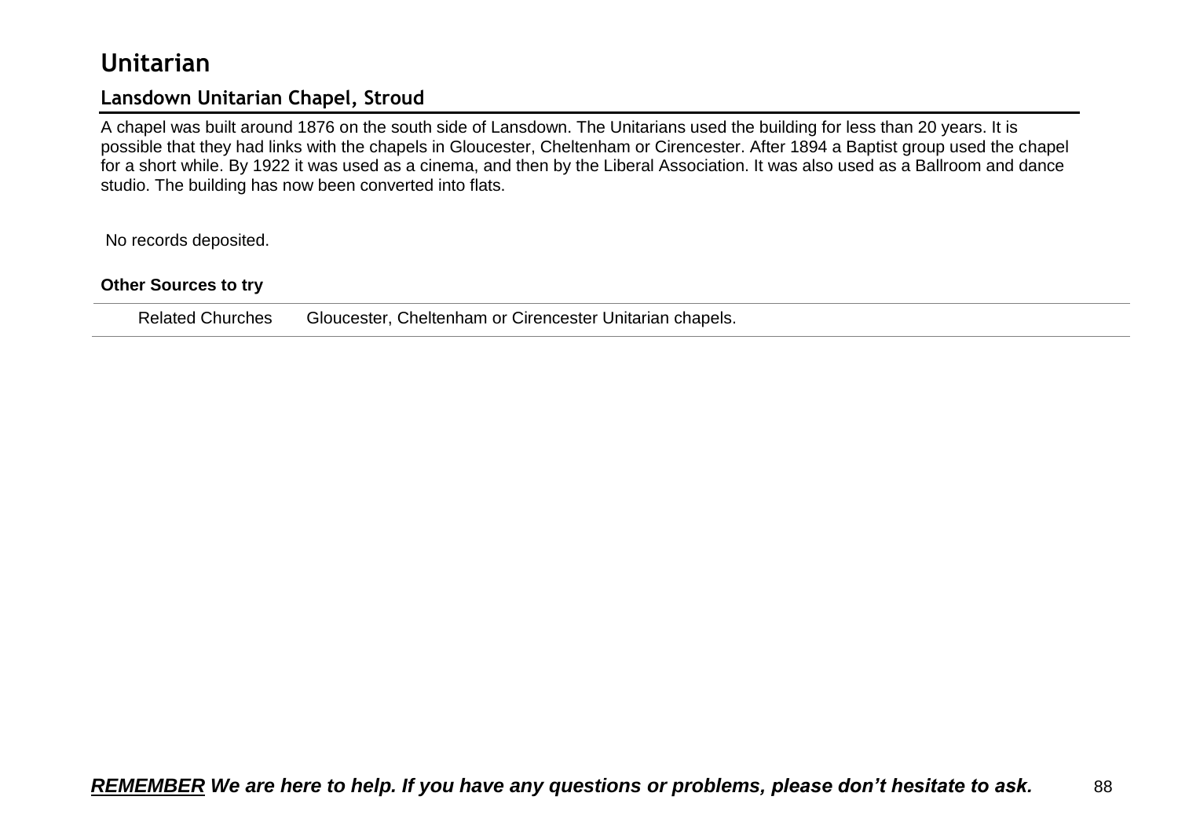# Unitarian

## Lansdown Unitarian Chapel, Stroud

A chapel was built around 1876 on the south side of Lansdown. The Unitarians used the building for less than 20 years. It is possible that they had links with the chapels in Gloucester, Cheltenham or Cirencester. After 1894 a Baptist group used the chapel for a short while. By 1922 it was used as a cinema, and then by the Liberal Association. It was also used as a Ballroom and dance studio. The building has now been converted into flats.

No records deposited.

**Other Sources to try**

| | |
|---|---|
| Related Churches | Gloucester, Cheltenham or Cirencester Unitarian chapels. |

***REMEMBER We are here to help. If you have any questions or problems, please don't hesitate to ask.***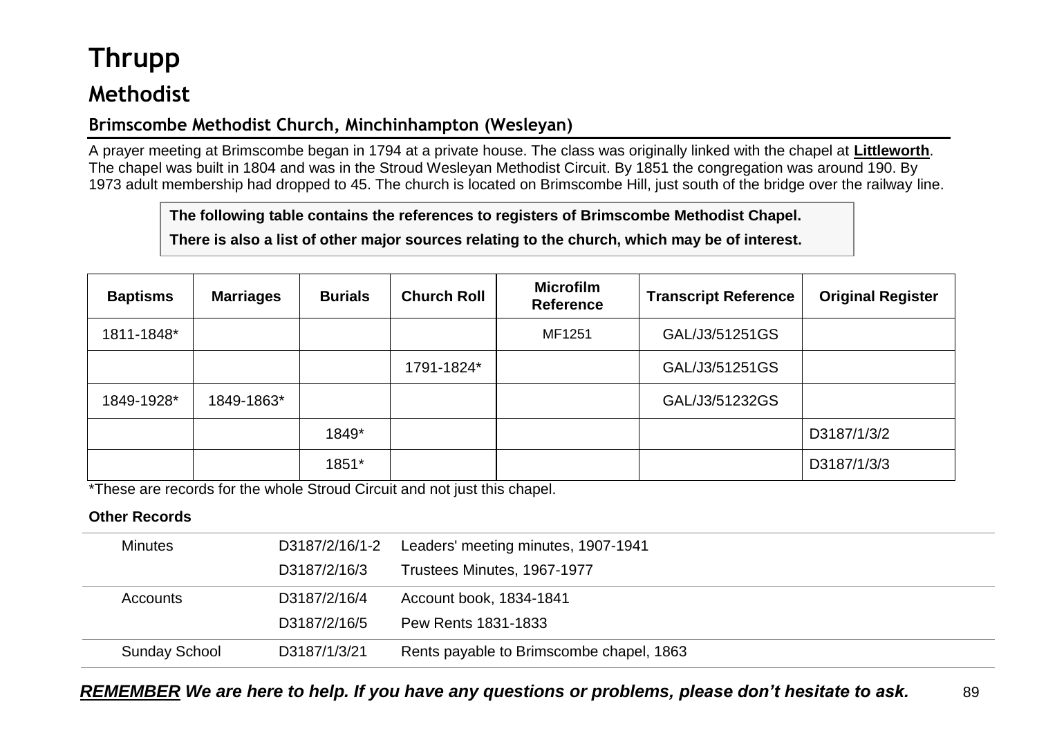# Thrupp

## Methodist

### Brimscombe Methodist Church, Minchinhampton (Wesleyan)

A prayer meeting at Brimscombe began in 1794 at a private house. The class was originally linked with the chapel at **Littleworth**. The chapel was built in 1804 and was in the Stroud Wesleyan Methodist Circuit. By 1851 the congregation was around 190. By 1973 adult membership had dropped to 45. The church is located on Brimscombe Hill, just south of the bridge over the railway line.

**The following table contains the references to registers of Brimscombe Methodist Chapel.**

**There is also a list of other major sources relating to the church, which may be of interest.**

| Baptisms | Marriages | Burials | Church Roll | Microfilm Reference | Transcript Reference | Original Register |
|---|---|---|---|---|---|---|
| 1811-1848* | | | | MF1251 | GAL/J3/51251GS | |
| | | | 1791-1824* | | GAL/J3/51251GS | |
| 1849-1928* | 1849-1863* | | | | GAL/J3/51232GS | |
| | | 1849* | | | | D3187/1/3/2 |
| | | 1851* | | | | D3187/1/3/3 |

*These are records for the whole Stroud Circuit and not just this chapel.

**Other Records**

| | | |
|---|---|---|
| Minutes | D3187/2/16/1-2 | Leaders' meeting minutes, 1907-1941 |
| | D3187/2/16/3 | Trustees Minutes, 1967-1977 |
| Accounts | D3187/2/16/4 | Account book, 1834-1841 |
| | D3187/2/16/5 | Pew Rents 1831-1833 |
| Sunday School | D3187/1/3/21 | Rents payable to Brimscombe chapel, 1863 |

***REMEMBER We are here to help. If you have any questions or problems, please don't hesitate to ask.***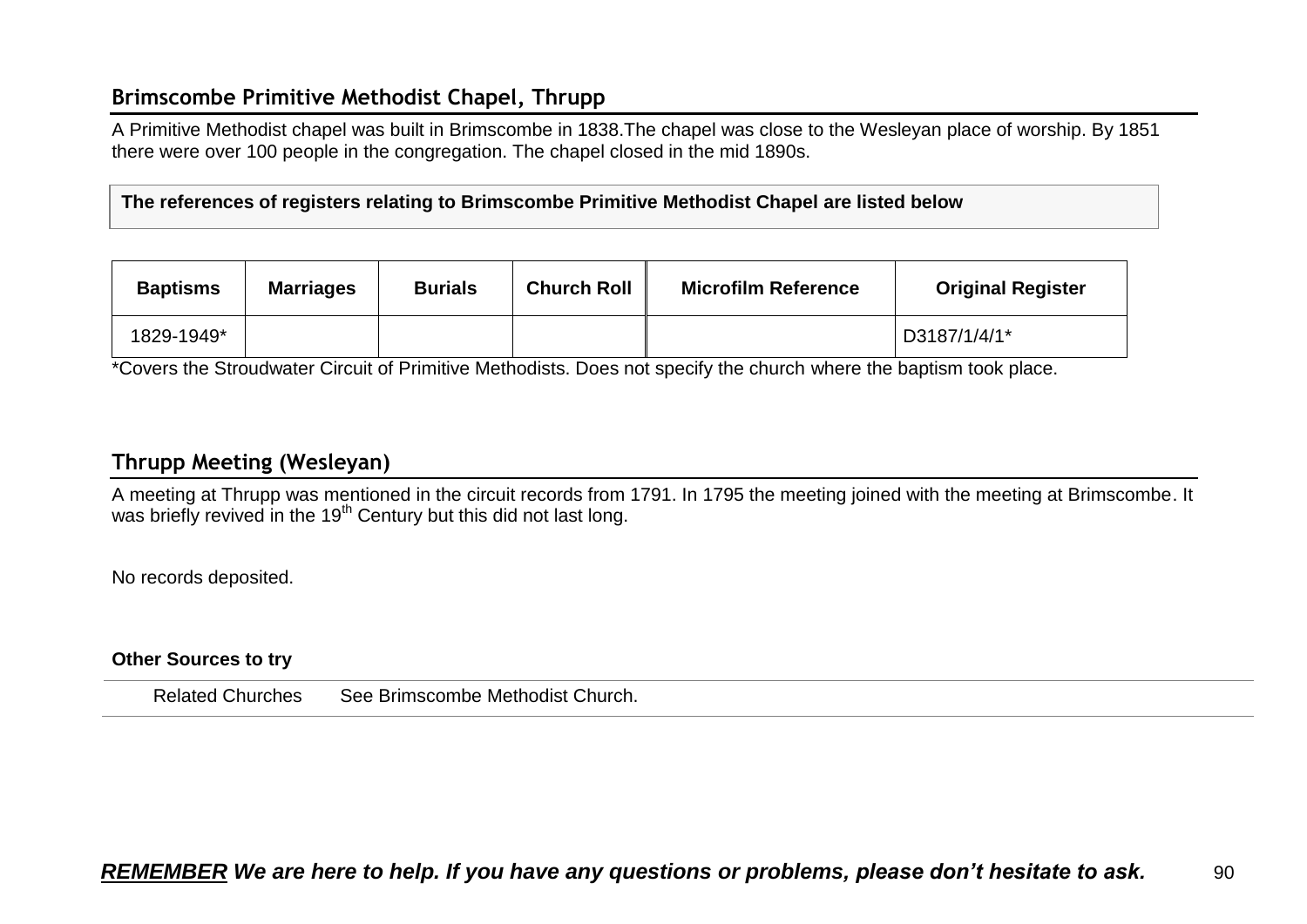## Brimscombe Primitive Methodist Chapel, Thrupp

A Primitive Methodist chapel was built in Brimscombe in 1838.The chapel was close to the Wesleyan place of worship. By 1851 there were over 100 people in the congregation. The chapel closed in the mid 1890s.

**The references of registers relating to Brimscombe Primitive Methodist Chapel are listed below**

| Baptisms | Marriages | Burials | Church Roll | Microfilm Reference | Original Register |
|---|---|---|---|---|---|
| 1829-1949* | | | | | D3187/1/4/1* |

*Covers the Stroudwater Circuit of Primitive Methodists. Does not specify the church where the baptism took place.

## Thrupp Meeting (Wesleyan)

A meeting at Thrupp was mentioned in the circuit records from 1791. In 1795 the meeting joined with the meeting at Brimscombe. It was briefly revived in the 19th Century but this did not last long.

No records deposited.

**Other Sources to try**

| Related Churches | See Brimscombe Methodist Church. |
|---|---|

***REMEMBER** We are here to help. If you have any questions or problems, please don't hesitate to ask.*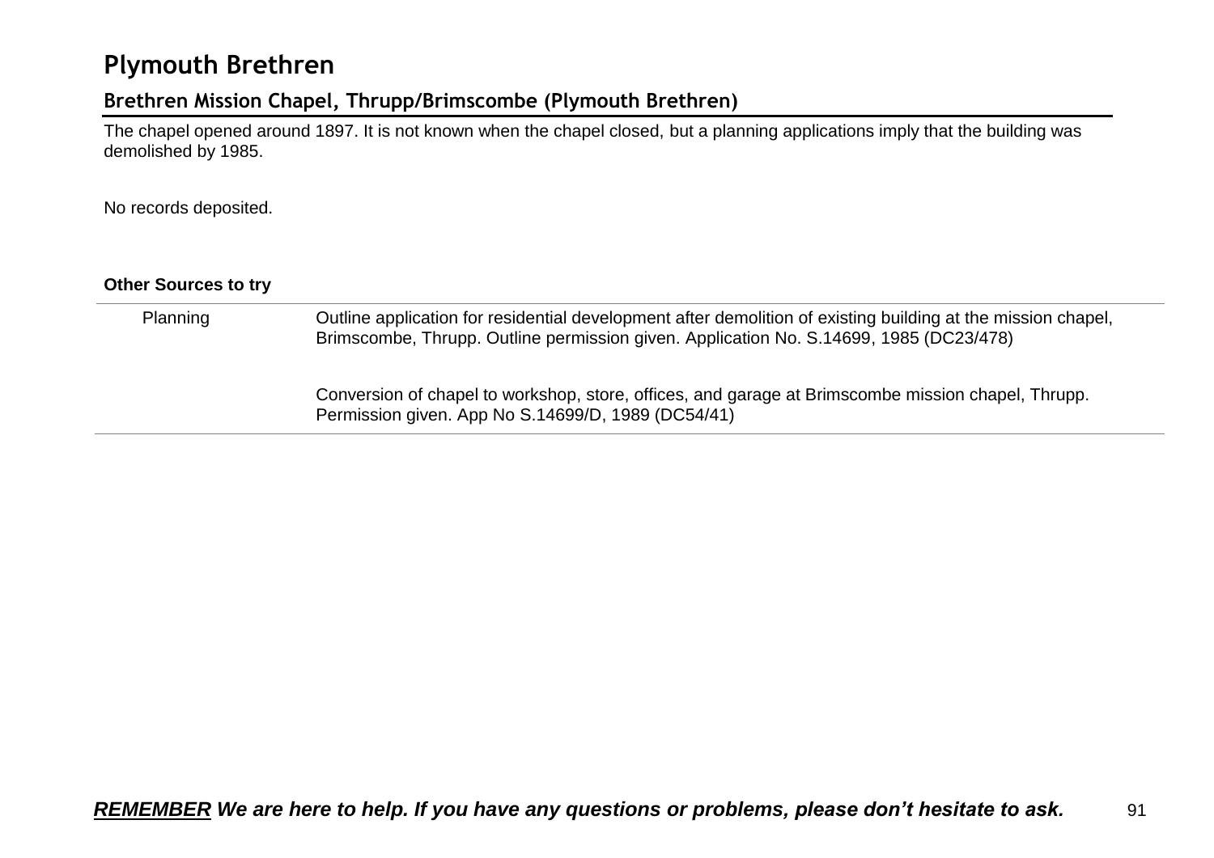# Plymouth Brethren

## Brethren Mission Chapel, Thrupp/Brimscombe (Plymouth Brethren)

The chapel opened around 1897. It is not known when the chapel closed, but a planning applications imply that the building was demolished by 1985.

No records deposited.

**Other Sources to try**

| | |
|---|---|
| Planning | Outline application for residential development after demolition of existing building at the mission chapel, Brimscombe, Thrupp. Outline permission given. Application No. S.14699, 1985 (DC23/478) |
| | Conversion of chapel to workshop, store, offices, and garage at Brimscombe mission chapel, Thrupp. Permission given. App No S.14699/D, 1989 (DC54/41) |

***<u>REMEMBER</u> We are here to help. If you have any questions or problems, please don't hesitate to ask.***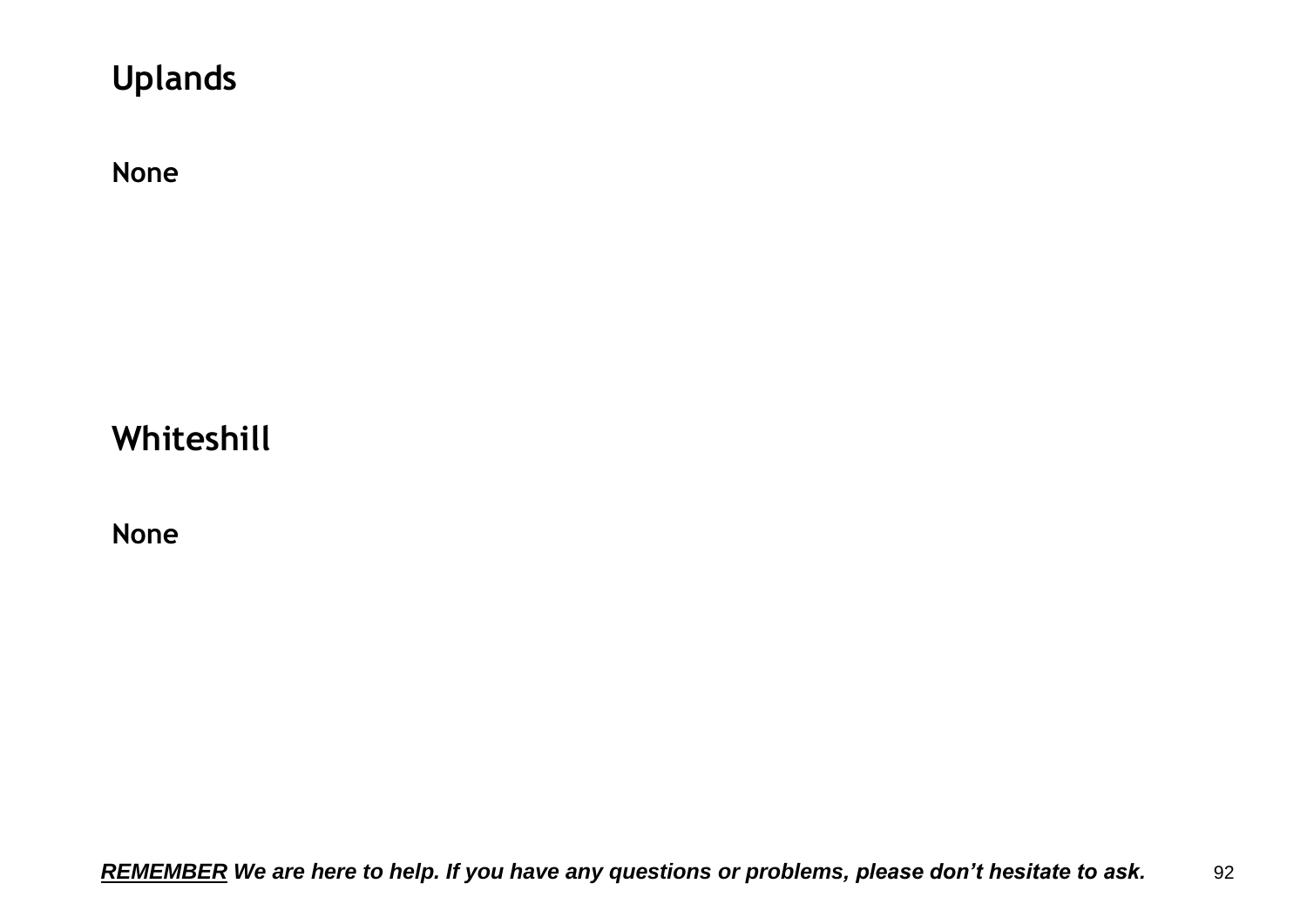## Uplands

**None**

## Whiteshill

**None**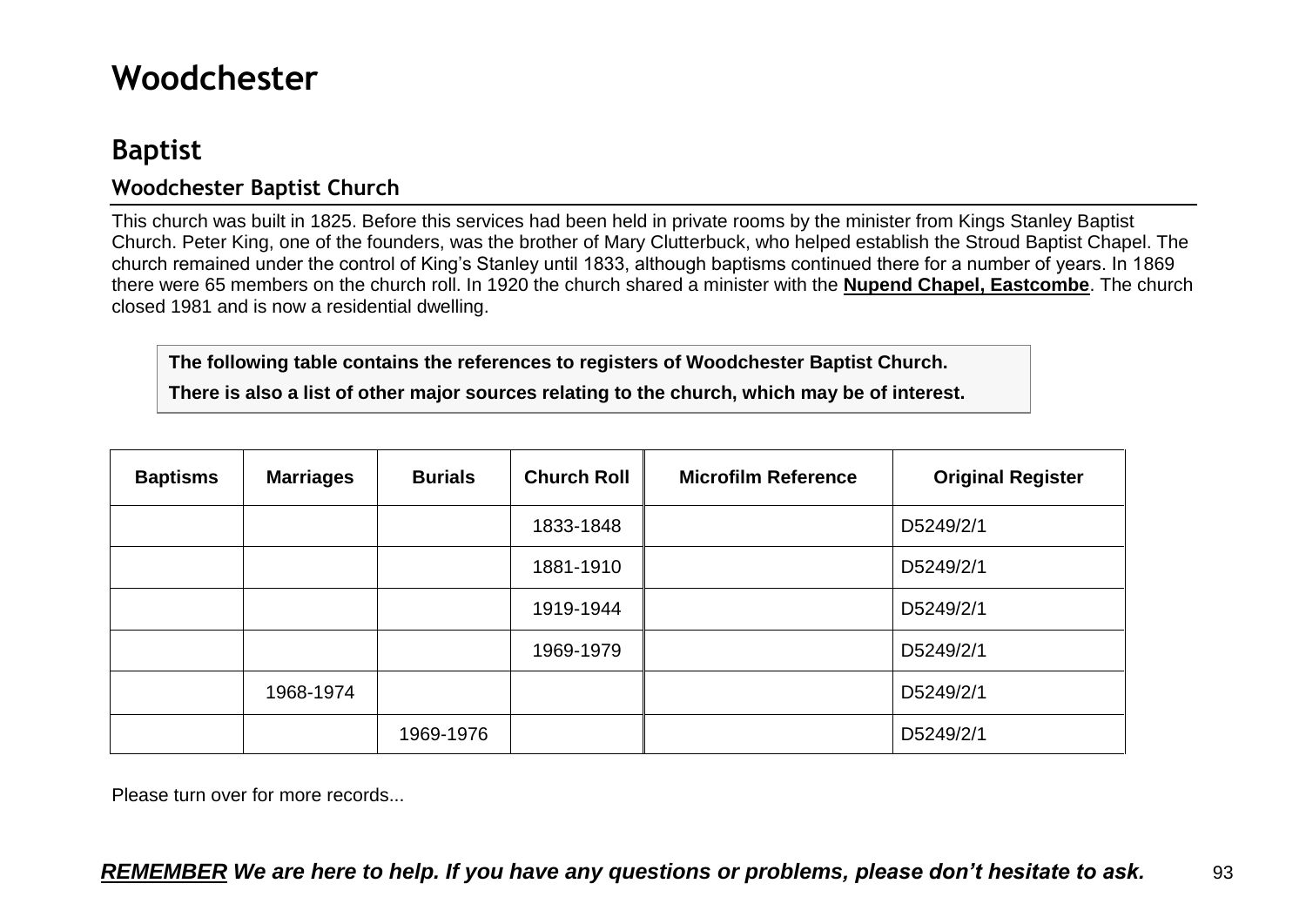# Woodchester

## Baptist

### Woodchester Baptist Church

This church was built in 1825. Before this services had been held in private rooms by the minister from Kings Stanley Baptist Church. Peter King, one of the founders, was the brother of Mary Clutterbuck, who helped establish the Stroud Baptist Chapel. The church remained under the control of King's Stanley until 1833, although baptisms continued there for a number of years. In 1869 there were 65 members on the church roll. In 1920 the church shared a minister with the **Nupend Chapel, Eastcombe**. The church closed 1981 and is now a residential dwelling.

**The following table contains the references to registers of Woodchester Baptist Church.**

**There is also a list of other major sources relating to the church, which may be of interest.**

| Baptisms | Marriages | Burials | Church Roll | Microfilm Reference | Original Register |
|---|---|---|---|---|---|
| | | | 1833-1848 | | D5249/2/1 |
| | | | 1881-1910 | | D5249/2/1 |
| | | | 1919-1944 | | D5249/2/1 |
| | | | 1969-1979 | | D5249/2/1 |
| | 1968-1974 | | | | D5249/2/1 |
| | | 1969-1976 | | | D5249/2/1 |

Please turn over for more records...

***REMEMBER** We are here to help. If you have any questions or problems, please don't hesitate to ask.*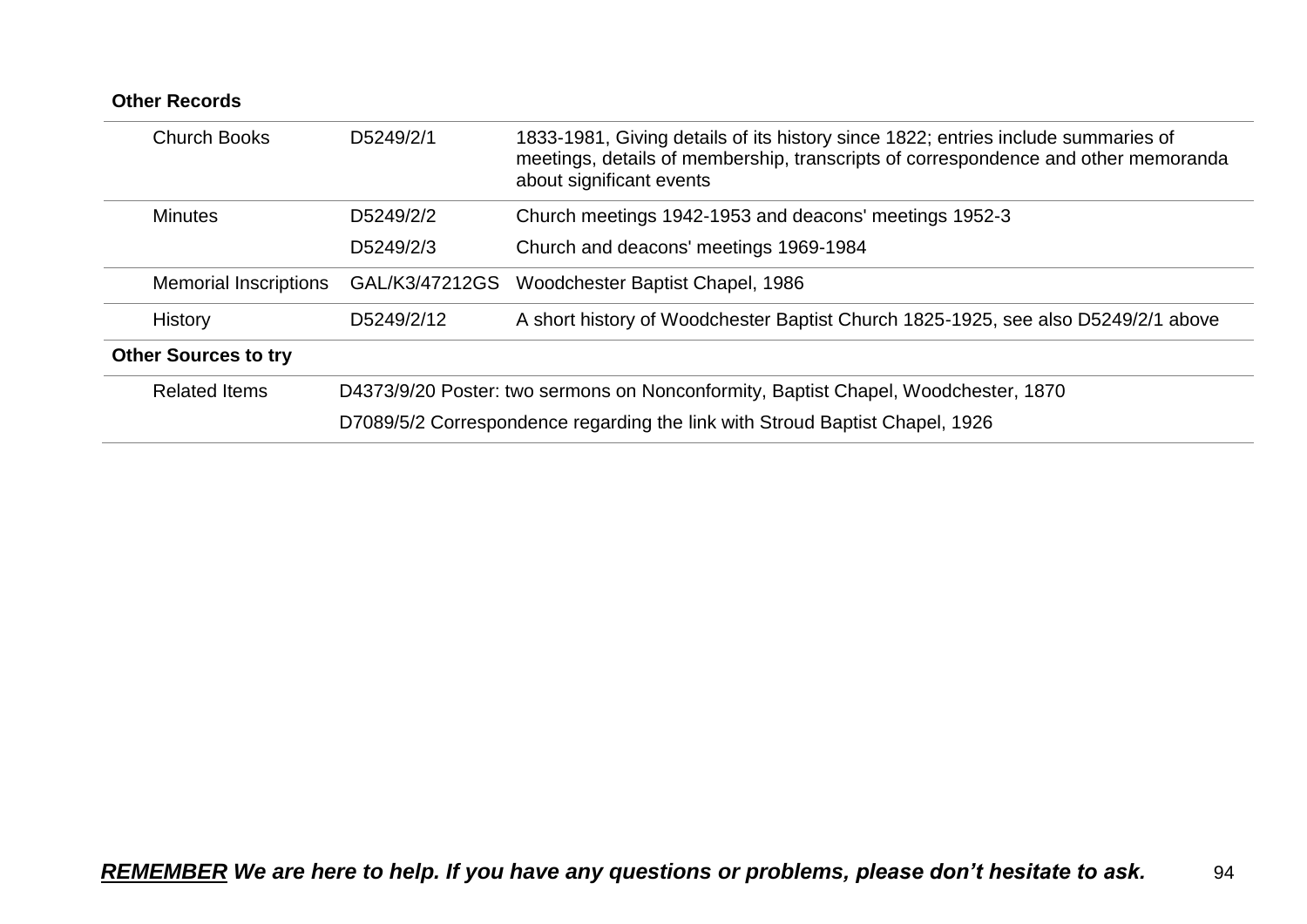**Other Records**

| | | |
|---|---|---|
| Church Books | D5249/2/1 | 1833-1981, Giving details of its history since 1822; entries include summaries of meetings, details of membership, transcripts of correspondence and other memoranda about significant events |
| Minutes | D5249/2/2 | Church meetings 1942-1953 and deacons' meetings 1952-3 |
| | D5249/2/3 | Church and deacons' meetings 1969-1984 |
| Memorial Inscriptions | GAL/K3/47212GS | Woodchester Baptist Chapel, 1986 |
| History | D5249/2/12 | A short history of Woodchester Baptist Church 1825-1925, see also D5249/2/1 above |

**Other Sources to try**

| | |
|---|---|
| Related Items | D4373/9/20 Poster: two sermons on Nonconformity, Baptist Chapel, Woodchester, 1870 |
| | D7089/5/2 Correspondence regarding the link with Stroud Baptist Chapel, 1926 |

***REMEMBER We are here to help. If you have any questions or problems, please don't hesitate to ask.***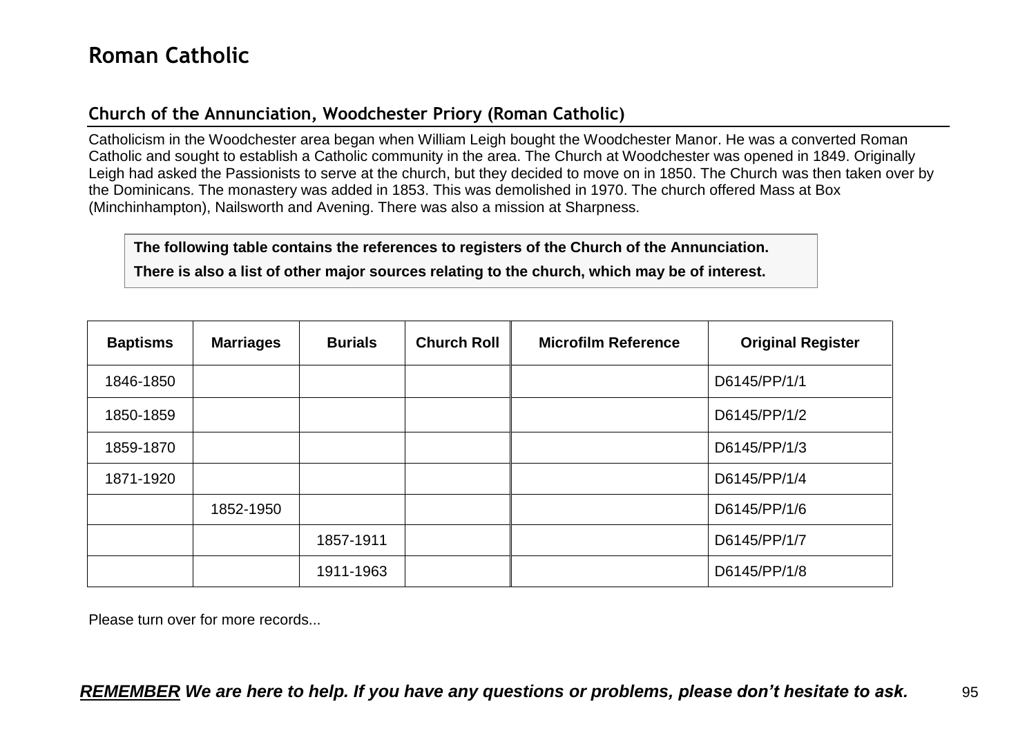# Roman Catholic

## Church of the Annunciation, Woodchester Priory (Roman Catholic)

Catholicism in the Woodchester area began when William Leigh bought the Woodchester Manor. He was a converted Roman Catholic and sought to establish a Catholic community in the area. The Church at Woodchester was opened in 1849. Originally Leigh had asked the Passionists to serve at the church, but they decided to move on in 1850. The Church was then taken over by the Dominicans. The monastery was added in 1853. This was demolished in 1970. The church offered Mass at Box (Minchinhampton), Nailsworth and Avening. There was also a mission at Sharpness.

**The following table contains the references to registers of the Church of the Annunciation.**

**There is also a list of other major sources relating to the church, which may be of interest.**

| Baptisms | Marriages | Burials | Church Roll | Microfilm Reference | Original Register |
|---|---|---|---|---|---|
| 1846-1850 | | | | | D6145/PP/1/1 |
| 1850-1859 | | | | | D6145/PP/1/2 |
| 1859-1870 | | | | | D6145/PP/1/3 |
| 1871-1920 | | | | | D6145/PP/1/4 |
| | 1852-1950 | | | | D6145/PP/1/6 |
| | | 1857-1911 | | | D6145/PP/1/7 |
| | | 1911-1963 | | | D6145/PP/1/8 |

Please turn over for more records...

***REMEMBER We are here to help. If you have any questions or problems, please don't hesitate to ask.***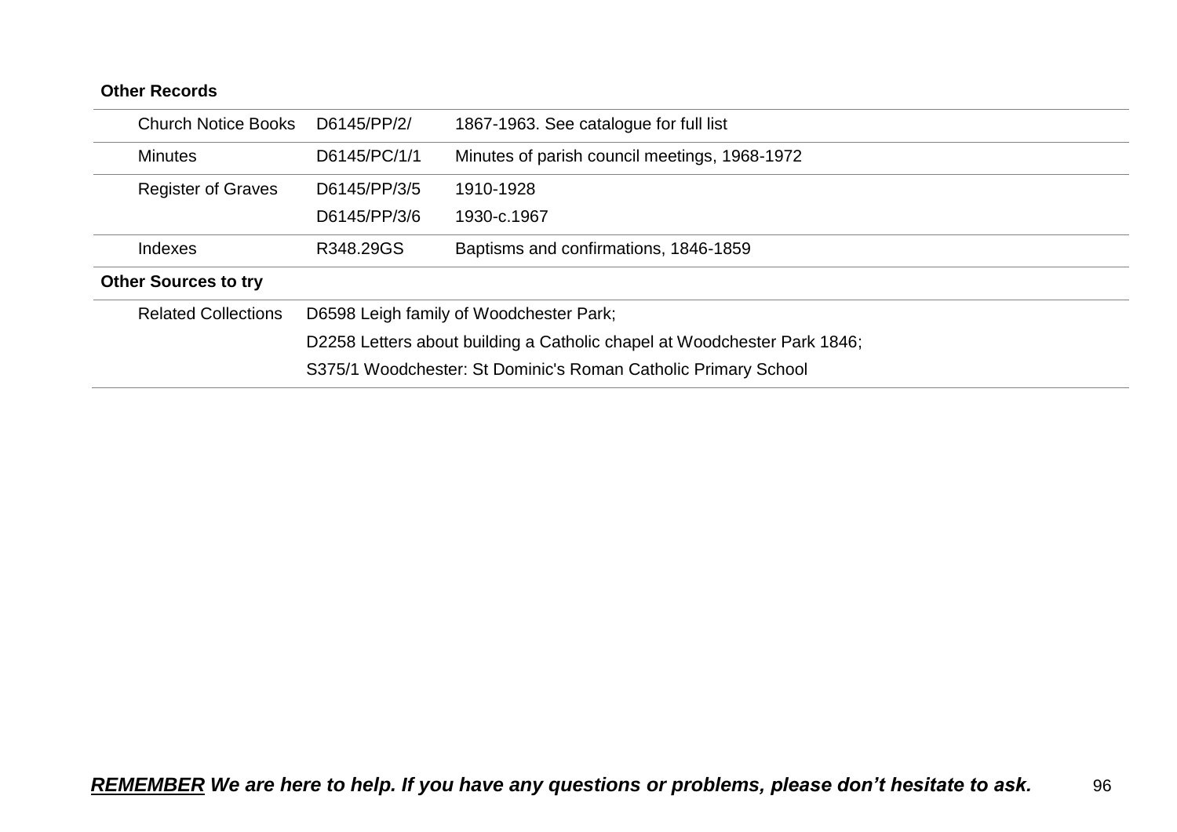**Other Records**

| | | |
|---|---|---|
| Church Notice Books | D6145/PP/2/ | 1867-1963. See catalogue for full list |
| Minutes | D6145/PC/1/1 | Minutes of parish council meetings, 1968-1972 |
| Register of Graves | D6145/PP/3/5 | 1910-1928 |
| | D6145/PP/3/6 | 1930-c.1967 |
| Indexes | R348.29GS | Baptisms and confirmations, 1846-1859 |

**Other Sources to try**

| | |
|---|---|
| Related Collections | D6598 Leigh family of Woodchester Park; |
| | D2258 Letters about building a Catholic chapel at Woodchester Park 1846; |
| | S375/1 Woodchester: St Dominic's Roman Catholic Primary School |

***REMEMBER* We are here to help. If you have any questions or problems, please don't hesitate to ask.**